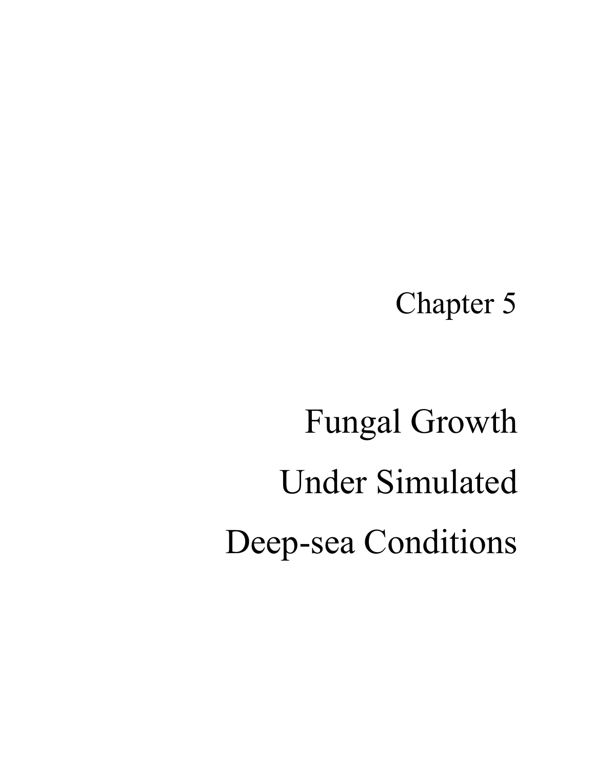# Chapter 5

# Fungal Growth Under Simulated Deep-sea Conditions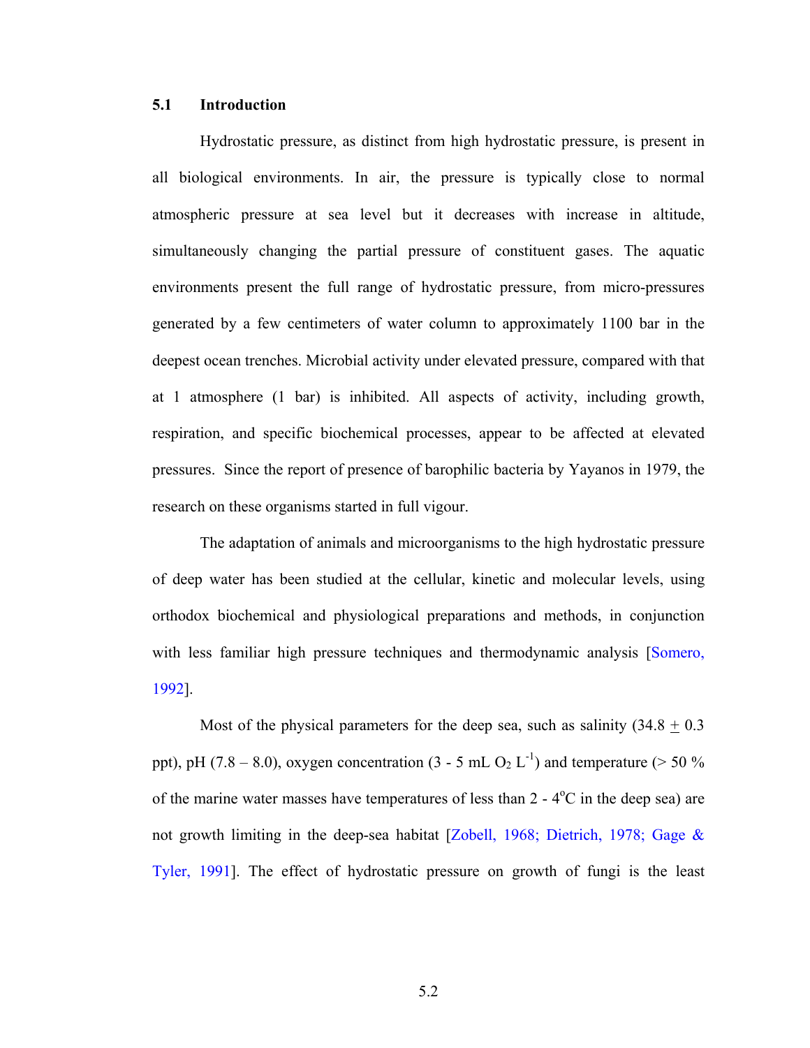## 5.1 Introduction

Hydrostatic pressure, as distinct from high hydrostatic pressure, is present in all biological environments. In air, the pressure is typically close to normal atmospheric pressure at sea level but it decreases with increase in altitude, simultaneously changing the partial pressure of constituent gases. The aquatic environments present the full range of hydrostatic pressure, from micro-pressures generated by a few centimeters of water column to approximately 1100 bar in the deepest ocean trenches. Microbial activity under elevated pressure, compared with that at 1 atmosphere (1 bar) is inhibited. All aspects of activity, including growth, respiration, and specific biochemical processes, appear to be affected at elevated pressures. Since the report of presence of barophilic bacteria by Yayanos in 1979, the research on these organisms started in full vigour.

The adaptation of animals and microorganisms to the high hydrostatic pressure of deep water has been studied at the cellular, kinetic and molecular levels, using orthodox biochemical and physiological preparations and methods, in conjunction with less familiar high pressure techniques and thermodynamic analysis [Somero, 1992].

Most of the physical parameters for the deep sea, such as salinity (34.8 $\pm$ 0.3 ppt), pH (7.8 – 8.0), oxygen concentration (3 - 5 mL $O_2$ $L^{-1}$) and temperature (> 50 % of the marine water masses have temperatures of less than 2 - 4$^{o}$C in the deep sea) are not growth limiting in the deep-sea habitat [Zobell, 1968; Dietrich, 1978; Gage & Tyler, 1991]. The effect of hydrostatic pressure on growth of fungi is the least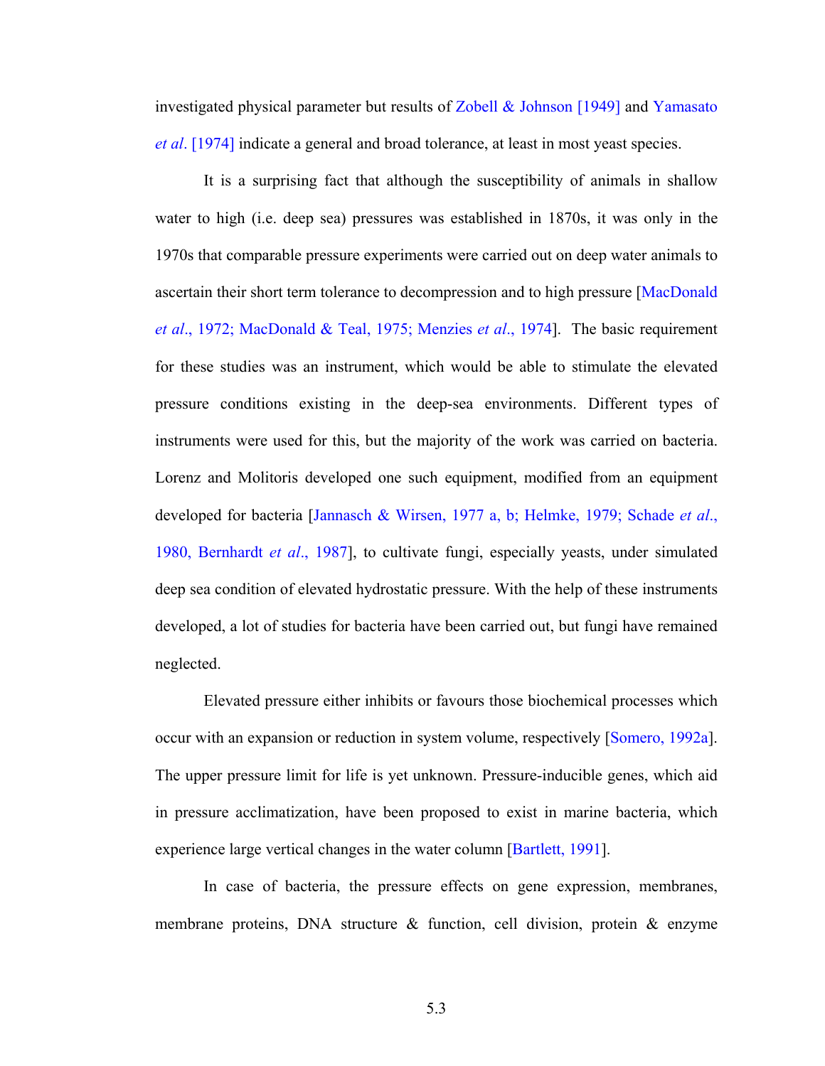investigated physical parameter but results of Zobell & Johnson [1949] and Yamasato *et al*. [1974] indicate a general and broad tolerance, at least in most yeast species.

It is a surprising fact that although the susceptibility of animals in shallow water to high (i.e. deep sea) pressures was established in 1870s, it was only in the 1970s that comparable pressure experiments were carried out on deep water animals to ascertain their short term tolerance to decompression and to high pressure [MacDonald *et al*., 1972; MacDonald & Teal, 1975; Menzies *et al*., 1974]. The basic requirement for these studies was an instrument, which would be able to stimulate the elevated pressure conditions existing in the deep-sea environments. Different types of instruments were used for this, but the majority of the work was carried on bacteria. Lorenz and Molitoris developed one such equipment, modified from an equipment developed for bacteria [Jannasch & Wirsen, 1977 a, b; Helmke, 1979; Schade *et al*., 1980, Bernhardt *et al*., 1987], to cultivate fungi, especially yeasts, under simulated deep sea condition of elevated hydrostatic pressure. With the help of these instruments developed, a lot of studies for bacteria have been carried out, but fungi have remained neglected.

Elevated pressure either inhibits or favours those biochemical processes which occur with an expansion or reduction in system volume, respectively [Somero, 1992a]. The upper pressure limit for life is yet unknown. Pressure-inducible genes, which aid in pressure acclimatization, have been proposed to exist in marine bacteria, which experience large vertical changes in the water column [Bartlett, 1991].

In case of bacteria, the pressure effects on gene expression, membranes, membrane proteins, DNA structure & function, cell division, protein & enzyme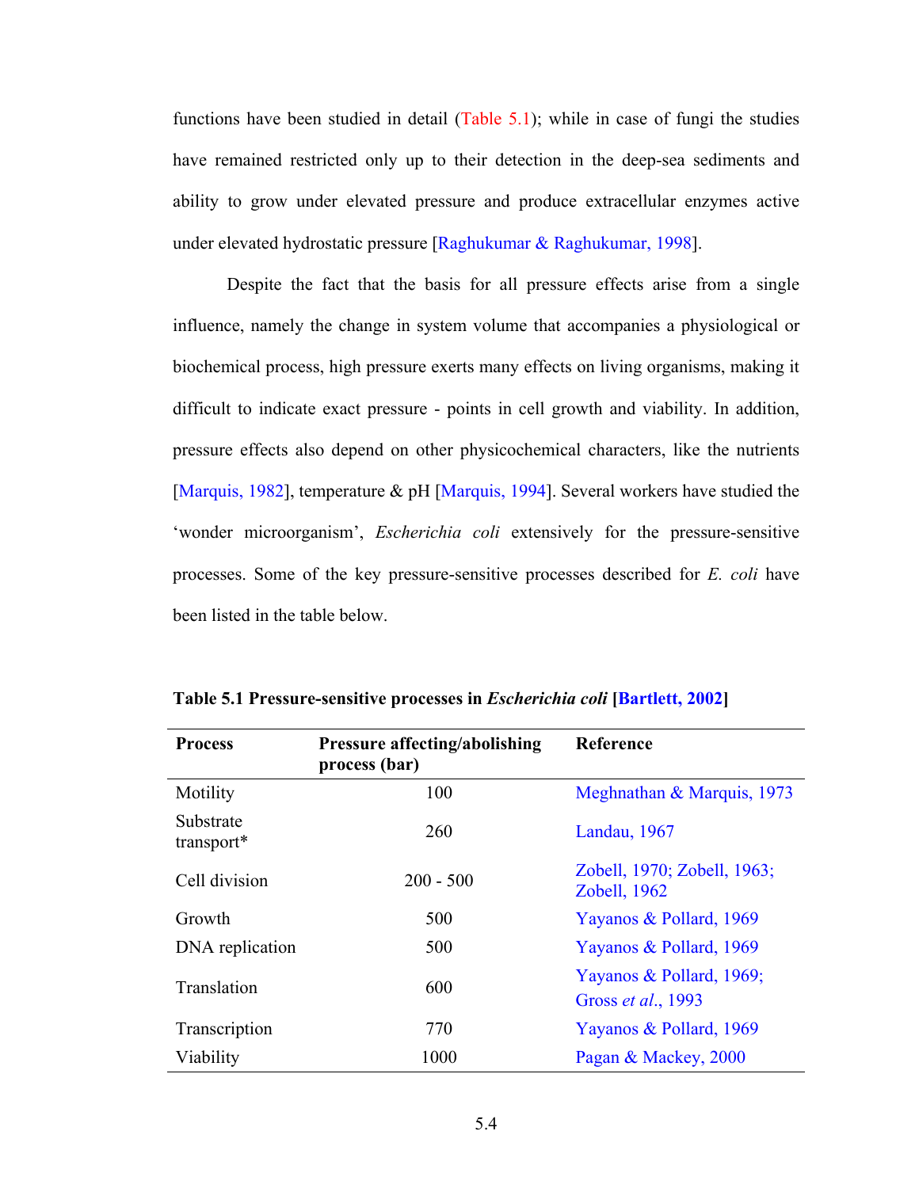functions have been studied in detail (Table 5.1); while in case of fungi the studies have remained restricted only up to their detection in the deep-sea sediments and ability to grow under elevated pressure and produce extracellular enzymes active under elevated hydrostatic pressure [Raghukumar & Raghukumar, 1998].

Despite the fact that the basis for all pressure effects arise from a single influence, namely the change in system volume that accompanies a physiological or biochemical process, high pressure exerts many effects on living organisms, making it difficult to indicate exact pressure - points in cell growth and viability. In addition, pressure effects also depend on other physicochemical characters, like the nutrients [Marquis, 1982], temperature & pH [Marquis, 1994]. Several workers have studied the 'wonder microorganism', *Escherichia coli* extensively for the pressure-sensitive processes. Some of the key pressure-sensitive processes described for *E. coli* have been listed in the table below.

**Table 5.1 Pressure-sensitive processes in *Escherichia coli* [Bartlett, 2002]**

| Process | Pressure affecting/abolishing process (bar) | Reference |
|---|---|---|
| Motility | 100 | Meghnathan & Marquis, 1973 |
| Substrate transport* | 260 | Landau, 1967 |
| Cell division | 200 - 500 | Zobell, 1970; Zobell, 1963; Zobell, 1962 |
| Growth | 500 | Yayanos & Pollard, 1969 |
| DNA replication | 500 | Yayanos & Pollard, 1969 |
| Translation | 600 | Yayanos & Pollard, 1969; Gross *et al*., 1993 |
| Transcription | 770 | Yayanos & Pollard, 1969 |
| Viability | 1000 | Pagan & Mackey, 2000 |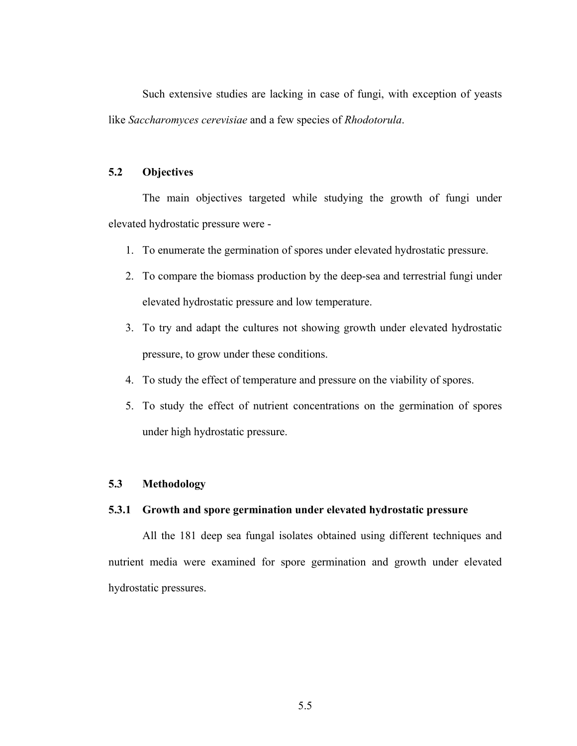Such extensive studies are lacking in case of fungi, with exception of yeasts like *Saccharomyces cerevisiae* and a few species of *Rhodotorula*.

## 5.2 Objectives

The main objectives targeted while studying the growth of fungi under elevated hydrostatic pressure were -

1. To enumerate the germination of spores under elevated hydrostatic pressure.
2. To compare the biomass production by the deep-sea and terrestrial fungi under elevated hydrostatic pressure and low temperature.
3. To try and adapt the cultures not showing growth under elevated hydrostatic pressure, to grow under these conditions.
4. To study the effect of temperature and pressure on the viability of spores.
5. To study the effect of nutrient concentrations on the germination of spores under high hydrostatic pressure.

## 5.3 Methodology

### 5.3.1 Growth and spore germination under elevated hydrostatic pressure

All the 181 deep sea fungal isolates obtained using different techniques and nutrient media were examined for spore germination and growth under elevated hydrostatic pressures.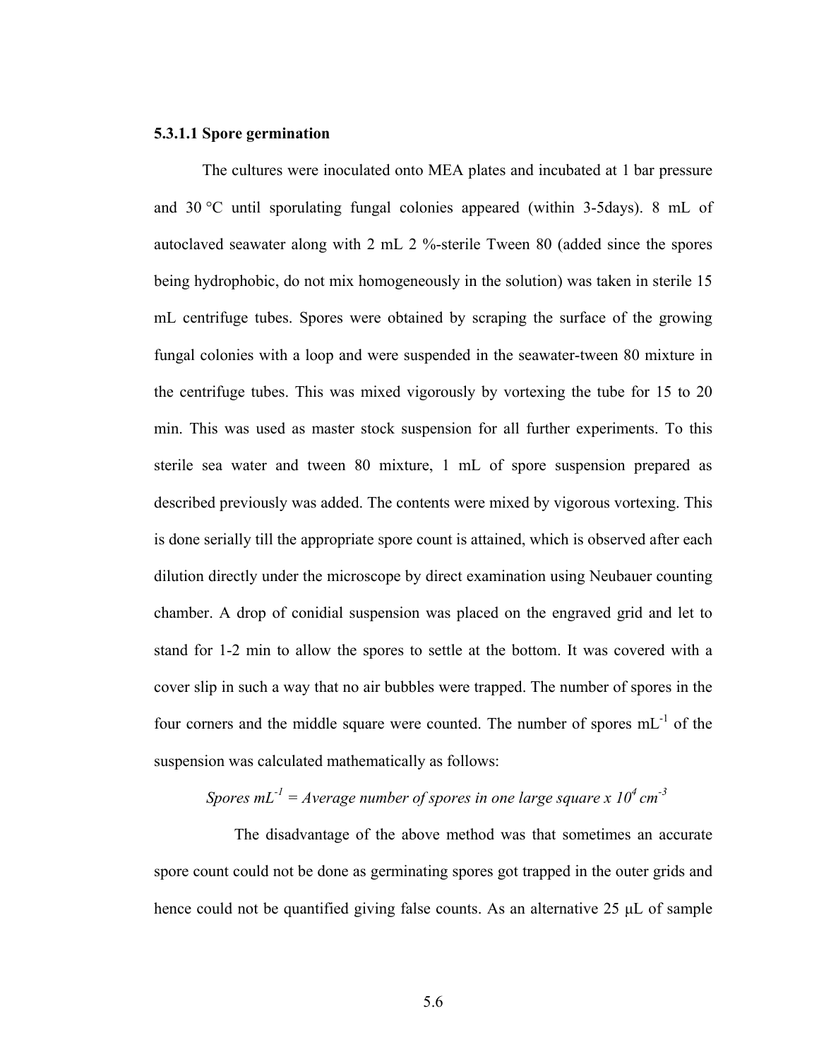#### 5.3.1.1 Spore germination

The cultures were inoculated onto MEA plates and incubated at 1 bar pressure and 30 °C until sporulating fungal colonies appeared (within 3-5days). 8 mL of autoclaved seawater along with 2 mL 2 %-sterile Tween 80 (added since the spores being hydrophobic, do not mix homogeneously in the solution) was taken in sterile 15 mL centrifuge tubes. Spores were obtained by scraping the surface of the growing fungal colonies with a loop and were suspended in the seawater-tween 80 mixture in the centrifuge tubes. This was mixed vigorously by vortexing the tube for 15 to 20 min. This was used as master stock suspension for all further experiments. To this sterile sea water and tween 80 mixture, 1 mL of spore suspension prepared as described previously was added. The contents were mixed by vigorous vortexing. This is done serially till the appropriate spore count is attained, which is observed after each dilution directly under the microscope by direct examination using Neubauer counting chamber. A drop of conidial suspension was placed on the engraved grid and let to stand for 1-2 min to allow the spores to settle at the bottom. It was covered with a cover slip in such a way that no air bubbles were trapped. The number of spores in the four corners and the middle square were counted. The number of spores $mL^{-1}$ of the suspension was calculated mathematically as follows:

$$\textit{Spores } mL^{-1} = \textit{Average number of spores in one large square} \times 10^{4}\ cm^{-3}$$

The disadvantage of the above method was that sometimes an accurate spore count could not be done as germinating spores got trapped in the outer grids and hence could not be quantified giving false counts. As an alternative 25 μL of sample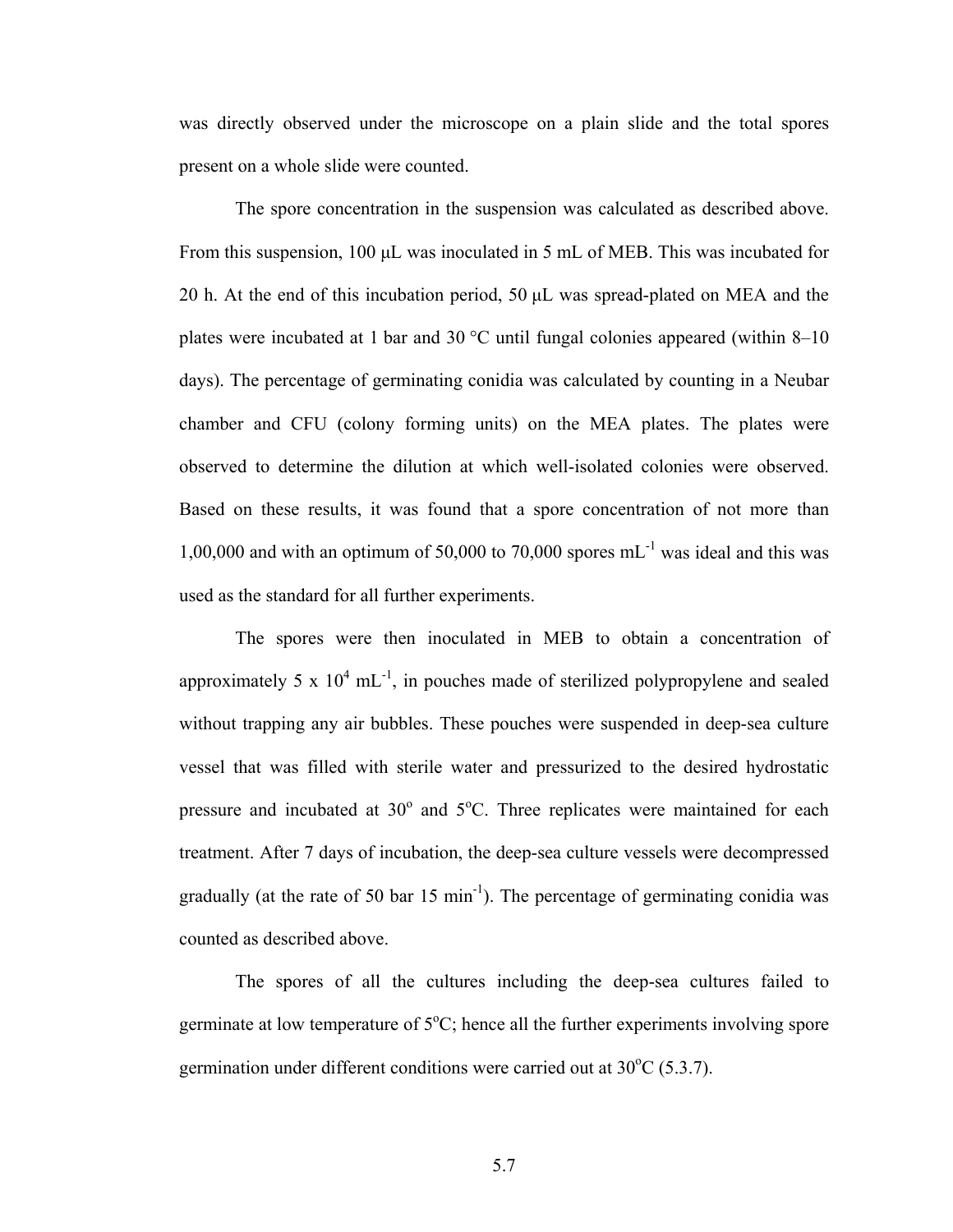was directly observed under the microscope on a plain slide and the total spores present on a whole slide were counted.

The spore concentration in the suspension was calculated as described above. From this suspension, 100 µL was inoculated in 5 mL of MEB. This was incubated for 20 h. At the end of this incubation period, 50 µL was spread-plated on MEA and the plates were incubated at 1 bar and 30 °C until fungal colonies appeared (within 8–10 days). The percentage of germinating conidia was calculated by counting in a Neubar chamber and CFU (colony forming units) on the MEA plates. The plates were observed to determine the dilution at which well-isolated colonies were observed. Based on these results, it was found that a spore concentration of not more than 1,00,000 and with an optimum of 50,000 to 70,000 spores $mL^{-1}$ was ideal and this was used as the standard for all further experiments.

The spores were then inoculated in MEB to obtain a concentration of approximately $5 \times 10^4$ $mL^{-1}$, in pouches made of sterilized polypropylene and sealed without trapping any air bubbles. These pouches were suspended in deep-sea culture vessel that was filled with sterile water and pressurized to the desired hydrostatic pressure and incubated at 30° and 5°C. Three replicates were maintained for each treatment. After 7 days of incubation, the deep-sea culture vessels were decompressed gradually (at the rate of 50 bar 15 $min^{-1}$). The percentage of germinating conidia was counted as described above.

The spores of all the cultures including the deep-sea cultures failed to germinate at low temperature of 5°C; hence all the further experiments involving spore germination under different conditions were carried out at 30°C (5.3.7).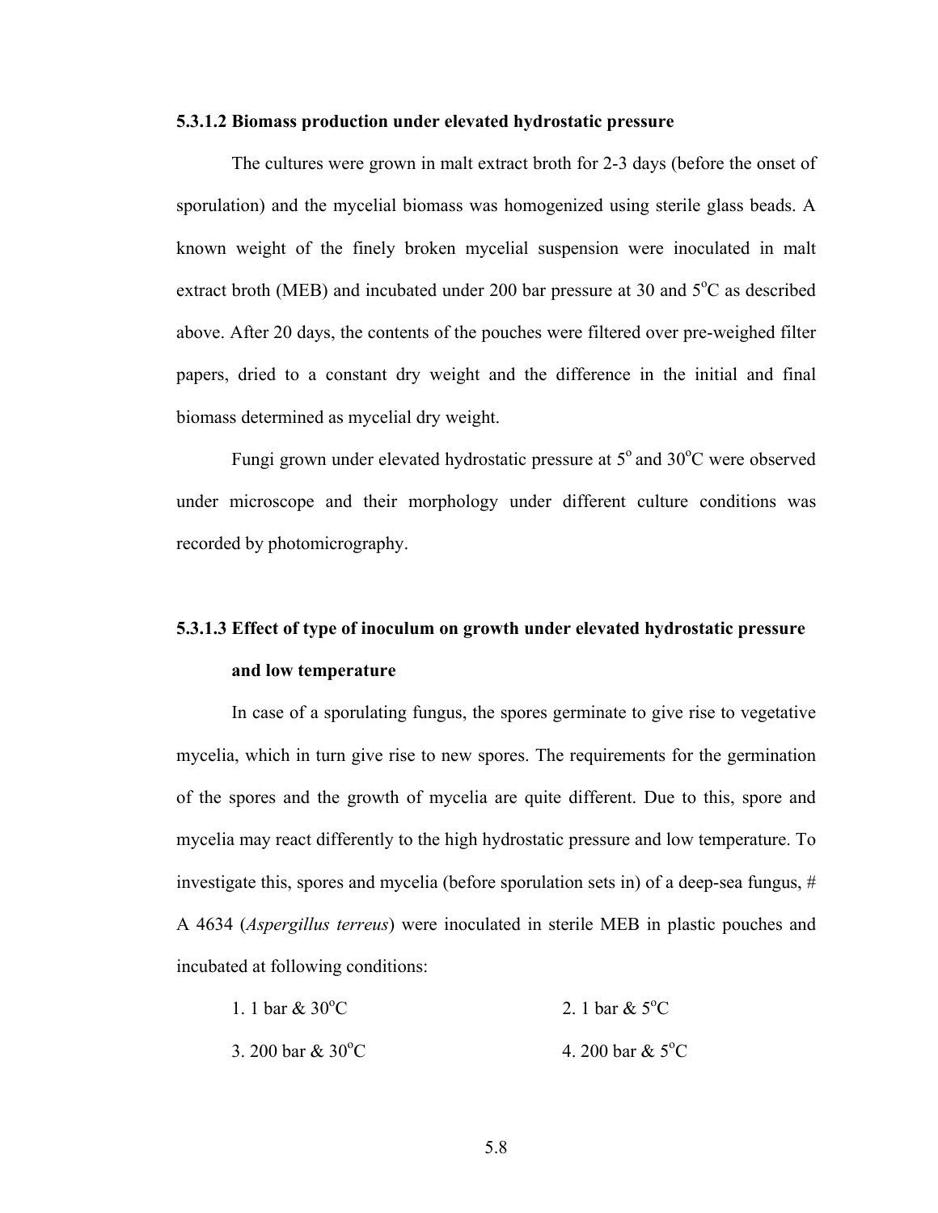#### 5.3.1.2 Biomass production under elevated hydrostatic pressure

The cultures were grown in malt extract broth for 2-3 days (before the onset of sporulation) and the mycelial biomass was homogenized using sterile glass beads. A known weight of the finely broken mycelial suspension were inoculated in malt extract broth (MEB) and incubated under 200 bar pressure at 30 and 5$^{o}$C as described above. After 20 days, the contents of the pouches were filtered over pre-weighed filter papers, dried to a constant dry weight and the difference in the initial and final biomass determined as mycelial dry weight.

Fungi grown under elevated hydrostatic pressure at 5$^{o}$ and 30$^{o}$C were observed under microscope and their morphology under different culture conditions was recorded by photomicrography.

#### 5.3.1.3 Effect of type of inoculum on growth under elevated hydrostatic pressure and low temperature

In case of a sporulating fungus, the spores germinate to give rise to vegetative mycelia, which in turn give rise to new spores. The requirements for the germination of the spores and the growth of mycelia are quite different. Due to this, spore and mycelia may react differently to the high hydrostatic pressure and low temperature. To investigate this, spores and mycelia (before sporulation sets in) of a deep-sea fungus, # A 4634 (*Aspergillus terreus*) were inoculated in sterile MEB in plastic pouches and incubated at following conditions:

1. 1 bar & 30$^{o}$C
2. 1 bar & 5$^{o}$C
3. 200 bar & 30$^{o}$C
4. 200 bar & 5$^{o}$C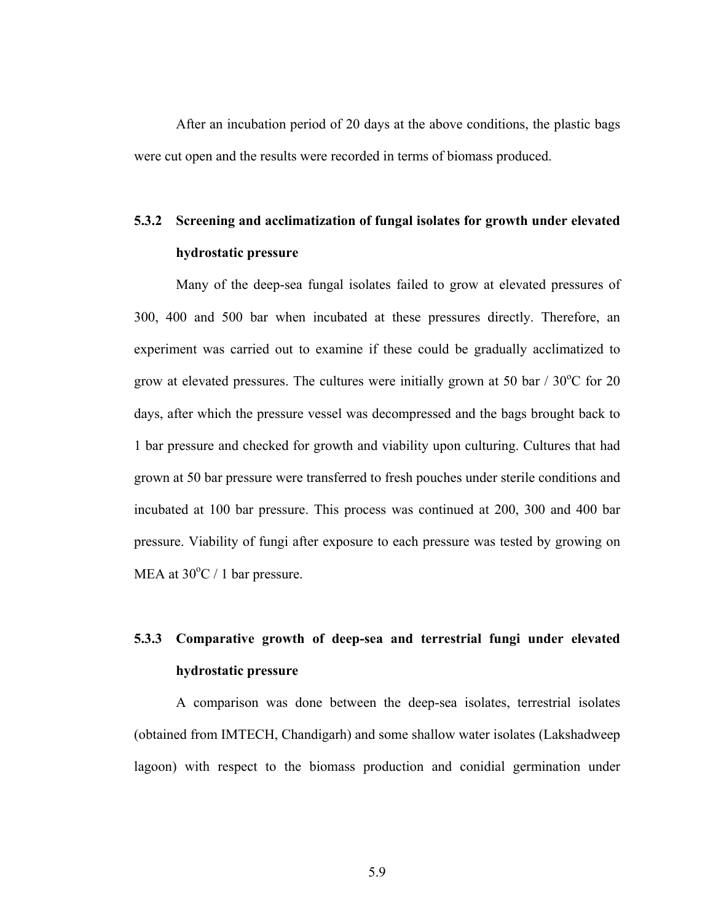After an incubation period of 20 days at the above conditions, the plastic bags were cut open and the results were recorded in terms of biomass produced.

### 5.3.2 Screening and acclimatization of fungal isolates for growth under elevated hydrostatic pressure

Many of the deep-sea fungal isolates failed to grow at elevated pressures of 300, 400 and 500 bar when incubated at these pressures directly. Therefore, an experiment was carried out to examine if these could be gradually acclimatized to grow at elevated pressures. The cultures were initially grown at 50 bar / 30$^o$C for 20 days, after which the pressure vessel was decompressed and the bags brought back to 1 bar pressure and checked for growth and viability upon culturing. Cultures that had grown at 50 bar pressure were transferred to fresh pouches under sterile conditions and incubated at 100 bar pressure. This process was continued at 200, 300 and 400 bar pressure. Viability of fungi after exposure to each pressure was tested by growing on MEA at 30$^o$C / 1 bar pressure.

### 5.3.3 Comparative growth of deep-sea and terrestrial fungi under elevated hydrostatic pressure

A comparison was done between the deep-sea isolates, terrestrial isolates (obtained from IMTECH, Chandigarh) and some shallow water isolates (Lakshadweep lagoon) with respect to the biomass production and conidial germination under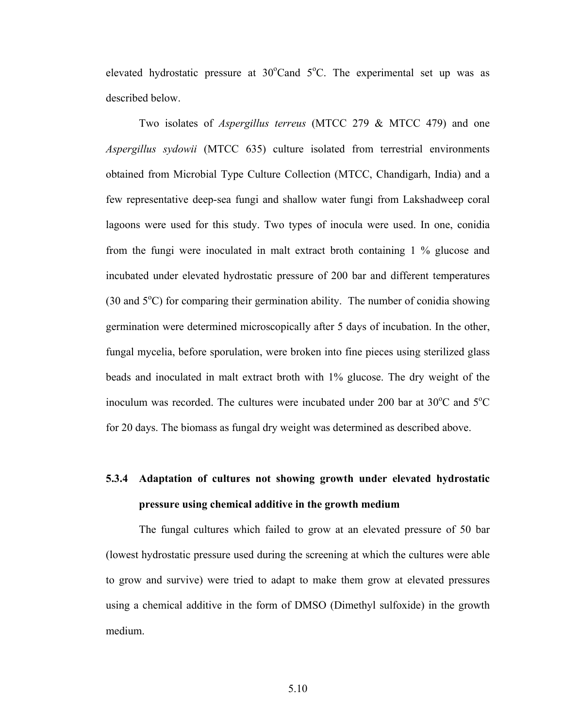elevated hydrostatic pressure at 30°Cand 5°C. The experimental set up was as described below.

Two isolates of *Aspergillus terreus* (MTCC 279 & MTCC 479) and one *Aspergillus sydowii* (MTCC 635) culture isolated from terrestrial environments obtained from Microbial Type Culture Collection (MTCC, Chandigarh, India) and a few representative deep-sea fungi and shallow water fungi from Lakshadweep coral lagoons were used for this study. Two types of inocula were used. In one, conidia from the fungi were inoculated in malt extract broth containing 1 % glucose and incubated under elevated hydrostatic pressure of 200 bar and different temperatures (30 and 5°C) for comparing their germination ability. The number of conidia showing germination were determined microscopically after 5 days of incubation. In the other, fungal mycelia, before sporulation, were broken into fine pieces using sterilized glass beads and inoculated in malt extract broth with 1% glucose. The dry weight of the inoculum was recorded. The cultures were incubated under 200 bar at 30°C and 5°C for 20 days. The biomass as fungal dry weight was determined as described above.

### 5.3.4 Adaptation of cultures not showing growth under elevated hydrostatic pressure using chemical additive in the growth medium

The fungal cultures which failed to grow at an elevated pressure of 50 bar (lowest hydrostatic pressure used during the screening at which the cultures were able to grow and survive) were tried to adapt to make them grow at elevated pressures using a chemical additive in the form of DMSO (Dimethyl sulfoxide) in the growth medium.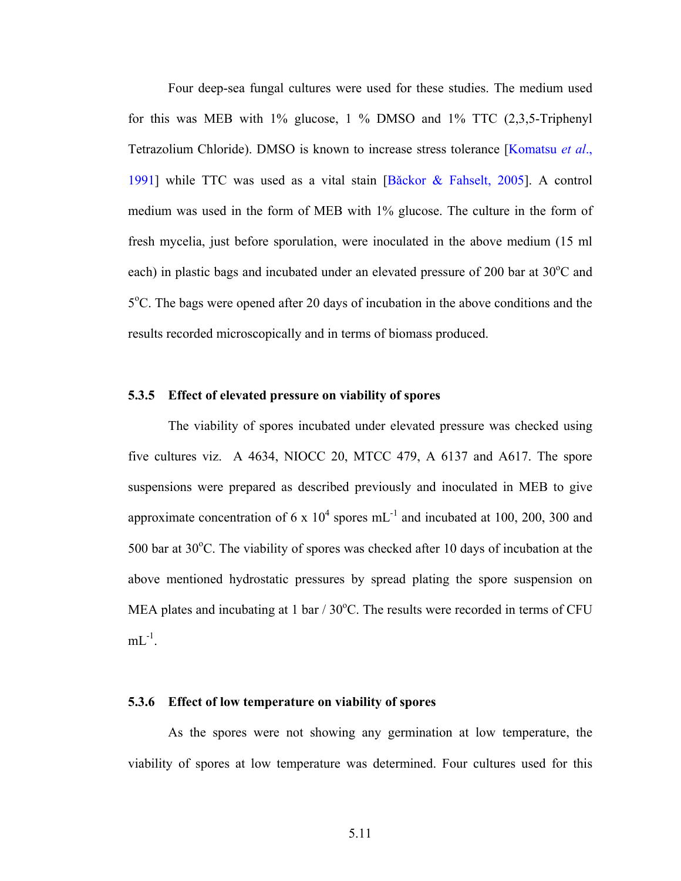Four deep-sea fungal cultures were used for these studies. The medium used for this was MEB with 1% glucose, 1 % DMSO and 1% TTC (2,3,5-Triphenyl Tetrazolium Chloride). DMSO is known to increase stress tolerance [Komatsu *et al*., 1991] while TTC was used as a vital stain [Băckor & Fahselt, 2005]. A control medium was used in the form of MEB with 1% glucose. The culture in the form of fresh mycelia, just before sporulation, were inoculated in the above medium (15 ml each) in plastic bags and incubated under an elevated pressure of 200 bar at 30$^o$C and 5$^o$C. The bags were opened after 20 days of incubation in the above conditions and the results recorded microscopically and in terms of biomass produced.

### 5.3.5 Effect of elevated pressure on viability of spores

The viability of spores incubated under elevated pressure was checked using five cultures viz. A 4634, NIOCC 20, MTCC 479, A 6137 and A617. The spore suspensions were prepared as described previously and inoculated in MEB to give approximate concentration of 6 x $10^4$ spores $mL^{-1}$ and incubated at 100, 200, 300 and 500 bar at 30$^o$C. The viability of spores was checked after 10 days of incubation at the above mentioned hydrostatic pressures by spread plating the spore suspension on MEA plates and incubating at 1 bar / 30$^o$C. The results were recorded in terms of CFU $mL^{-1}$.

### 5.3.6 Effect of low temperature on viability of spores

As the spores were not showing any germination at low temperature, the viability of spores at low temperature was determined. Four cultures used for this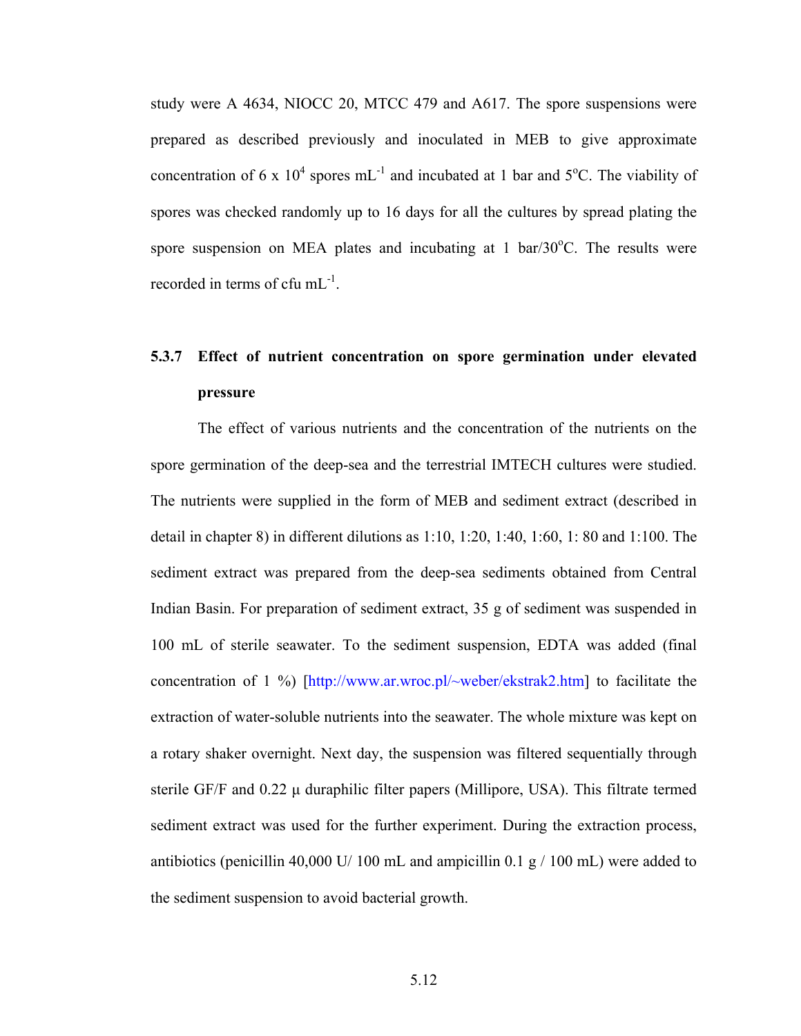study were A 4634, NIOCC 20, MTCC 479 and A617. The spore suspensions were prepared as described previously and inoculated in MEB to give approximate concentration of $6 \times 10^4$ spores $mL^{-1}$ and incubated at 1 bar and 5°C. The viability of spores was checked randomly up to 16 days for all the cultures by spread plating the spore suspension on MEA plates and incubating at 1 bar/30°C. The results were recorded in terms of cfu $mL^{-1}$.

### 5.3.7 Effect of nutrient concentration on spore germination under elevated pressure

The effect of various nutrients and the concentration of the nutrients on the spore germination of the deep-sea and the terrestrial IMTECH cultures were studied. The nutrients were supplied in the form of MEB and sediment extract (described in detail in chapter 8) in different dilutions as 1:10, 1:20, 1:40, 1:60, 1: 80 and 1:100. The sediment extract was prepared from the deep-sea sediments obtained from Central Indian Basin. For preparation of sediment extract, 35 g of sediment was suspended in 100 mL of sterile seawater. To the sediment suspension, EDTA was added (final concentration of 1 %) [http://www.ar.wroc.pl/~weber/ekstrak2.htm] to facilitate the extraction of water-soluble nutrients into the seawater. The whole mixture was kept on a rotary shaker overnight. Next day, the suspension was filtered sequentially through sterile GF/F and 0.22 µ duraphilic filter papers (Millipore, USA). This filtrate termed sediment extract was used for the further experiment. During the extraction process, antibiotics (penicillin 40,000 U/ 100 mL and ampicillin 0.1 g / 100 mL) were added to the sediment suspension to avoid bacterial growth.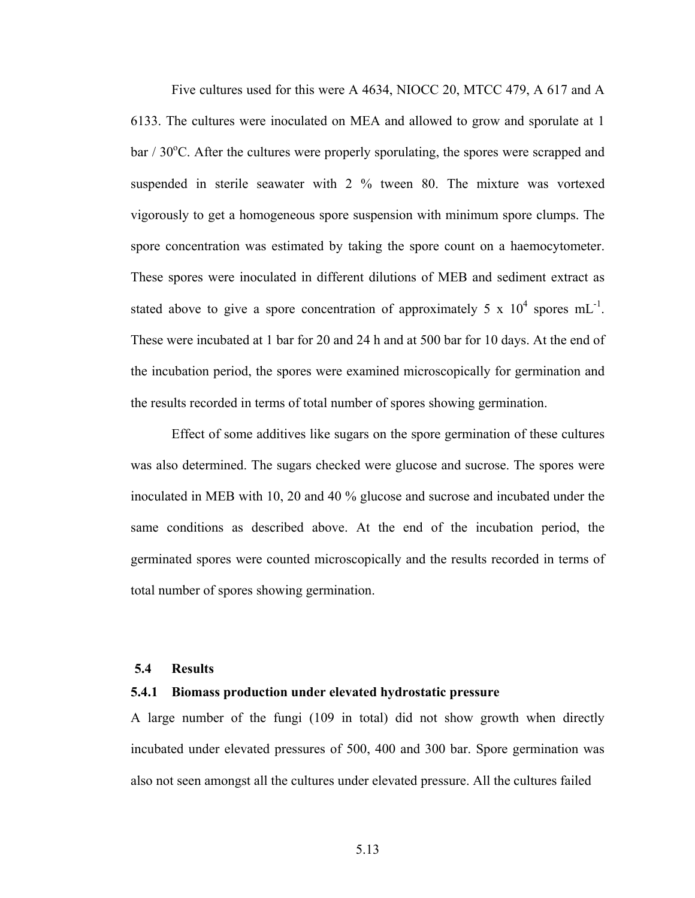Five cultures used for this were A 4634, NIOCC 20, MTCC 479, A 617 and A 6133. The cultures were inoculated on MEA and allowed to grow and sporulate at 1 bar / 30$^{o}$C. After the cultures were properly sporulating, the spores were scrapped and suspended in sterile seawater with 2 % tween 80. The mixture was vortexed vigorously to get a homogeneous spore suspension with minimum spore clumps. The spore concentration was estimated by taking the spore count on a haemocytometer. These spores were inoculated in different dilutions of MEB and sediment extract as stated above to give a spore concentration of approximately 5 x $10^4$ spores $mL^{-1}$. These were incubated at 1 bar for 20 and 24 h and at 500 bar for 10 days. At the end of the incubation period, the spores were examined microscopically for germination and the results recorded in terms of total number of spores showing germination.

Effect of some additives like sugars on the spore germination of these cultures was also determined. The sugars checked were glucose and sucrose. The spores were inoculated in MEB with 10, 20 and 40 % glucose and sucrose and incubated under the same conditions as described above. At the end of the incubation period, the germinated spores were counted microscopically and the results recorded in terms of total number of spores showing germination.

## 5.4 Results

### 5.4.1 Biomass production under elevated hydrostatic pressure

A large number of the fungi (109 in total) did not show growth when directly incubated under elevated pressures of 500, 400 and 300 bar. Spore germination was also not seen amongst all the cultures under elevated pressure. All the cultures failed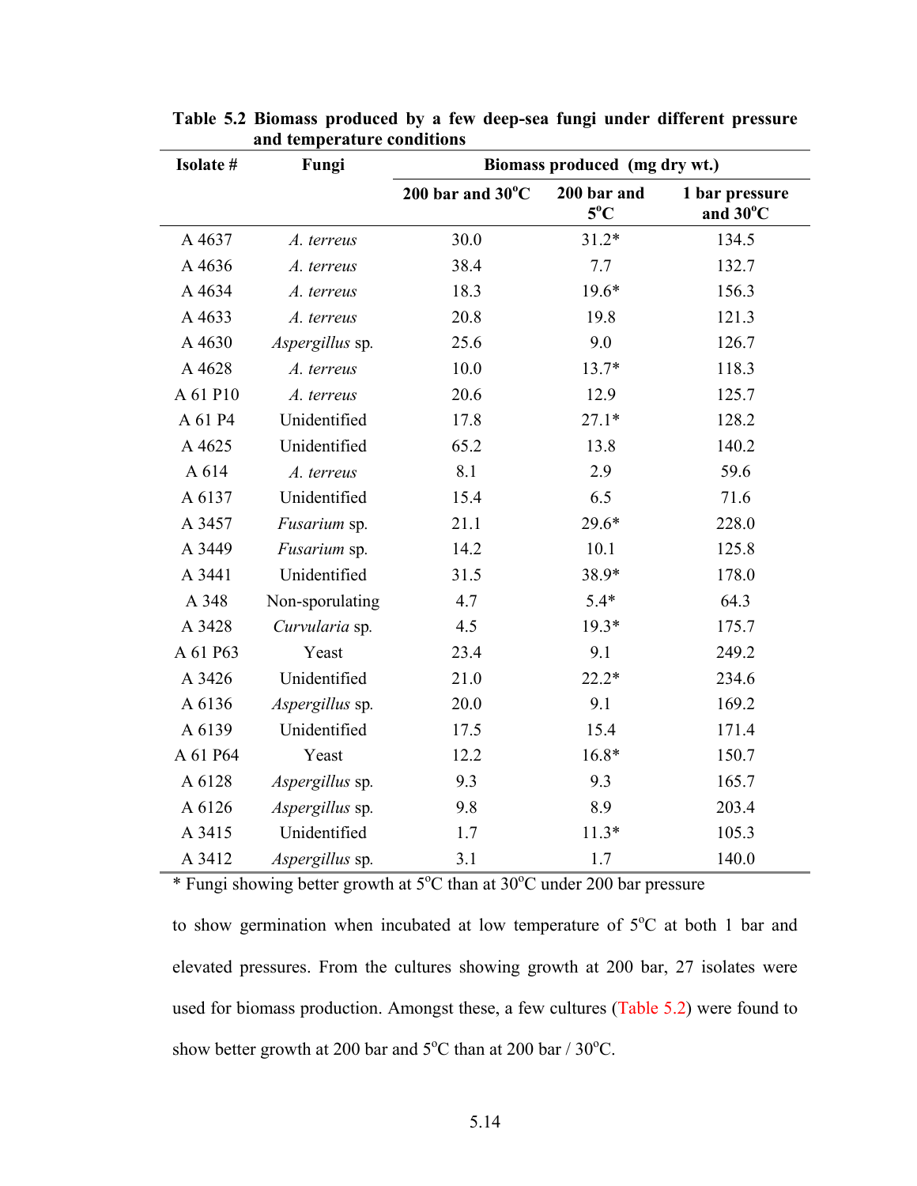**Table 5.2 Biomass produced by a few deep-sea fungi under different pressure and temperature conditions**

| Isolate # | Fungi | Biomass produced (mg dry wt.) | | |
|---|---|---|---|---|
| | | 200 bar and 30°C | 200 bar and 5°C | 1 bar pressure and 30°C |
| A 4637 | *A. terreus* | 30.0 | 31.2* | 134.5 |
| A 4636 | *A. terreus* | 38.4 | 7.7 | 132.7 |
| A 4634 | *A. terreus* | 18.3 | 19.6* | 156.3 |
| A 4633 | *A. terreus* | 20.8 | 19.8 | 121.3 |
| A 4630 | *Aspergillus* sp. | 25.6 | 9.0 | 126.7 |
| A 4628 | *A. terreus* | 10.0 | 13.7* | 118.3 |
| A 61 P10 | *A. terreus* | 20.6 | 12.9 | 125.7 |
| A 61 P4 | Unidentified | 17.8 | 27.1* | 128.2 |
| A 4625 | Unidentified | 65.2 | 13.8 | 140.2 |
| A 614 | *A. terreus* | 8.1 | 2.9 | 59.6 |
| A 6137 | Unidentified | 15.4 | 6.5 | 71.6 |
| A 3457 | *Fusarium* sp. | 21.1 | 29.6* | 228.0 |
| A 3449 | *Fusarium* sp. | 14.2 | 10.1 | 125.8 |
| A 3441 | Unidentified | 31.5 | 38.9* | 178.0 |
| A 348 | Non-sporulating | 4.7 | 5.4* | 64.3 |
| A 3428 | *Curvularia* sp. | 4.5 | 19.3* | 175.7 |
| A 61 P63 | Yeast | 23.4 | 9.1 | 249.2 |
| A 3426 | Unidentified | 21.0 | 22.2* | 234.6 |
| A 6136 | *Aspergillus* sp. | 20.0 | 9.1 | 169.2 |
| A 6139 | Unidentified | 17.5 | 15.4 | 171.4 |
| A 61 P64 | Yeast | 12.2 | 16.8* | 150.7 |
| A 6128 | *Aspergillus* sp. | 9.3 | 9.3 | 165.7 |
| A 6126 | *Aspergillus* sp. | 9.8 | 8.9 | 203.4 |
| A 3415 | Unidentified | 1.7 | 11.3* | 105.3 |
| A 3412 | *Aspergillus* sp. | 3.1 | 1.7 | 140.0 |

\* Fungi showing better growth at 5°C than at 30°C under 200 bar pressure

to show germination when incubated at low temperature of 5°C at both 1 bar and elevated pressures. From the cultures showing growth at 200 bar, 27 isolates were used for biomass production. Amongst these, a few cultures (Table 5.2) were found to show better growth at 200 bar and 5°C than at 200 bar / 30°C.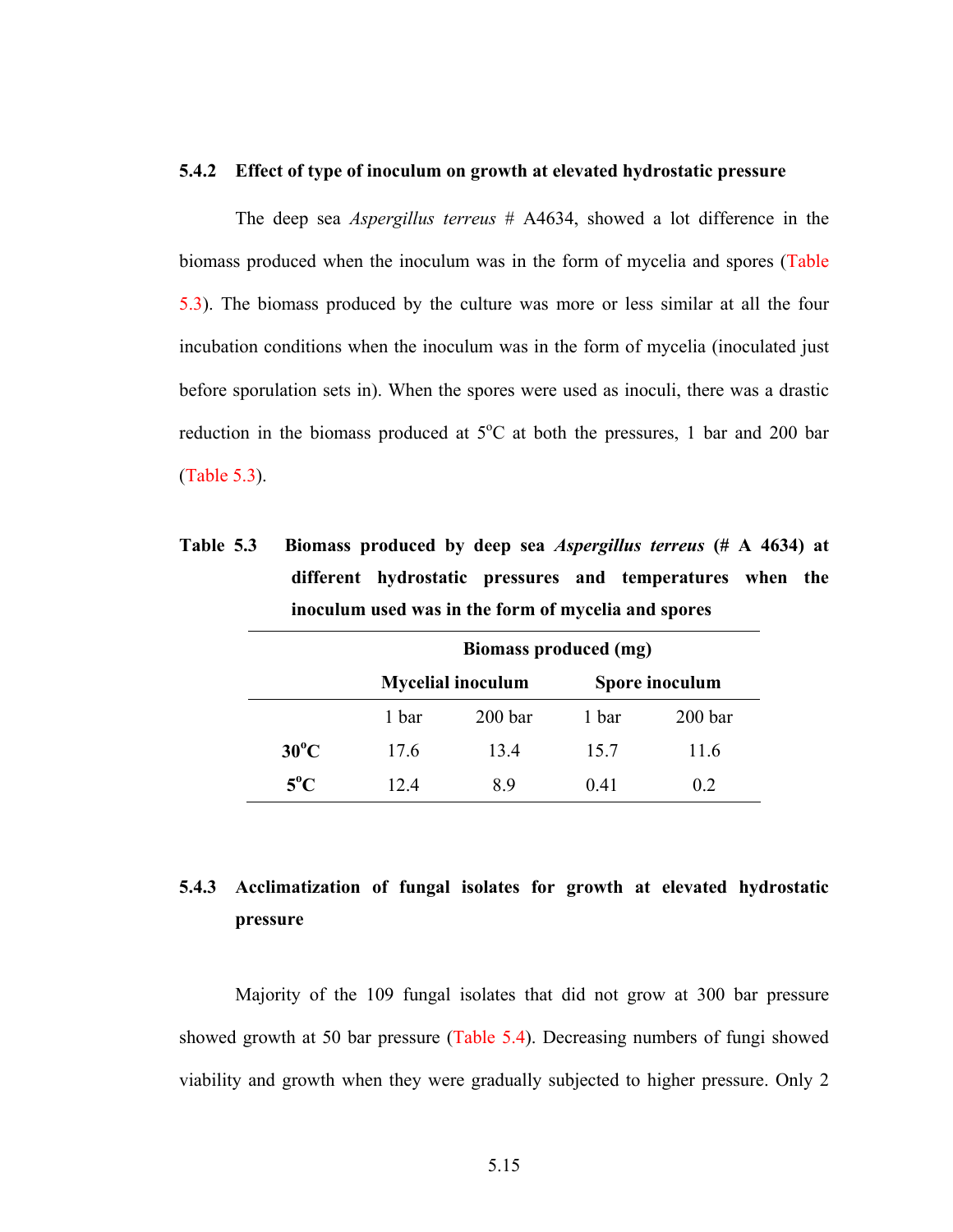### 5.4.2 Effect of type of inoculum on growth at elevated hydrostatic pressure

The deep sea *Aspergillus terreus* # A4634, showed a lot difference in the biomass produced when the inoculum was in the form of mycelia and spores (Table 5.3). The biomass produced by the culture was more or less similar at all the four incubation conditions when the inoculum was in the form of mycelia (inoculated just before sporulation sets in). When the spores were used as inoculi, there was a drastic reduction in the biomass produced at 5$^o$C at both the pressures, 1 bar and 200 bar (Table 5.3).

**Table 5.3 Biomass produced by deep sea *Aspergillus terreus* (# A 4634) at different hydrostatic pressures and temperatures when the inoculum used was in the form of mycelia and spores**

| | Biomass produced (mg) | | | |
|---|---|---|---|---|
| | **Mycelial inoculum** | | **Spore inoculum** | |
| | 1 bar | 200 bar | 1 bar | 200 bar |
| **30$^o$C** | 17.6 | 13.4 | 15.7 | 11.6 |
| **5$^o$C** | 12.4 | 8.9 | 0.41 | 0.2 |

### 5.4.3 Acclimatization of fungal isolates for growth at elevated hydrostatic pressure

Majority of the 109 fungal isolates that did not grow at 300 bar pressure showed growth at 50 bar pressure (Table 5.4). Decreasing numbers of fungi showed viability and growth when they were gradually subjected to higher pressure. Only 2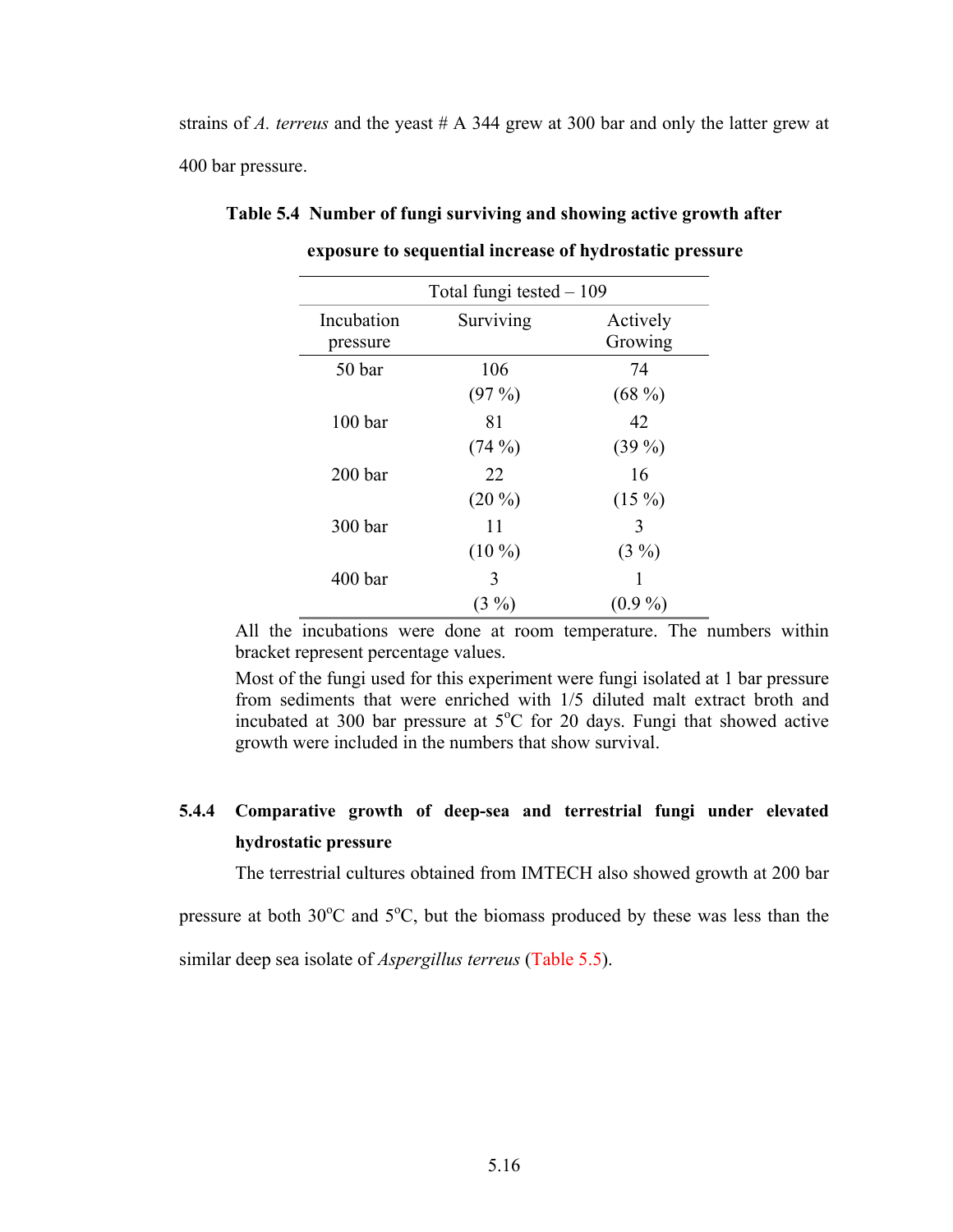strains of *A. terreus* and the yeast # A 344 grew at 300 bar and only the latter grew at 400 bar pressure.

**Table 5.4 Number of fungi surviving and showing active growth after exposure to sequential increase of hydrostatic pressure**

| Total fungi tested – 109 | | |
|---|---|---|
| Incubation pressure | Surviving | Actively Growing |
| 50 bar | 106 (97 %) | 74 (68 %) |
| 100 bar | 81 (74 %) | 42 (39 %) |
| 200 bar | 22 (20 %) | 16 (15 %) |
| 300 bar | 11 (10 %) | 3 (3 %) |
| 400 bar | 3 (3 %) | 1 (0.9 %) |

All the incubations were done at room temperature. The numbers within bracket represent percentage values.

Most of the fungi used for this experiment were fungi isolated at 1 bar pressure from sediments that were enriched with 1/5 diluted malt extract broth and incubated at 300 bar pressure at 5$^{o}$C for 20 days. Fungi that showed active growth were included in the numbers that show survival.

### 5.4.4 Comparative growth of deep-sea and terrestrial fungi under elevated hydrostatic pressure

The terrestrial cultures obtained from IMTECH also showed growth at 200 bar pressure at both 30$^{o}$C and 5$^{o}$C, but the biomass produced by these was less than the similar deep sea isolate of *Aspergillus terreus* (Table 5.5).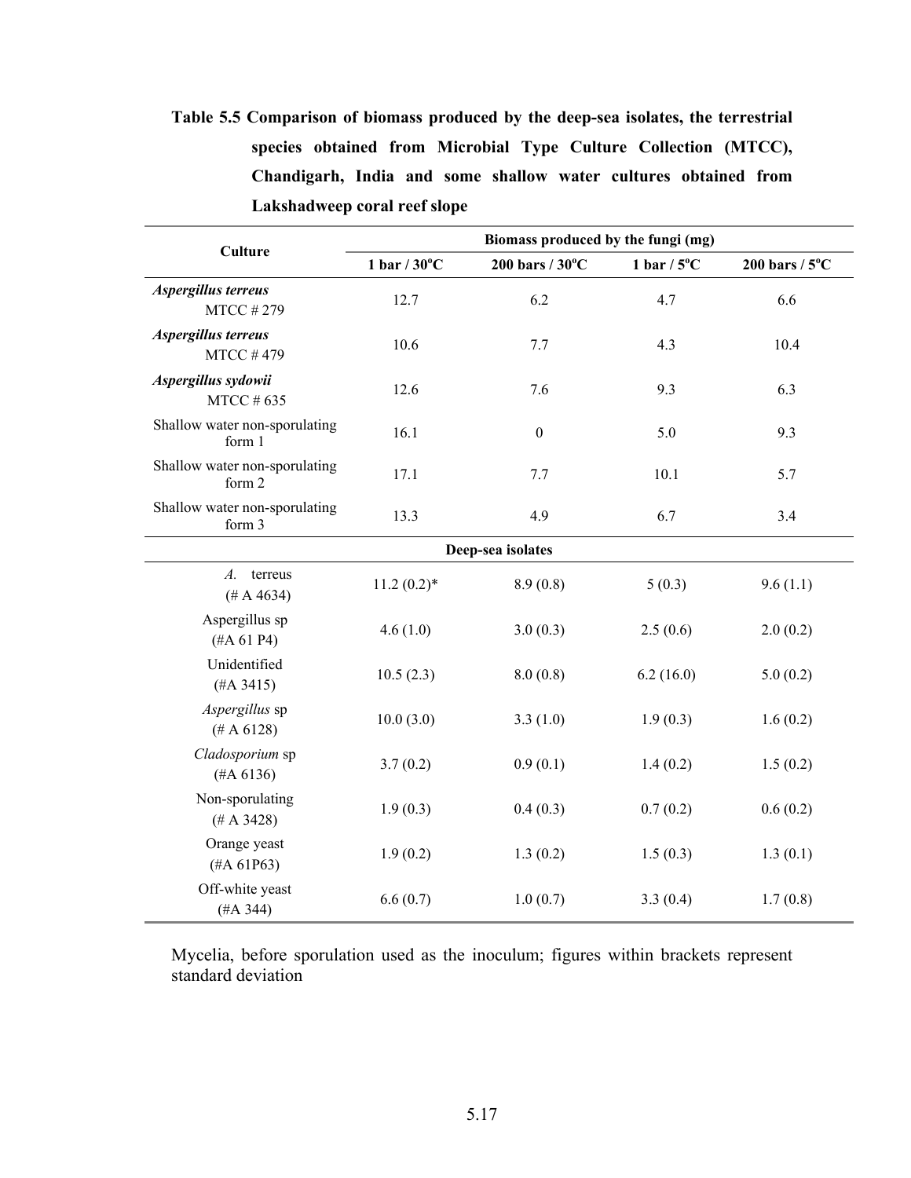**Table 5.5 Comparison of biomass produced by the deep-sea isolates, the terrestrial species obtained from Microbial Type Culture Collection (MTCC), Chandigarh, India and some shallow water cultures obtained from Lakshadweep coral reef slope**

| Culture | Biomass produced by the fungi (mg) | | | |
|---|---|---|---|---|
| | 1 bar / 30°C | 200 bars / 30°C | 1 bar / 5°C | 200 bars / 5°C |
| ***Aspergillus terreus*** MTCC # 279 | 12.7 | 6.2 | 4.7 | 6.6 |
| ***Aspergillus terreus*** MTCC # 479 | 10.6 | 7.7 | 4.3 | 10.4 |
| ***Aspergillus sydowii*** MTCC # 635 | 12.6 | 7.6 | 9.3 | 6.3 |
| Shallow water non-sporulating form 1 | 16.1 | 0 | 5.0 | 9.3 |
| Shallow water non-sporulating form 2 | 17.1 | 7.7 | 10.1 | 5.7 |
| Shallow water non-sporulating form 3 | 13.3 | 4.9 | 6.7 | 3.4 |
| **Deep-sea isolates** | | | | |
| *A.* terreus (# A 4634) | 11.2 (0.2)* | 8.9 (0.8) | 5 (0.3) | 9.6 (1.1) |
| Aspergillus sp (#A 61 P4) | 4.6 (1.0) | 3.0 (0.3) | 2.5 (0.6) | 2.0 (0.2) |
| Unidentified (#A 3415) | 10.5 (2.3) | 8.0 (0.8) | 6.2 (16.0) | 5.0 (0.2) |
| *Aspergillus* sp (# A 6128) | 10.0 (3.0) | 3.3 (1.0) | 1.9 (0.3) | 1.6 (0.2) |
| *Cladosporium* sp (#A 6136) | 3.7 (0.2) | 0.9 (0.1) | 1.4 (0.2) | 1.5 (0.2) |
| Non-sporulating (# A 3428) | 1.9 (0.3) | 0.4 (0.3) | 0.7 (0.2) | 0.6 (0.2) |
| Orange yeast (#A 61P63) | 1.9 (0.2) | 1.3 (0.2) | 1.5 (0.3) | 1.3 (0.1) |
| Off-white yeast (#A 344) | 6.6 (0.7) | 1.0 (0.7) | 3.3 (0.4) | 1.7 (0.8) |

Mycelia, before sporulation used as the inoculum; figures within brackets represent standard deviation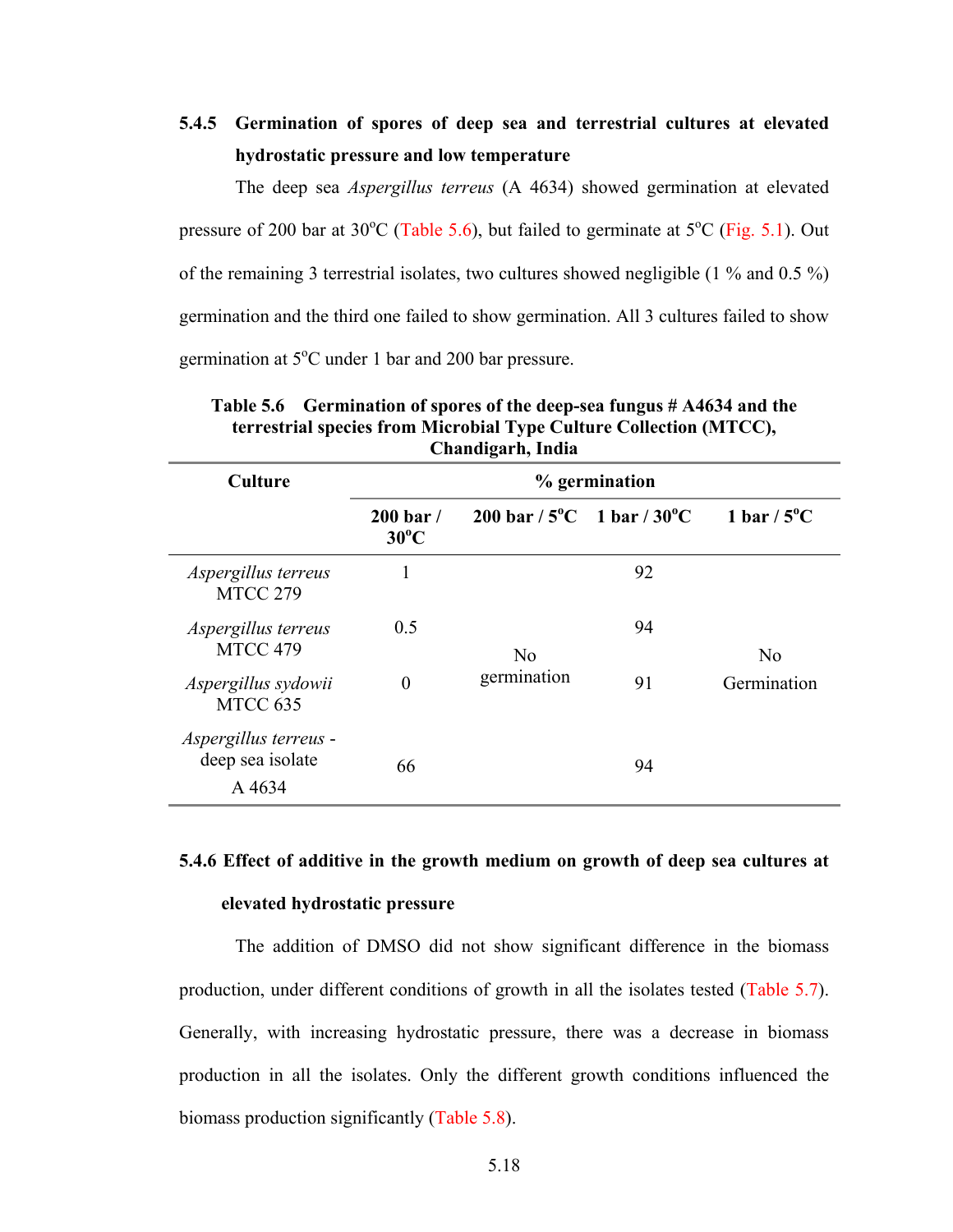### 5.4.5 Germination of spores of deep sea and terrestrial cultures at elevated hydrostatic pressure and low temperature

The deep sea *Aspergillus terreus* (A 4634) showed germination at elevated pressure of 200 bar at 30°C (Table 5.6), but failed to germinate at 5°C (Fig. 5.1). Out of the remaining 3 terrestrial isolates, two cultures showed negligible (1 % and 0.5 %) germination and the third one failed to show germination. All 3 cultures failed to show germination at 5°C under 1 bar and 200 bar pressure.

**Table 5.6 Germination of spores of the deep-sea fungus # A4634 and the terrestrial species from Microbial Type Culture Collection (MTCC), Chandigarh, India**

| Culture | % germination | | | |
|---|---|---|---|---|
| | 200 bar / 30°C | 200 bar / 5°C | 1 bar / 30°C | 1 bar / 5°C |
| *Aspergillus terreus* MTCC 279 | 1 | No germination | 92 | No Germination |
| *Aspergillus terreus* MTCC 479 | 0.5 | | 94 | |
| *Aspergillus sydowii* MTCC 635 | 0 | | 91 | |
| *Aspergillus terreus* - deep sea isolate A 4634 | 66 | | 94 | |

### 5.4.6 Effect of additive in the growth medium on growth of deep sea cultures at elevated hydrostatic pressure

The addition of DMSO did not show significant difference in the biomass production, under different conditions of growth in all the isolates tested (Table 5.7). Generally, with increasing hydrostatic pressure, there was a decrease in biomass production in all the isolates. Only the different growth conditions influenced the biomass production significantly (Table 5.8).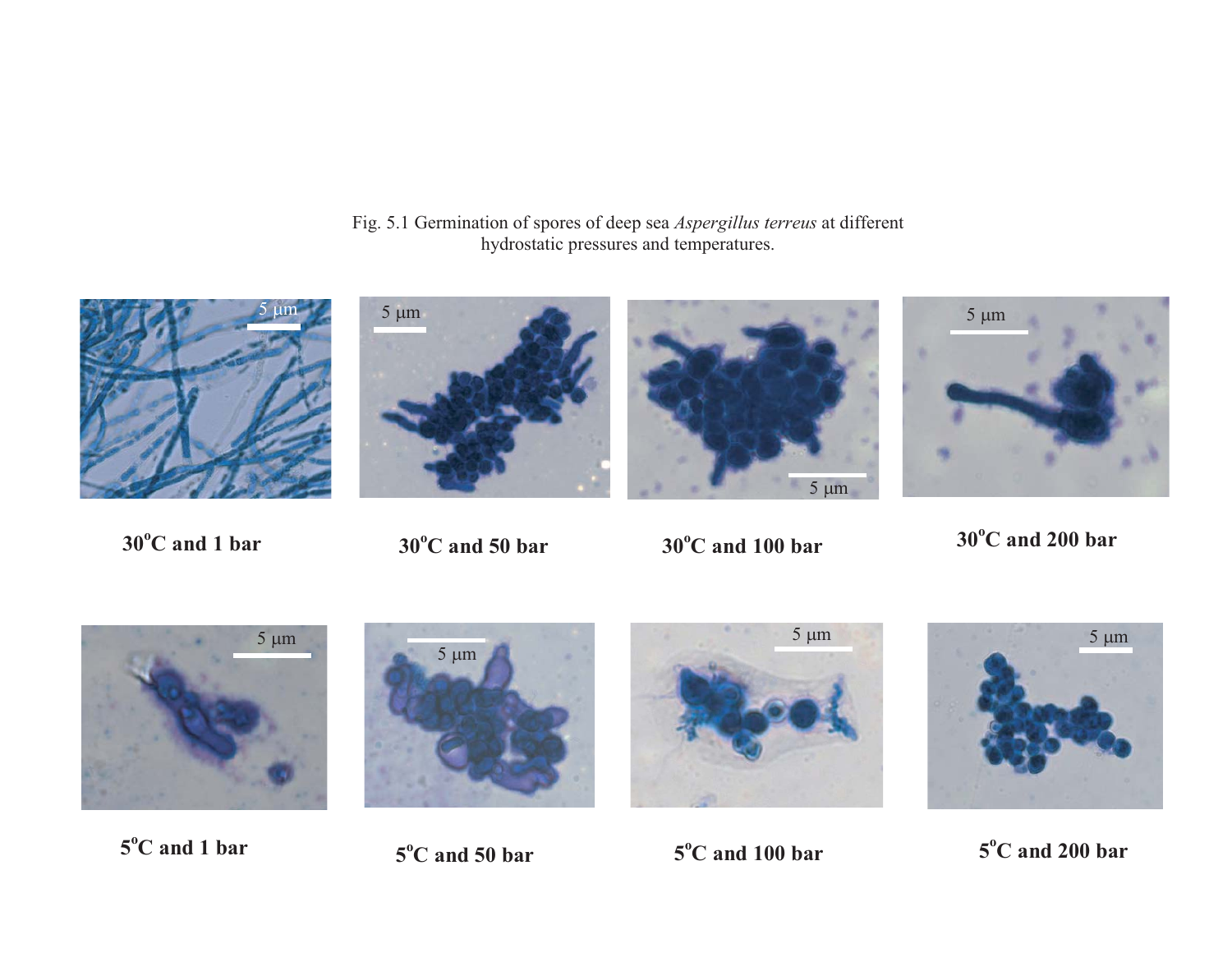Fig. 5.1 Germination of spores of deep sea *Aspergillus terreus* at different hydrostatic pressures and temperatures.

**30°C and 1 bar**

**30°C and 50 bar**

**30°C and 100 bar**

**30°C and 200 bar**

**5°C and 1 bar**

**5°C and 50 bar**

**5°C and 100 bar**

**5°C and 200 bar**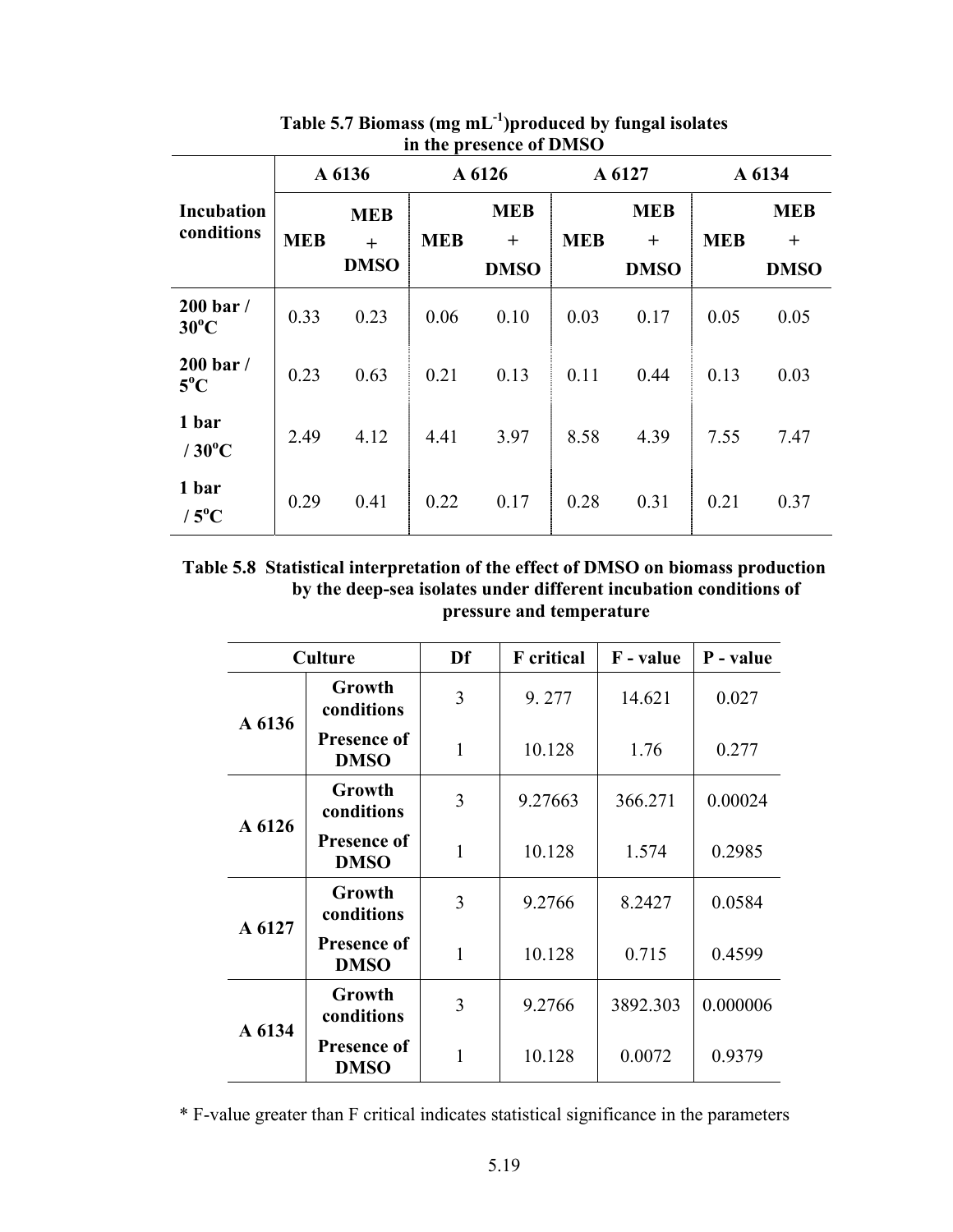**Table 5.7 Biomass (mg $mL^{-1}$)produced by fungal isolates in the presence of DMSO**

| Incubation conditions | A 6136 | | A 6126 | | A 6127 | | A 6134 | |
|---|---|---|---|---|---|---|---|---|
| | MEB | MEB + DMSO | MEB | MEB + DMSO | MEB | MEB + DMSO | MEB | MEB + DMSO |
| 200 bar / 30°C | 0.33 | 0.23 | 0.06 | 0.10 | 0.03 | 0.17 | 0.05 | 0.05 |
| 200 bar / 5°C | 0.23 | 0.63 | 0.21 | 0.13 | 0.11 | 0.44 | 0.13 | 0.03 |
| 1 bar / 30°C | 2.49 | 4.12 | 4.41 | 3.97 | 8.58 | 4.39 | 7.55 | 7.47 |
| 1 bar / 5°C | 0.29 | 0.41 | 0.22 | 0.17 | 0.28 | 0.31 | 0.21 | 0.37 |

**Table 5.8 Statistical interpretation of the effect of DMSO on biomass production by the deep-sea isolates under different incubation conditions of pressure and temperature**

| Culture | | Df | F critical | F - value | P - value |
|---|---|---|---|---|---|
| A 6136 | Growth conditions | 3 | 9. 277 | 14.621 | 0.027 |
| | Presence of DMSO | 1 | 10.128 | 1.76 | 0.277 |
| A 6126 | Growth conditions | 3 | 9.27663 | 366.271 | 0.00024 |
| | Presence of DMSO | 1 | 10.128 | 1.574 | 0.2985 |
| A 6127 | Growth conditions | 3 | 9.2766 | 8.2427 | 0.0584 |
| | Presence of DMSO | 1 | 10.128 | 0.715 | 0.4599 |
| A 6134 | Growth conditions | 3 | 9.2766 | 3892.303 | 0.000006 |
| | Presence of DMSO | 1 | 10.128 | 0.0072 | 0.9379 |

* F-value greater than F critical indicates statistical significance in the parameters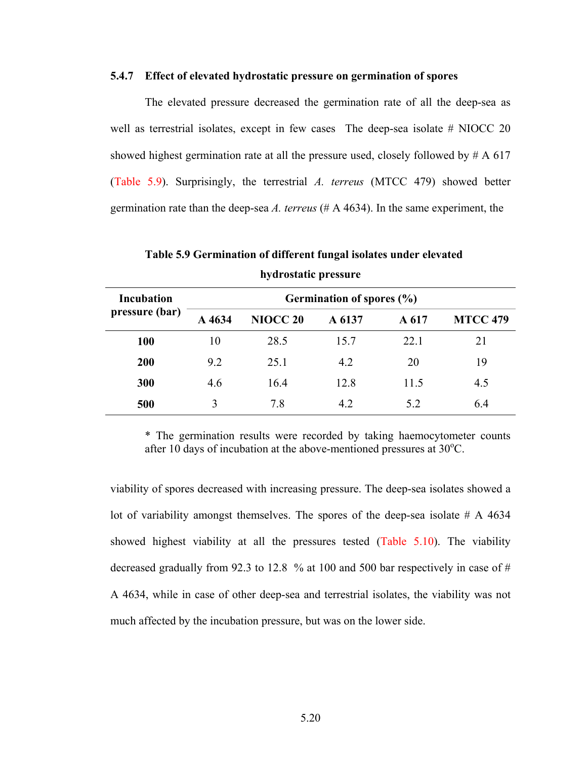### 5.4.7 Effect of elevated hydrostatic pressure on germination of spores

The elevated pressure decreased the germination rate of all the deep-sea as well as terrestrial isolates, except in few cases The deep-sea isolate # NIOCC 20 showed highest germination rate at all the pressure used, closely followed by # A 617 (Table 5.9). Surprisingly, the terrestrial *A. terreus* (MTCC 479) showed better germination rate than the deep-sea *A. terreus* (# A 4634). In the same experiment, the

**Table 5.9 Germination of different fungal isolates under elevated hydrostatic pressure**

| Incubation pressure (bar) | Germination of spores (%) | | | | |
|---|---|---|---|---|---|
| | A 4634 | NIOCC 20 | A 6137 | A 617 | MTCC 479 |
| **100** | 10 | 28.5 | 15.7 | 22.1 | 21 |
| **200** | 9.2 | 25.1 | 4.2 | 20 | 19 |
| **300** | 4.6 | 16.4 | 12.8 | 11.5 | 4.5 |
| **500** | 3 | 7.8 | 4.2 | 5.2 | 6.4 |

* The germination results were recorded by taking haemocytometer counts after 10 days of incubation at the above-mentioned pressures at 30$^{o}$C.

viability of spores decreased with increasing pressure. The deep-sea isolates showed a lot of variability amongst themselves. The spores of the deep-sea isolate # A 4634 showed highest viability at all the pressures tested (Table 5.10). The viability decreased gradually from 92.3 to 12.8 % at 100 and 500 bar respectively in case of # A 4634, while in case of other deep-sea and terrestrial isolates, the viability was not much affected by the incubation pressure, but was on the lower side.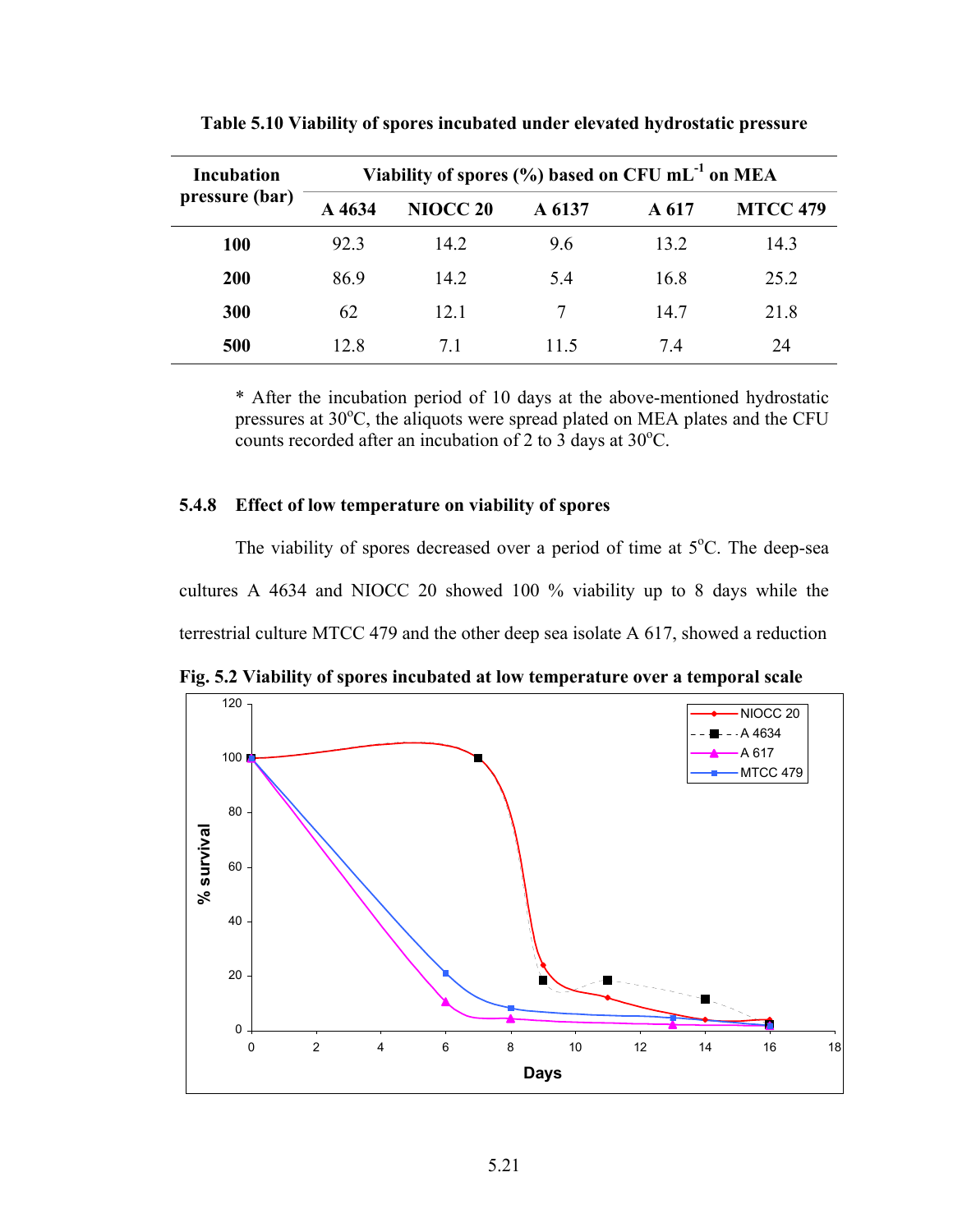**Table 5.10 Viability of spores incubated under elevated hydrostatic pressure**

| Incubation pressure (bar) | Viability of spores (%) based on CFU mL$^{-1}$ on MEA | | | | |
|---|---|---|---|---|---|
| | A 4634 | NIOCC 20 | A 6137 | A 617 | MTCC 479 |
| **100** | 92.3 | 14.2 | 9.6 | 13.2 | 14.3 |
| **200** | 86.9 | 14.2 | 5.4 | 16.8 | 25.2 |
| **300** | 62 | 12.1 | 7 | 14.7 | 21.8 |
| **500** | 12.8 | 7.1 | 11.5 | 7.4 | 24 |

\* After the incubation period of 10 days at the above-mentioned hydrostatic pressures at 30°C, the aliquots were spread plated on MEA plates and the CFU counts recorded after an incubation of 2 to 3 days at 30°C.

### 5.4.8 Effect of low temperature on viability of spores

The viability of spores decreased over a period of time at 5°C. The deep-sea cultures A 4634 and NIOCC 20 showed 100 % viability up to 8 days while the terrestrial culture MTCC 479 and the other deep sea isolate A 617, showed a reduction

**Fig. 5.2 Viability of spores incubated at low temperature over a temporal scale**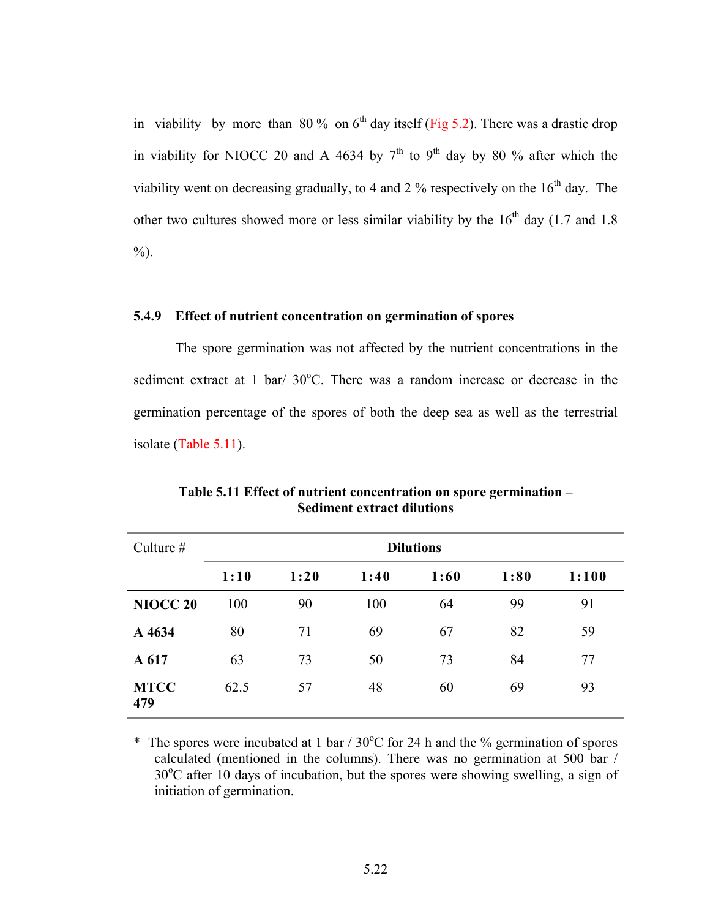in viability by more than 80 % on 6$^{th}$ day itself (Fig 5.2). There was a drastic drop in viability for NIOCC 20 and A 4634 by 7$^{th}$ to 9$^{th}$ day by 80 % after which the viability went on decreasing gradually, to 4 and 2 % respectively on the 16$^{th}$ day. The other two cultures showed more or less similar viability by the 16$^{th}$ day (1.7 and 1.8 %).

### 5.4.9 Effect of nutrient concentration on germination of spores

The spore germination was not affected by the nutrient concentrations in the sediment extract at 1 bar/ 30°C. There was a random increase or decrease in the germination percentage of the spores of both the deep sea as well as the terrestrial isolate (Table 5.11).

**Table 5.11 Effect of nutrient concentration on spore germination – Sediment extract dilutions**

| Culture # | Dilutions | | | | | |
|---|---|---|---|---|---|---|
| | **1:10** | **1:20** | **1:40** | **1:60** | **1:80** | **1:100** |
| **NIOCC 20** | 100 | 90 | 100 | 64 | 99 | 91 |
| **A 4634** | 80 | 71 | 69 | 67 | 82 | 59 |
| **A 617** | 63 | 73 | 50 | 73 | 84 | 77 |
| **MTCC 479** | 62.5 | 57 | 48 | 60 | 69 | 93 |

\* The spores were incubated at 1 bar / 30°C for 24 h and the % germination of spores calculated (mentioned in the columns). There was no germination at 500 bar / 30°C after 10 days of incubation, but the spores were showing swelling, a sign of initiation of germination.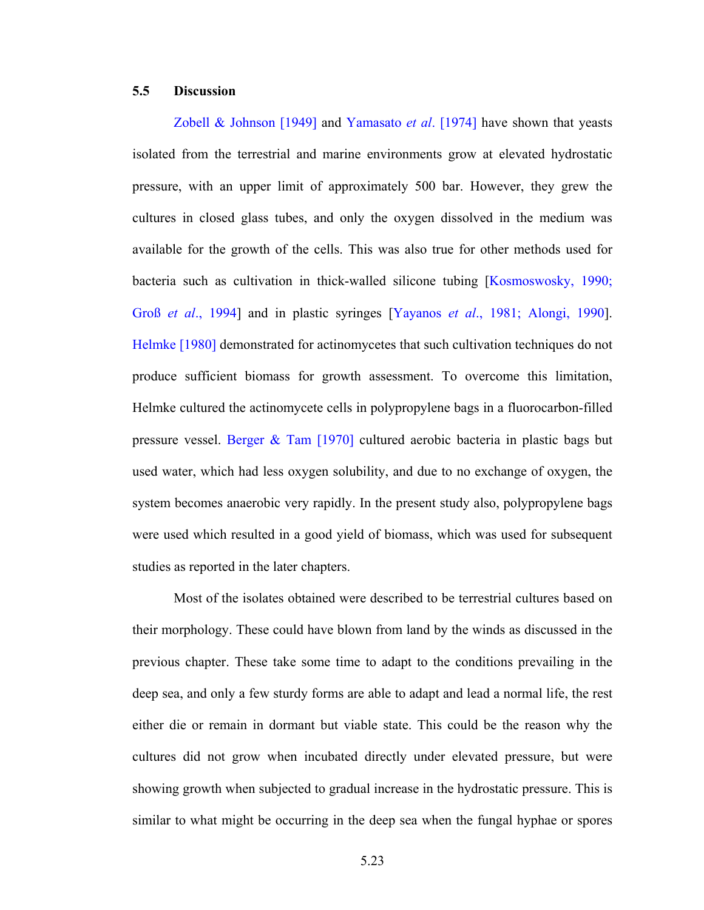### 5.5 Discussion

Zobell & Johnson [1949] and Yamasato *et al*. [1974] have shown that yeasts isolated from the terrestrial and marine environments grow at elevated hydrostatic pressure, with an upper limit of approximately 500 bar. However, they grew the cultures in closed glass tubes, and only the oxygen dissolved in the medium was available for the growth of the cells. This was also true for other methods used for bacteria such as cultivation in thick-walled silicone tubing [Kosmoswosky, 1990; Groß *et al*., 1994] and in plastic syringes [Yayanos *et al*., 1981; Alongi, 1990]. Helmke [1980] demonstrated for actinomycetes that such cultivation techniques do not produce sufficient biomass for growth assessment. To overcome this limitation, Helmke cultured the actinomycete cells in polypropylene bags in a fluorocarbon-filled pressure vessel. Berger & Tam [1970] cultured aerobic bacteria in plastic bags but used water, which had less oxygen solubility, and due to no exchange of oxygen, the system becomes anaerobic very rapidly. In the present study also, polypropylene bags were used which resulted in a good yield of biomass, which was used for subsequent studies as reported in the later chapters.

Most of the isolates obtained were described to be terrestrial cultures based on their morphology. These could have blown from land by the winds as discussed in the previous chapter. These take some time to adapt to the conditions prevailing in the deep sea, and only a few sturdy forms are able to adapt and lead a normal life, the rest either die or remain in dormant but viable state. This could be the reason why the cultures did not grow when incubated directly under elevated pressure, but were showing growth when subjected to gradual increase in the hydrostatic pressure. This is similar to what might be occurring in the deep sea when the fungal hyphae or spores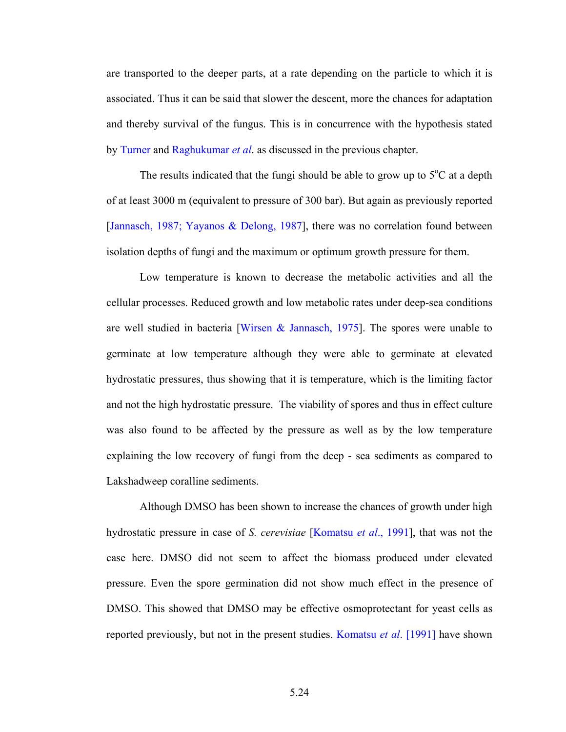are transported to the deeper parts, at a rate depending on the particle to which it is associated. Thus it can be said that slower the descent, more the chances for adaptation and thereby survival of the fungus. This is in concurrence with the hypothesis stated by Turner and Raghukumar *et al*. as discussed in the previous chapter.

The results indicated that the fungi should be able to grow up to 5$^{o}$C at a depth of at least 3000 m (equivalent to pressure of 300 bar). But again as previously reported [Jannasch, 1987; Yayanos & Delong, 1987], there was no correlation found between isolation depths of fungi and the maximum or optimum growth pressure for them.

Low temperature is known to decrease the metabolic activities and all the cellular processes. Reduced growth and low metabolic rates under deep-sea conditions are well studied in bacteria [Wirsen & Jannasch, 1975]. The spores were unable to germinate at low temperature although they were able to germinate at elevated hydrostatic pressures, thus showing that it is temperature, which is the limiting factor and not the high hydrostatic pressure. The viability of spores and thus in effect culture was also found to be affected by the pressure as well as by the low temperature explaining the low recovery of fungi from the deep - sea sediments as compared to Lakshadweep coralline sediments.

Although DMSO has been shown to increase the chances of growth under high hydrostatic pressure in case of *S. cerevisiae* [Komatsu *et al*., 1991], that was not the case here. DMSO did not seem to affect the biomass produced under elevated pressure. Even the spore germination did not show much effect in the presence of DMSO. This showed that DMSO may be effective osmoprotectant for yeast cells as reported previously, but not in the present studies. Komatsu *et al*. [1991] have shown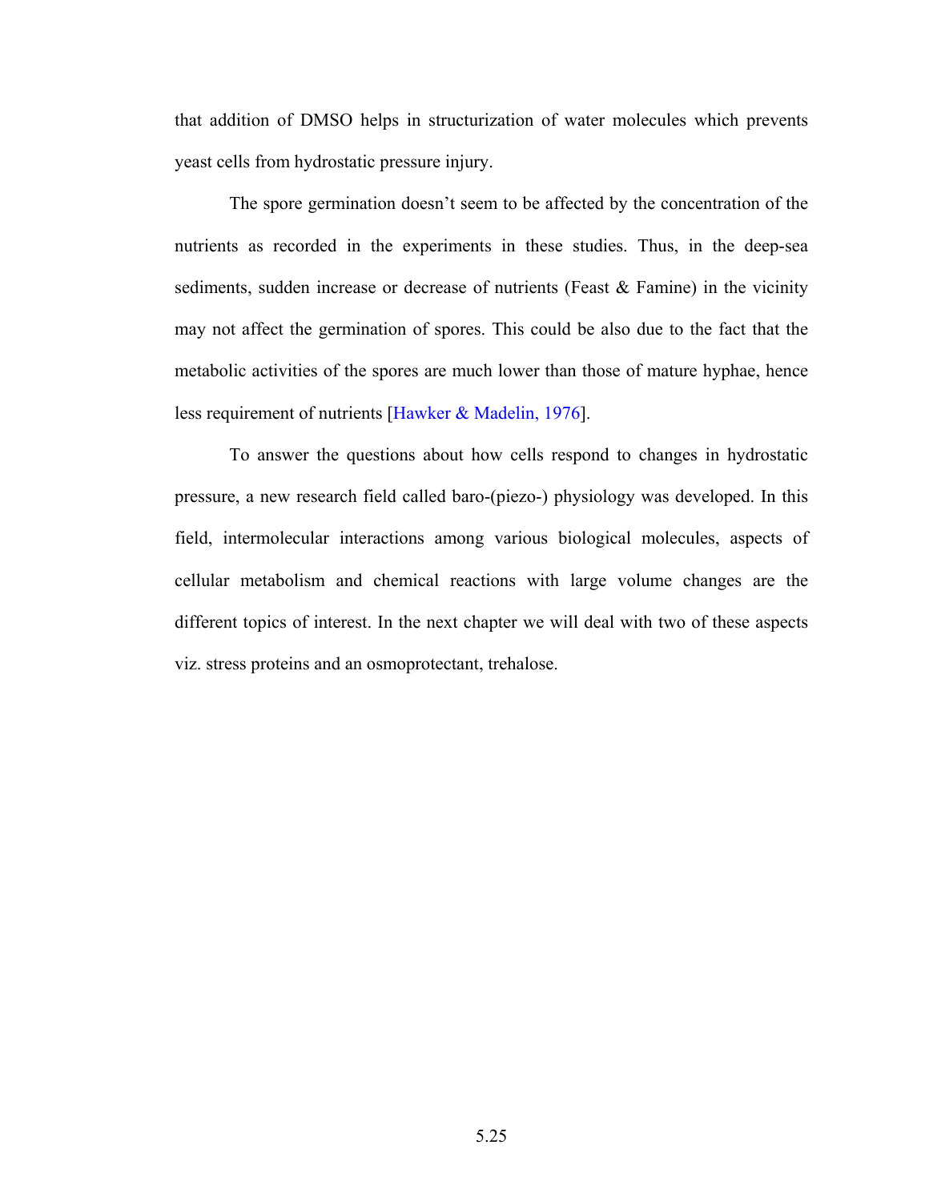that addition of DMSO helps in structurization of water molecules which prevents yeast cells from hydrostatic pressure injury.

The spore germination doesn't seem to be affected by the concentration of the nutrients as recorded in the experiments in these studies. Thus, in the deep-sea sediments, sudden increase or decrease of nutrients (Feast & Famine) in the vicinity may not affect the germination of spores. This could be also due to the fact that the metabolic activities of the spores are much lower than those of mature hyphae, hence less requirement of nutrients [Hawker & Madelin, 1976].

To answer the questions about how cells respond to changes in hydrostatic pressure, a new research field called baro-(piezo-) physiology was developed. In this field, intermolecular interactions among various biological molecules, aspects of cellular metabolism and chemical reactions with large volume changes are the different topics of interest. In the next chapter we will deal with two of these aspects viz. stress proteins and an osmoprotectant, trehalose.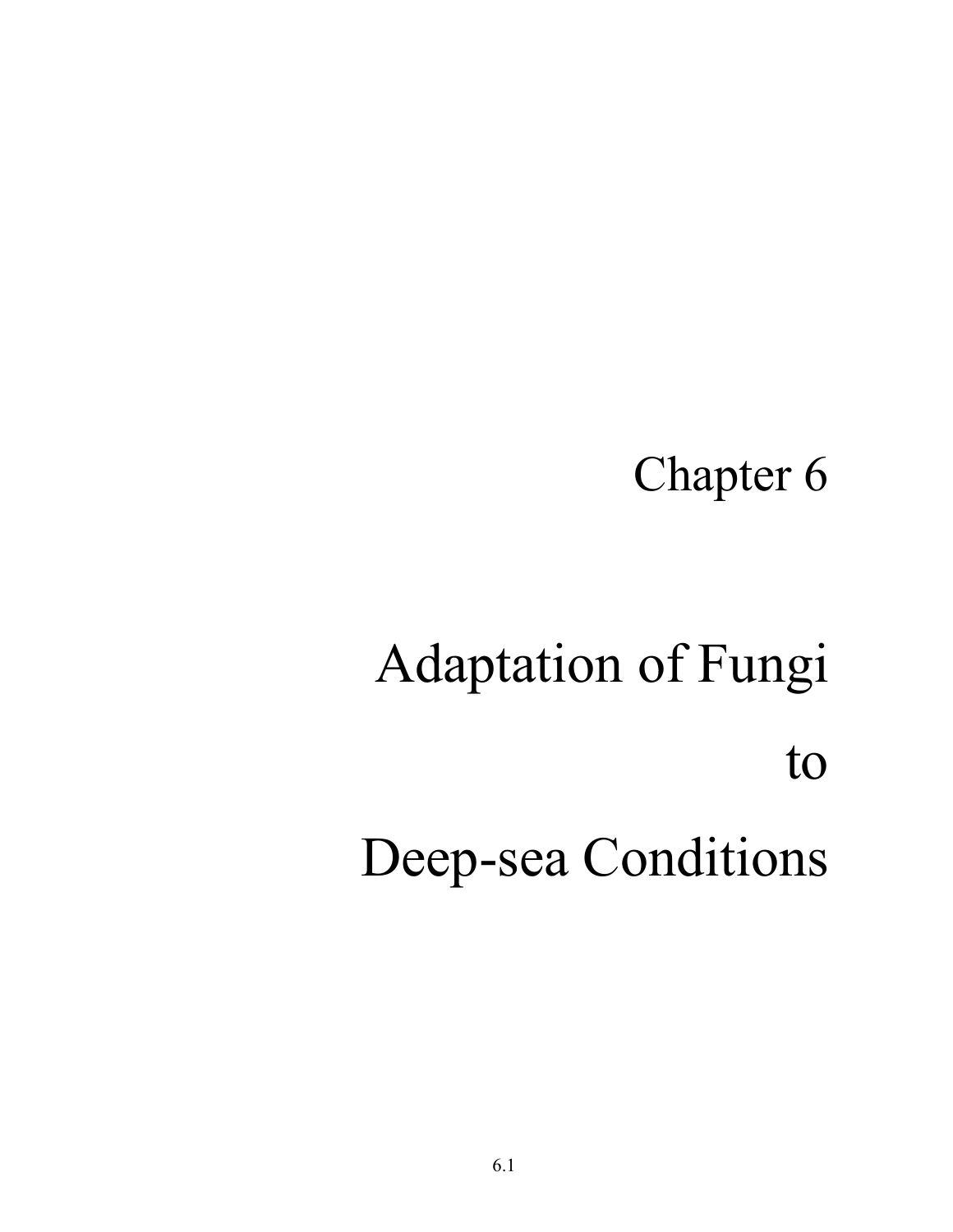# Chapter 6

# Adaptation of Fungi to Deep-sea Conditions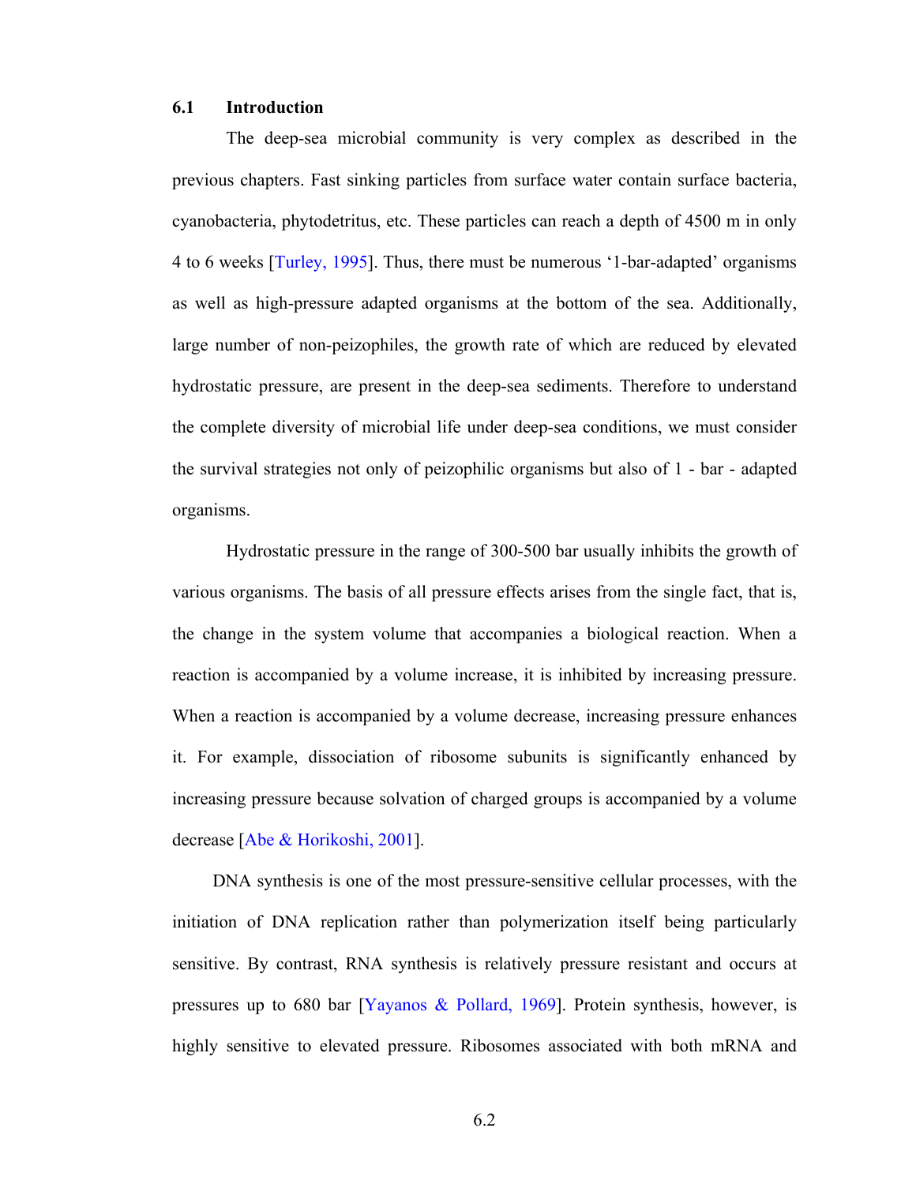### 6.1 Introduction

The deep-sea microbial community is very complex as described in the previous chapters. Fast sinking particles from surface water contain surface bacteria, cyanobacteria, phytodetritus, etc. These particles can reach a depth of 4500 m in only 4 to 6 weeks [Turley, 1995]. Thus, there must be numerous '1-bar-adapted' organisms as well as high-pressure adapted organisms at the bottom of the sea. Additionally, large number of non-peizophiles, the growth rate of which are reduced by elevated hydrostatic pressure, are present in the deep-sea sediments. Therefore to understand the complete diversity of microbial life under deep-sea conditions, we must consider the survival strategies not only of peizophilic organisms but also of 1 - bar - adapted organisms.

Hydrostatic pressure in the range of 300-500 bar usually inhibits the growth of various organisms. The basis of all pressure effects arises from the single fact, that is, the change in the system volume that accompanies a biological reaction. When a reaction is accompanied by a volume increase, it is inhibited by increasing pressure. When a reaction is accompanied by a volume decrease, increasing pressure enhances it. For example, dissociation of ribosome subunits is significantly enhanced by increasing pressure because solvation of charged groups is accompanied by a volume decrease [Abe & Horikoshi, 2001].

DNA synthesis is one of the most pressure-sensitive cellular processes, with the initiation of DNA replication rather than polymerization itself being particularly sensitive. By contrast, RNA synthesis is relatively pressure resistant and occurs at pressures up to 680 bar [Yayanos & Pollard, 1969]. Protein synthesis, however, is highly sensitive to elevated pressure. Ribosomes associated with both mRNA and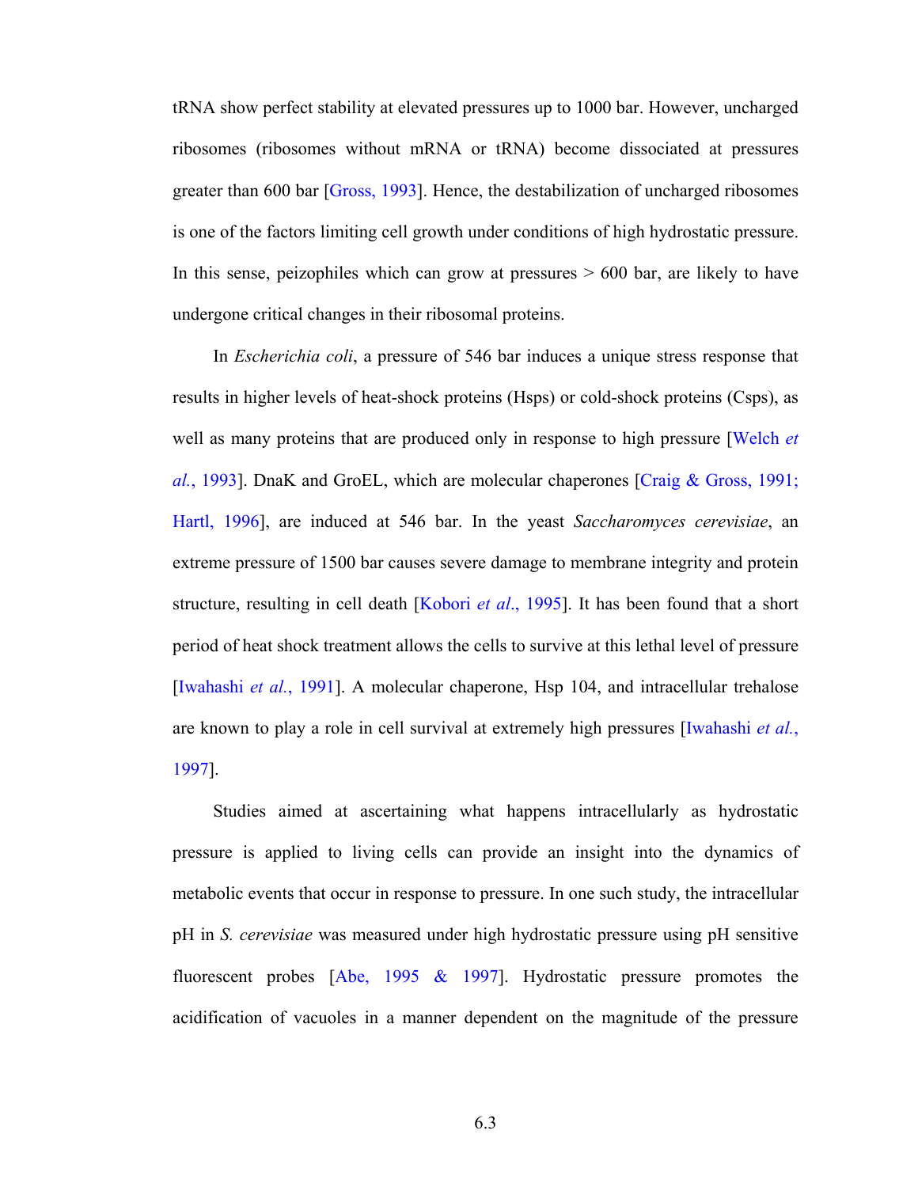tRNA show perfect stability at elevated pressures up to 1000 bar. However, uncharged ribosomes (ribosomes without mRNA or tRNA) become dissociated at pressures greater than 600 bar [Gross, 1993]. Hence, the destabilization of uncharged ribosomes is one of the factors limiting cell growth under conditions of high hydrostatic pressure. In this sense, peizophiles which can grow at pressures > 600 bar, are likely to have undergone critical changes in their ribosomal proteins.

In *Escherichia coli*, a pressure of 546 bar induces a unique stress response that results in higher levels of heat-shock proteins (Hsps) or cold-shock proteins (Csps), as well as many proteins that are produced only in response to high pressure [Welch *et al.*, 1993]. DnaK and GroEL, which are molecular chaperones [Craig & Gross, 1991; Hartl, 1996], are induced at 546 bar. In the yeast *Saccharomyces cerevisiae*, an extreme pressure of 1500 bar causes severe damage to membrane integrity and protein structure, resulting in cell death [Kobori *et al*., 1995]. It has been found that a short period of heat shock treatment allows the cells to survive at this lethal level of pressure [Iwahashi *et al.*, 1991]. A molecular chaperone, Hsp 104, and intracellular trehalose are known to play a role in cell survival at extremely high pressures [Iwahashi *et al.*, 1997].

Studies aimed at ascertaining what happens intracellularly as hydrostatic pressure is applied to living cells can provide an insight into the dynamics of metabolic events that occur in response to pressure. In one such study, the intracellular pH in *S. cerevisiae* was measured under high hydrostatic pressure using pH sensitive fluorescent probes [Abe, 1995 & 1997]. Hydrostatic pressure promotes the acidification of vacuoles in a manner dependent on the magnitude of the pressure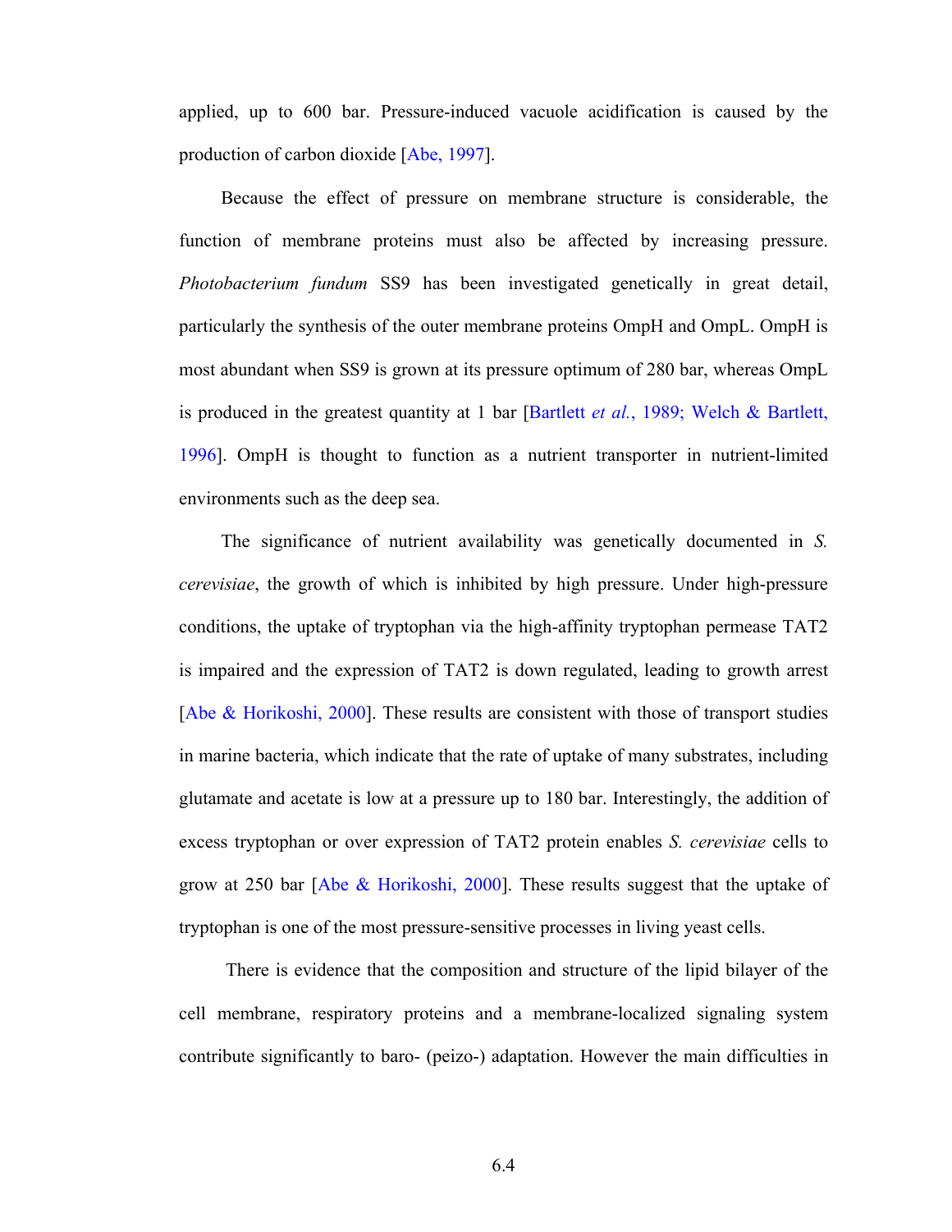applied, up to 600 bar. Pressure-induced vacuole acidification is caused by the production of carbon dioxide [Abe, 1997].

Because the effect of pressure on membrane structure is considerable, the function of membrane proteins must also be affected by increasing pressure. *Photobacterium fundum* SS9 has been investigated genetically in great detail, particularly the synthesis of the outer membrane proteins OmpH and OmpL. OmpH is most abundant when SS9 is grown at its pressure optimum of 280 bar, whereas OmpL is produced in the greatest quantity at 1 bar [Bartlett *et al.*, 1989; Welch & Bartlett, 1996]. OmpH is thought to function as a nutrient transporter in nutrient-limited environments such as the deep sea.

The significance of nutrient availability was genetically documented in *S. cerevisiae*, the growth of which is inhibited by high pressure. Under high-pressure conditions, the uptake of tryptophan via the high-affinity tryptophan permease TAT2 is impaired and the expression of TAT2 is down regulated, leading to growth arrest [Abe & Horikoshi, 2000]. These results are consistent with those of transport studies in marine bacteria, which indicate that the rate of uptake of many substrates, including glutamate and acetate is low at a pressure up to 180 bar. Interestingly, the addition of excess tryptophan or over expression of TAT2 protein enables *S. cerevisiae* cells to grow at 250 bar [Abe & Horikoshi, 2000]. These results suggest that the uptake of tryptophan is one of the most pressure-sensitive processes in living yeast cells.

There is evidence that the composition and structure of the lipid bilayer of the cell membrane, respiratory proteins and a membrane-localized signaling system contribute significantly to baro- (peizo-) adaptation. However the main difficulties in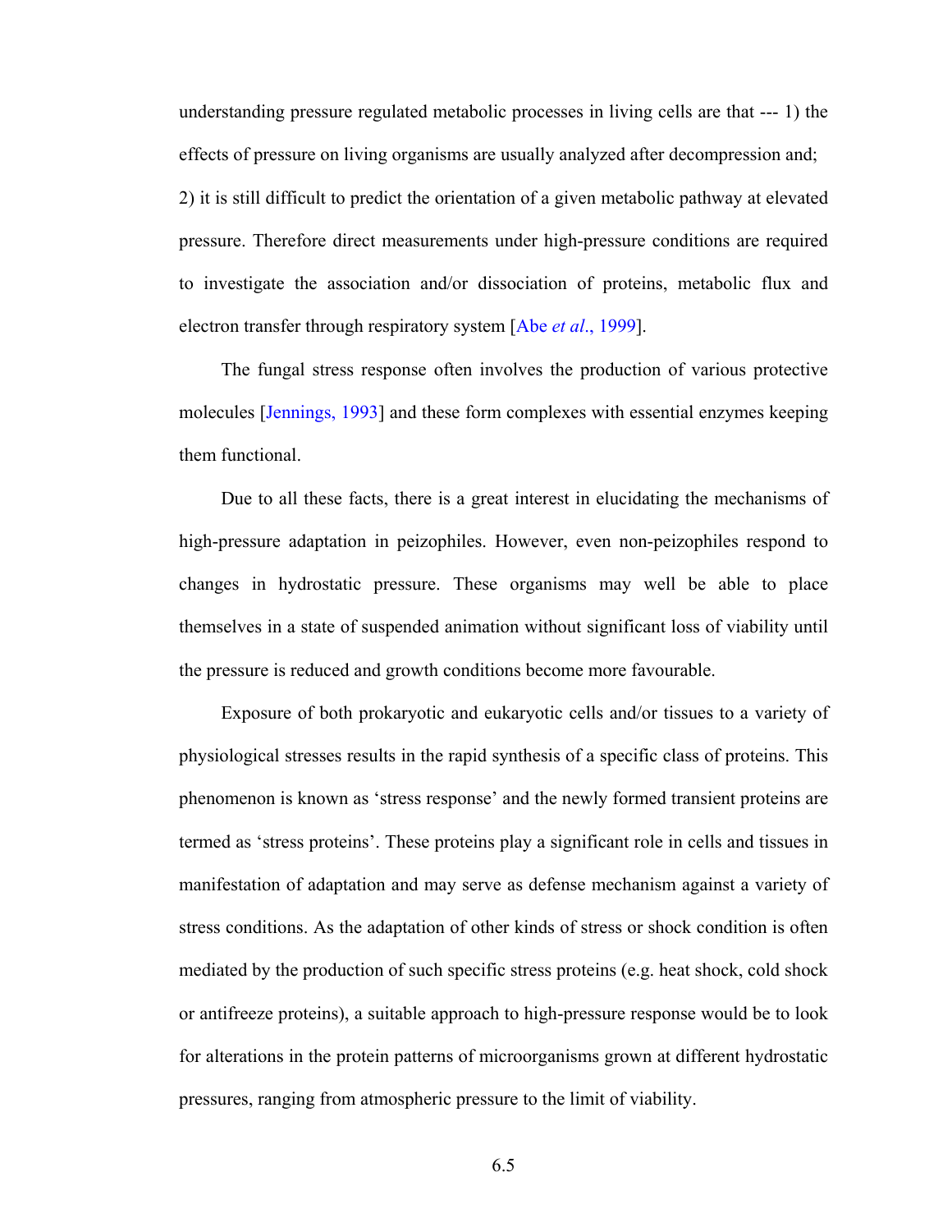understanding pressure regulated metabolic processes in living cells are that --- 1) the effects of pressure on living organisms are usually analyzed after decompression and; 2) it is still difficult to predict the orientation of a given metabolic pathway at elevated pressure. Therefore direct measurements under high-pressure conditions are required to investigate the association and/or dissociation of proteins, metabolic flux and electron transfer through respiratory system [Abe *et al*., 1999].

The fungal stress response often involves the production of various protective molecules [Jennings, 1993] and these form complexes with essential enzymes keeping them functional.

Due to all these facts, there is a great interest in elucidating the mechanisms of high-pressure adaptation in peizophiles. However, even non-peizophiles respond to changes in hydrostatic pressure. These organisms may well be able to place themselves in a state of suspended animation without significant loss of viability until the pressure is reduced and growth conditions become more favourable.

Exposure of both prokaryotic and eukaryotic cells and/or tissues to a variety of physiological stresses results in the rapid synthesis of a specific class of proteins. This phenomenon is known as 'stress response' and the newly formed transient proteins are termed as 'stress proteins'. These proteins play a significant role in cells and tissues in manifestation of adaptation and may serve as defense mechanism against a variety of stress conditions. As the adaptation of other kinds of stress or shock condition is often mediated by the production of such specific stress proteins (e.g. heat shock, cold shock or antifreeze proteins), a suitable approach to high-pressure response would be to look for alterations in the protein patterns of microorganisms grown at different hydrostatic pressures, ranging from atmospheric pressure to the limit of viability.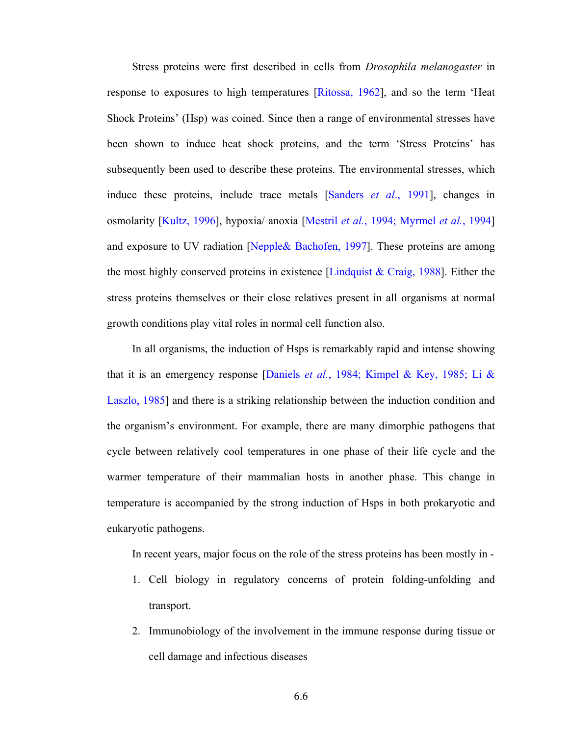Stress proteins were first described in cells from *Drosophila melanogaster* in response to exposures to high temperatures [Ritossa, 1962], and so the term 'Heat Shock Proteins' (Hsp) was coined. Since then a range of environmental stresses have been shown to induce heat shock proteins, and the term 'Stress Proteins' has subsequently been used to describe these proteins. The environmental stresses, which induce these proteins, include trace metals [Sanders *et al*., 1991], changes in osmolarity [Kultz, 1996], hypoxia/ anoxia [Mestril *et al.*, 1994; Myrmel *et al.*, 1994] and exposure to UV radiation [Nepple& Bachofen, 1997]. These proteins are among the most highly conserved proteins in existence [Lindquist & Craig, 1988]. Either the stress proteins themselves or their close relatives present in all organisms at normal growth conditions play vital roles in normal cell function also.

In all organisms, the induction of Hsps is remarkably rapid and intense showing that it is an emergency response [Daniels *et al.*, 1984; Kimpel & Key, 1985; Li & Laszlo, 1985] and there is a striking relationship between the induction condition and the organism's environment. For example, there are many dimorphic pathogens that cycle between relatively cool temperatures in one phase of their life cycle and the warmer temperature of their mammalian hosts in another phase. This change in temperature is accompanied by the strong induction of Hsps in both prokaryotic and eukaryotic pathogens.

In recent years, major focus on the role of the stress proteins has been mostly in -

1. Cell biology in regulatory concerns of protein folding-unfolding and transport.
2. Immunobiology of the involvement in the immune response during tissue or cell damage and infectious diseases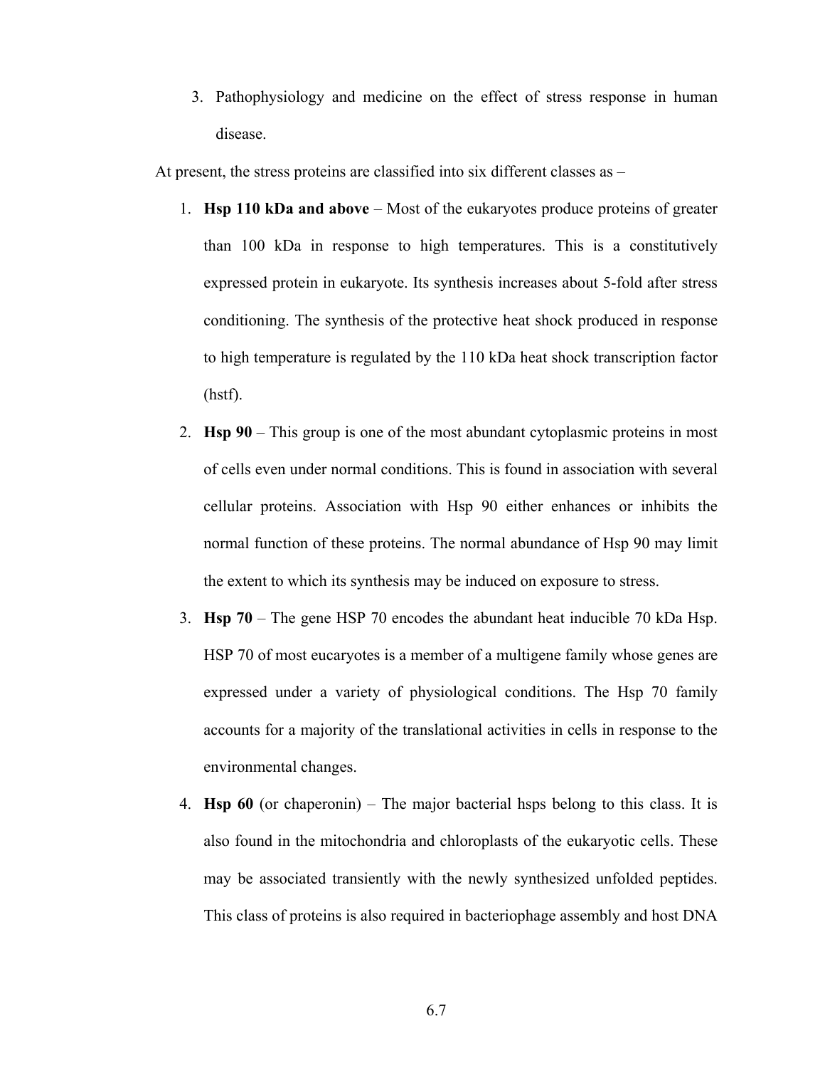3. Pathophysiology and medicine on the effect of stress response in human disease.

At present, the stress proteins are classified into six different classes as –

1. **Hsp 110 kDa and above** – Most of the eukaryotes produce proteins of greater than 100 kDa in response to high temperatures. This is a constitutively expressed protein in eukaryote. Its synthesis increases about 5-fold after stress conditioning. The synthesis of the protective heat shock produced in response to high temperature is regulated by the 110 kDa heat shock transcription factor (hstf).
2. **Hsp 90** – This group is one of the most abundant cytoplasmic proteins in most of cells even under normal conditions. This is found in association with several cellular proteins. Association with Hsp 90 either enhances or inhibits the normal function of these proteins. The normal abundance of Hsp 90 may limit the extent to which its synthesis may be induced on exposure to stress.
3. **Hsp 70** – The gene HSP 70 encodes the abundant heat inducible 70 kDa Hsp. HSP 70 of most eucaryotes is a member of a multigene family whose genes are expressed under a variety of physiological conditions. The Hsp 70 family accounts for a majority of the translational activities in cells in response to the environmental changes.
4. **Hsp 60** (or chaperonin) – The major bacterial hsps belong to this class. It is also found in the mitochondria and chloroplasts of the eukaryotic cells. These may be associated transiently with the newly synthesized unfolded peptides. This class of proteins is also required in bacteriophage assembly and host DNA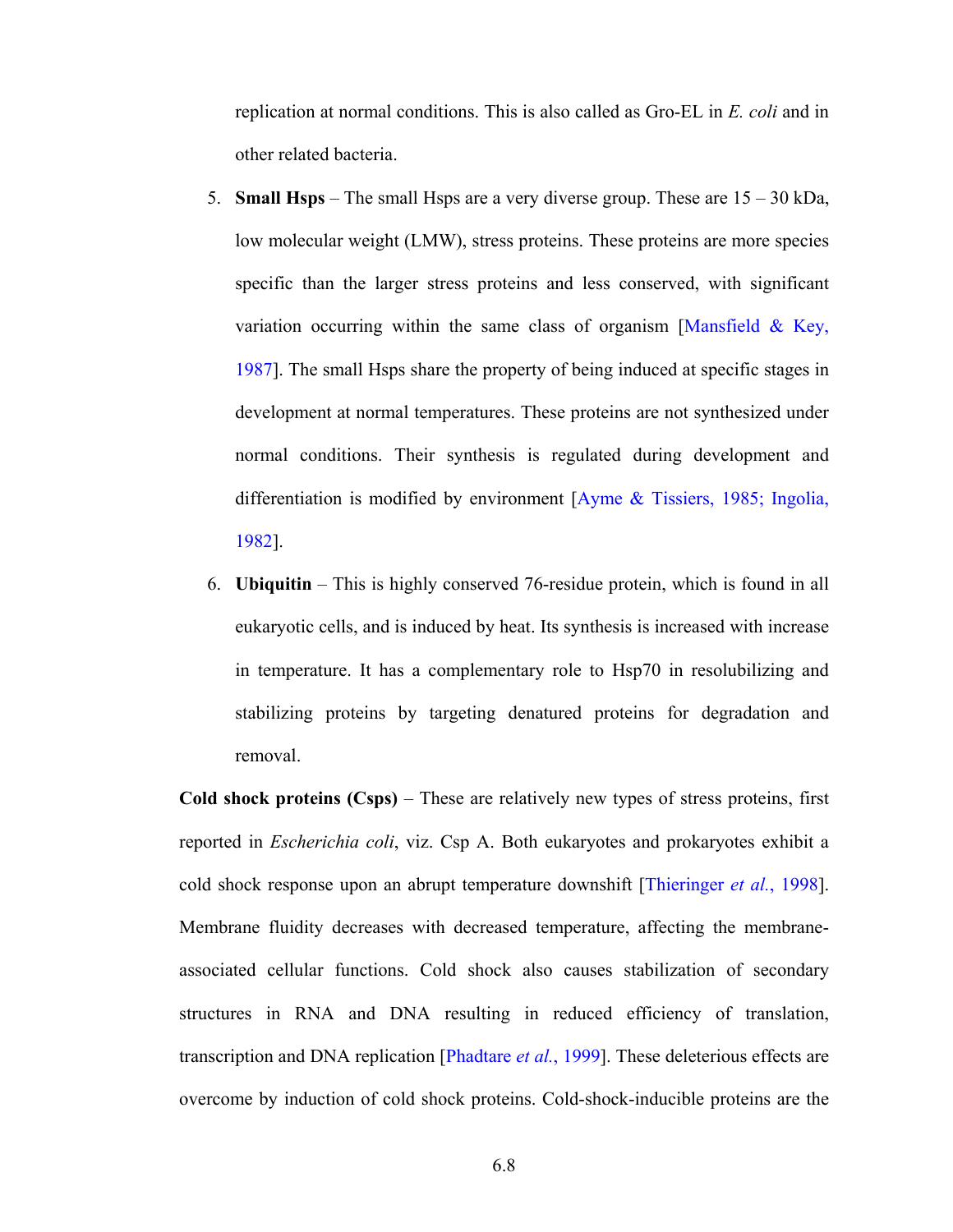replication at normal conditions. This is also called as Gro-EL in *E. coli* and in other related bacteria.

5. **Small Hsps** – The small Hsps are a very diverse group. These are 15 – 30 kDa, low molecular weight (LMW), stress proteins. These proteins are more species specific than the larger stress proteins and less conserved, with significant variation occurring within the same class of organism [Mansfield & Key, 1987]. The small Hsps share the property of being induced at specific stages in development at normal temperatures. These proteins are not synthesized under normal conditions. Their synthesis is regulated during development and differentiation is modified by environment [Ayme & Tissiers, 1985; Ingolia, 1982].

6. **Ubiquitin** – This is highly conserved 76-residue protein, which is found in all eukaryotic cells, and is induced by heat. Its synthesis is increased with increase in temperature. It has a complementary role to Hsp70 in resolubilizing and stabilizing proteins by targeting denatured proteins for degradation and removal.

**Cold shock proteins (Csps)** – These are relatively new types of stress proteins, first reported in *Escherichia coli*, viz. Csp A. Both eukaryotes and prokaryotes exhibit a cold shock response upon an abrupt temperature downshift [Thieringer *et al.*, 1998]. Membrane fluidity decreases with decreased temperature, affecting the membrane-associated cellular functions. Cold shock also causes stabilization of secondary structures in RNA and DNA resulting in reduced efficiency of translation, transcription and DNA replication [Phadtare *et al.*, 1999]. These deleterious effects are overcome by induction of cold shock proteins. Cold-shock-inducible proteins are the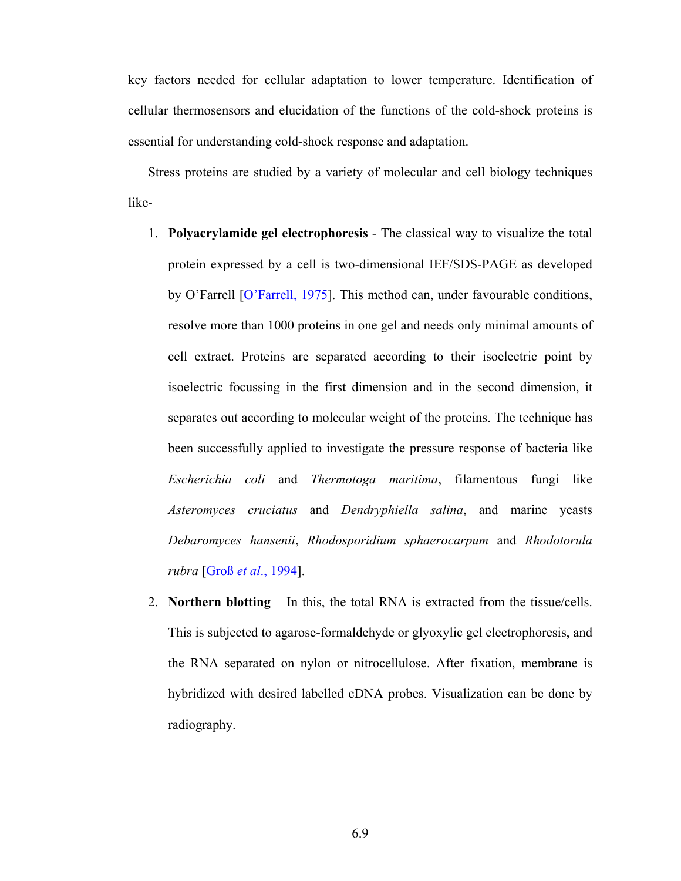key factors needed for cellular adaptation to lower temperature. Identification of cellular thermosensors and elucidation of the functions of the cold-shock proteins is essential for understanding cold-shock response and adaptation.

Stress proteins are studied by a variety of molecular and cell biology techniques like-

1. **Polyacrylamide gel electrophoresis** - The classical way to visualize the total protein expressed by a cell is two-dimensional IEF/SDS-PAGE as developed by O'Farrell [O'Farrell, 1975]. This method can, under favourable conditions, resolve more than 1000 proteins in one gel and needs only minimal amounts of cell extract. Proteins are separated according to their isoelectric point by isoelectric focussing in the first dimension and in the second dimension, it separates out according to molecular weight of the proteins. The technique has been successfully applied to investigate the pressure response of bacteria like *Escherichia coli* and *Thermotoga maritima*, filamentous fungi like *Asteromyces cruciatus* and *Dendryphiella salina*, and marine yeasts *Debaromyces hansenii*, *Rhodosporidium sphaerocarpum* and *Rhodotorula rubra* [Groß *et al*., 1994].

2. **Northern blotting** – In this, the total RNA is extracted from the tissue/cells. This is subjected to agarose-formaldehyde or glyoxylic gel electrophoresis, and the RNA separated on nylon or nitrocellulose. After fixation, membrane is hybridized with desired labelled cDNA probes. Visualization can be done by radiography.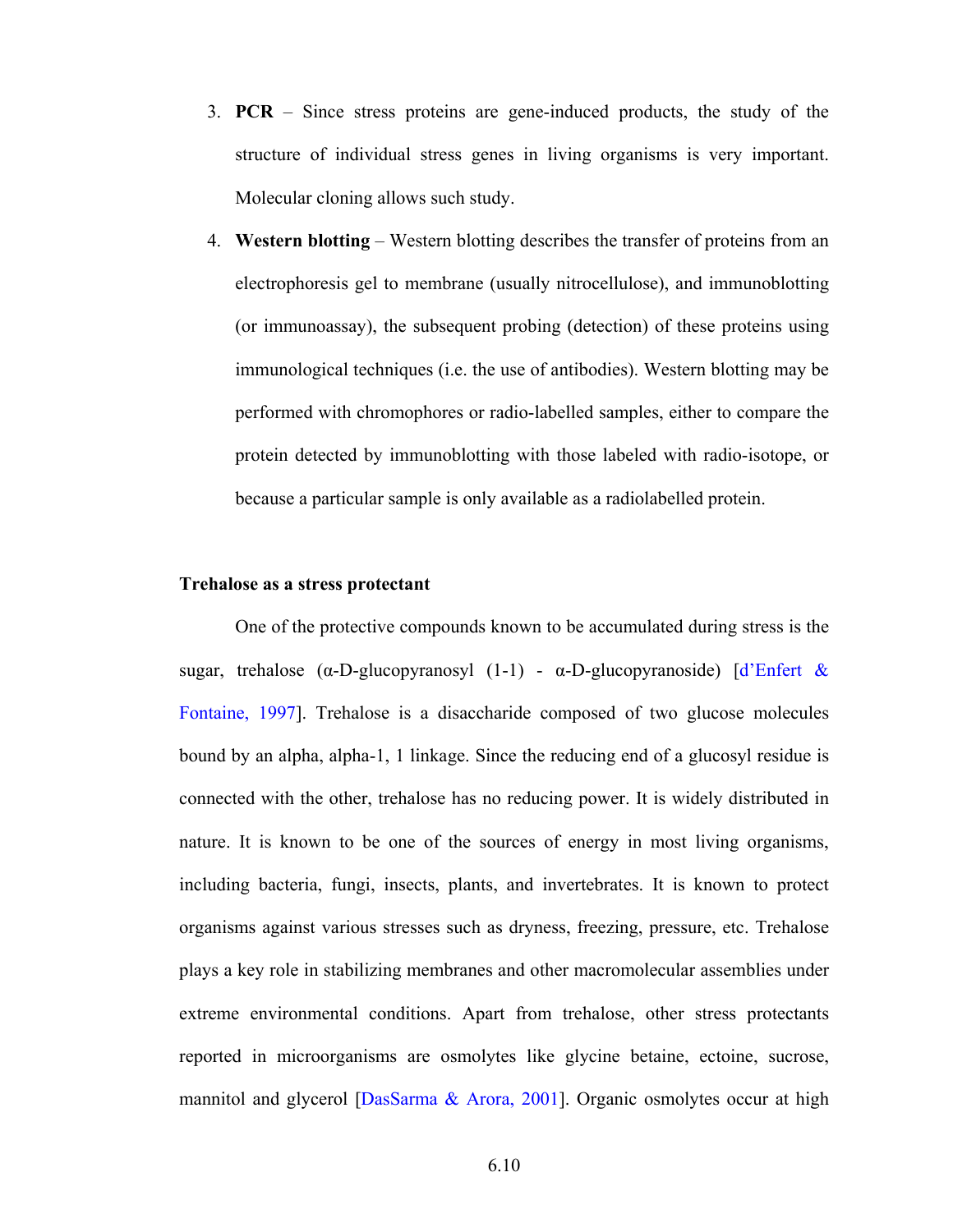3. **PCR** – Since stress proteins are gene-induced products, the study of the structure of individual stress genes in living organisms is very important. Molecular cloning allows such study.
4. **Western blotting** – Western blotting describes the transfer of proteins from an electrophoresis gel to membrane (usually nitrocellulose), and immunoblotting (or immunoassay), the subsequent probing (detection) of these proteins using immunological techniques (i.e. the use of antibodies). Western blotting may be performed with chromophores or radio-labelled samples, either to compare the protein detected by immunoblotting with those labeled with radio-isotope, or because a particular sample is only available as a radiolabelled protein.

**Trehalose as a stress protectant**

One of the protective compounds known to be accumulated during stress is the sugar, trehalose (α-D-glucopyranosyl (1-1) - α-D-glucopyranoside) [d'Enfert & Fontaine, 1997]. Trehalose is a disaccharide composed of two glucose molecules bound by an alpha, alpha-1, 1 linkage. Since the reducing end of a glucosyl residue is connected with the other, trehalose has no reducing power. It is widely distributed in nature. It is known to be one of the sources of energy in most living organisms, including bacteria, fungi, insects, plants, and invertebrates. It is known to protect organisms against various stresses such as dryness, freezing, pressure, etc. Trehalose plays a key role in stabilizing membranes and other macromolecular assemblies under extreme environmental conditions. Apart from trehalose, other stress protectants reported in microorganisms are osmolytes like glycine betaine, ectoine, sucrose, mannitol and glycerol [DasSarma & Arora, 2001]. Organic osmolytes occur at high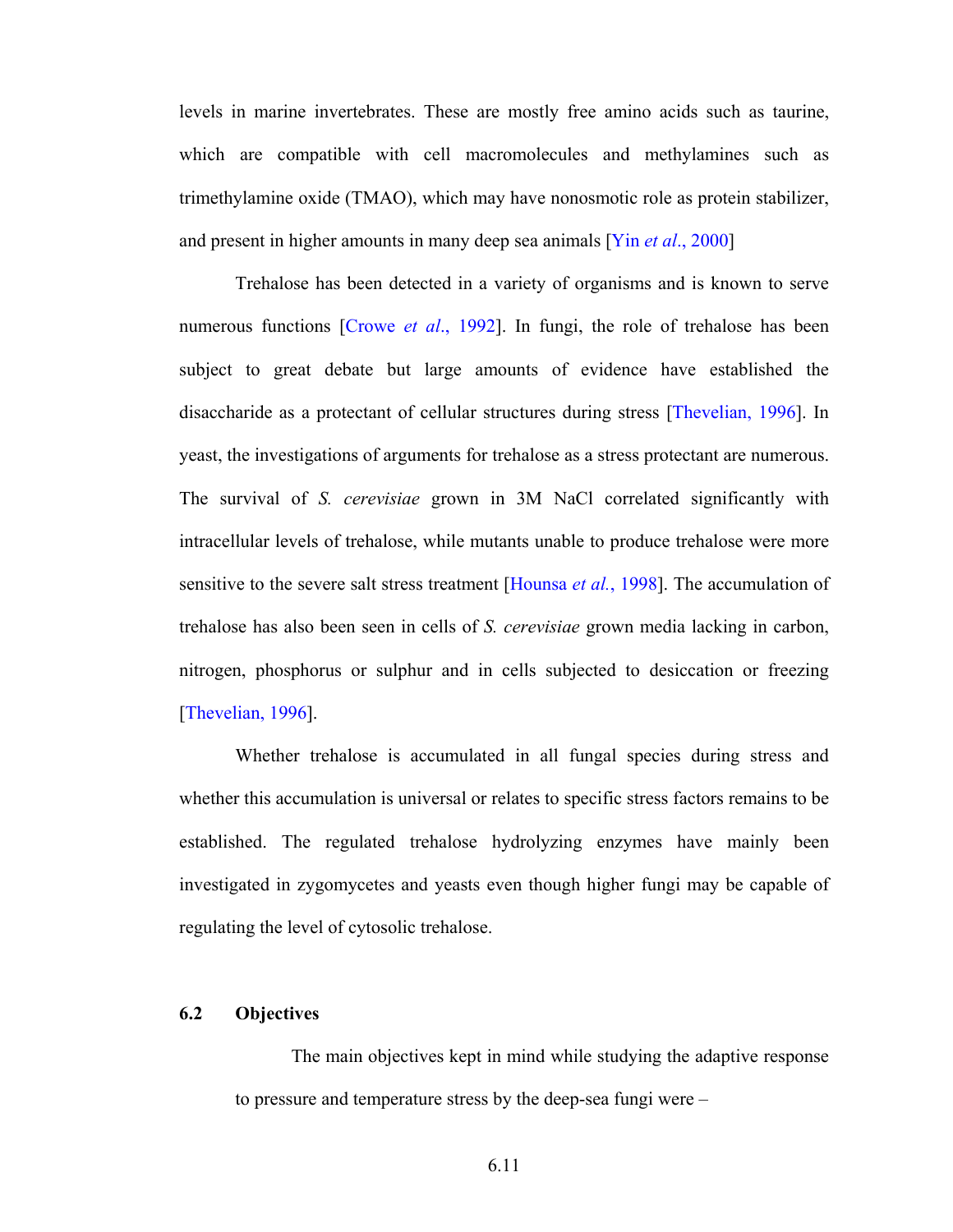levels in marine invertebrates. These are mostly free amino acids such as taurine, which are compatible with cell macromolecules and methylamines such as trimethylamine oxide (TMAO), which may have nonosmotic role as protein stabilizer, and present in higher amounts in many deep sea animals [Yin *et al*., 2000]

Trehalose has been detected in a variety of organisms and is known to serve numerous functions [Crowe *et al*., 1992]. In fungi, the role of trehalose has been subject to great debate but large amounts of evidence have established the disaccharide as a protectant of cellular structures during stress [Thevelian, 1996]. In yeast, the investigations of arguments for trehalose as a stress protectant are numerous. The survival of *S. cerevisiae* grown in 3M NaCl correlated significantly with intracellular levels of trehalose, while mutants unable to produce trehalose were more sensitive to the severe salt stress treatment [Hounsa *et al.*, 1998]. The accumulation of trehalose has also been seen in cells of *S. cerevisiae* grown media lacking in carbon, nitrogen, phosphorus or sulphur and in cells subjected to desiccation or freezing [Thevelian, 1996].

Whether trehalose is accumulated in all fungal species during stress and whether this accumulation is universal or relates to specific stress factors remains to be established. The regulated trehalose hydrolyzing enzymes have mainly been investigated in zygomycetes and yeasts even though higher fungi may be capable of regulating the level of cytosolic trehalose.

## 6.2 Objectives

The main objectives kept in mind while studying the adaptive response to pressure and temperature stress by the deep-sea fungi were –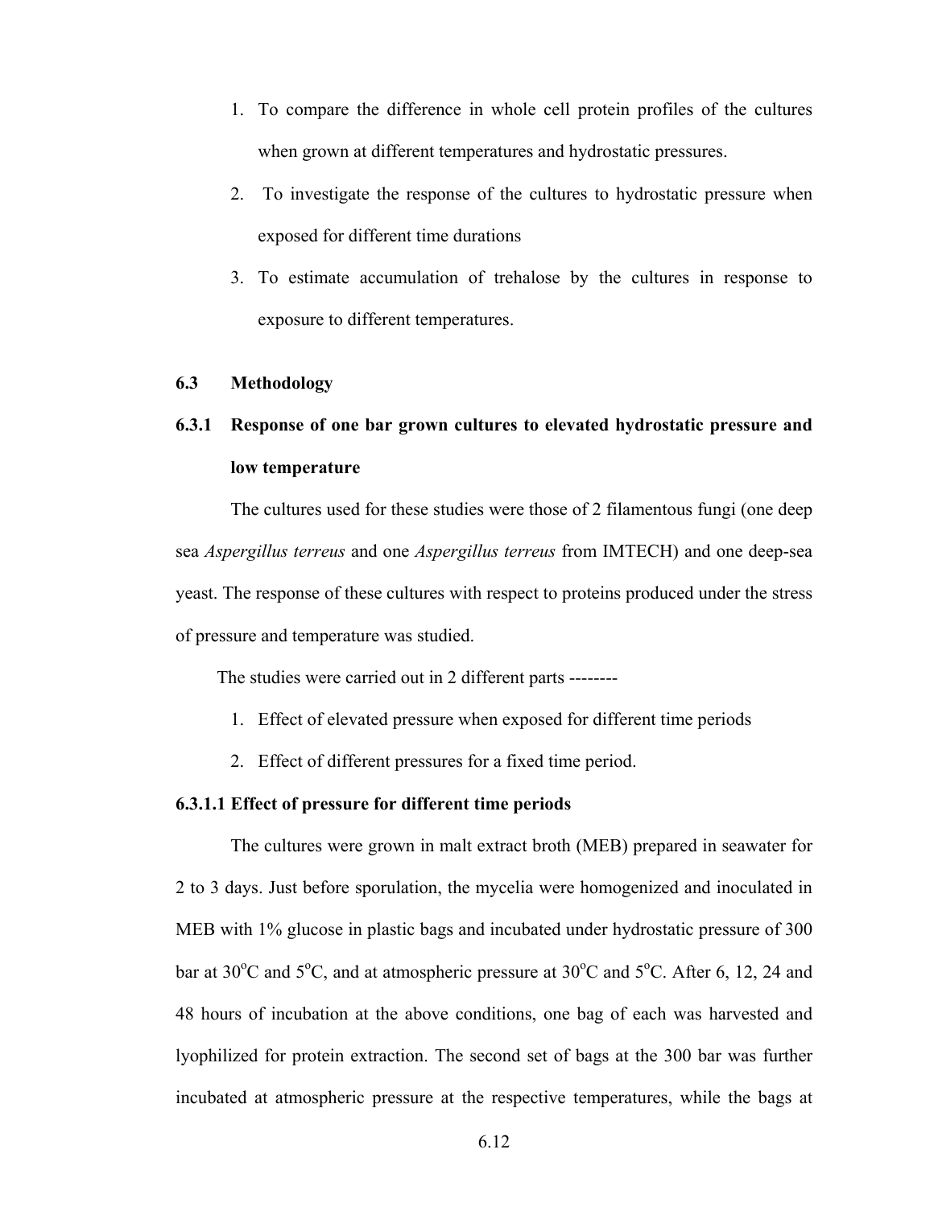1. To compare the difference in whole cell protein profiles of the cultures when grown at different temperatures and hydrostatic pressures.
2. To investigate the response of the cultures to hydrostatic pressure when exposed for different time durations
3. To estimate accumulation of trehalose by the cultures in response to exposure to different temperatures.

## 6.3 Methodology

### 6.3.1 Response of one bar grown cultures to elevated hydrostatic pressure and low temperature

The cultures used for these studies were those of 2 filamentous fungi (one deep sea *Aspergillus terreus* and one *Aspergillus terreus* from IMTECH) and one deep-sea yeast. The response of these cultures with respect to proteins produced under the stress of pressure and temperature was studied.

The studies were carried out in 2 different parts --------

1. Effect of elevated pressure when exposed for different time periods
2. Effect of different pressures for a fixed time period.

#### 6.3.1.1 Effect of pressure for different time periods

The cultures were grown in malt extract broth (MEB) prepared in seawater for 2 to 3 days. Just before sporulation, the mycelia were homogenized and inoculated in MEB with 1% glucose in plastic bags and incubated under hydrostatic pressure of 300 bar at 30$^{o}$C and 5$^{o}$C, and at atmospheric pressure at 30$^{o}$C and 5$^{o}$C. After 6, 12, 24 and 48 hours of incubation at the above conditions, one bag of each was harvested and lyophilized for protein extraction. The second set of bags at the 300 bar was further incubated at atmospheric pressure at the respective temperatures, while the bags at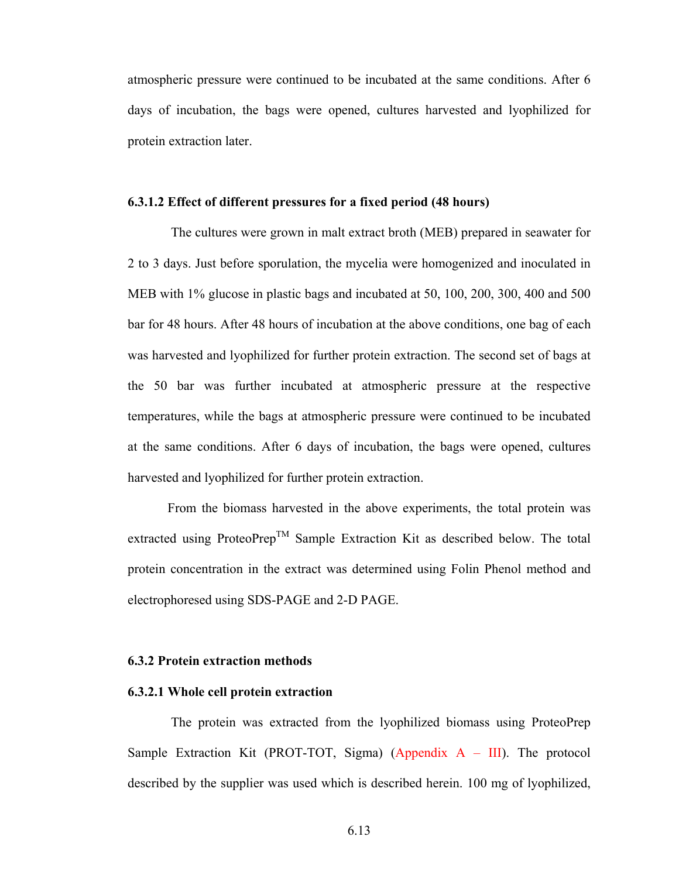atmospheric pressure were continued to be incubated at the same conditions. After 6 days of incubation, the bags were opened, cultures harvested and lyophilized for protein extraction later.

#### 6.3.1.2 Effect of different pressures for a fixed period (48 hours)

The cultures were grown in malt extract broth (MEB) prepared in seawater for 2 to 3 days. Just before sporulation, the mycelia were homogenized and inoculated in MEB with 1% glucose in plastic bags and incubated at 50, 100, 200, 300, 400 and 500 bar for 48 hours. After 48 hours of incubation at the above conditions, one bag of each was harvested and lyophilized for further protein extraction. The second set of bags at the 50 bar was further incubated at atmospheric pressure at the respective temperatures, while the bags at atmospheric pressure were continued to be incubated at the same conditions. After 6 days of incubation, the bags were opened, cultures harvested and lyophilized for further protein extraction.

From the biomass harvested in the above experiments, the total protein was extracted using ProteoPrep™ Sample Extraction Kit as described below. The total protein concentration in the extract was determined using Folin Phenol method and electrophoresed using SDS-PAGE and 2-D PAGE.

### 6.3.2 Protein extraction methods

#### 6.3.2.1 Whole cell protein extraction

The protein was extracted from the lyophilized biomass using ProteoPrep Sample Extraction Kit (PROT-TOT, Sigma) (Appendix A – III). The protocol described by the supplier was used which is described herein. 100 mg of lyophilized,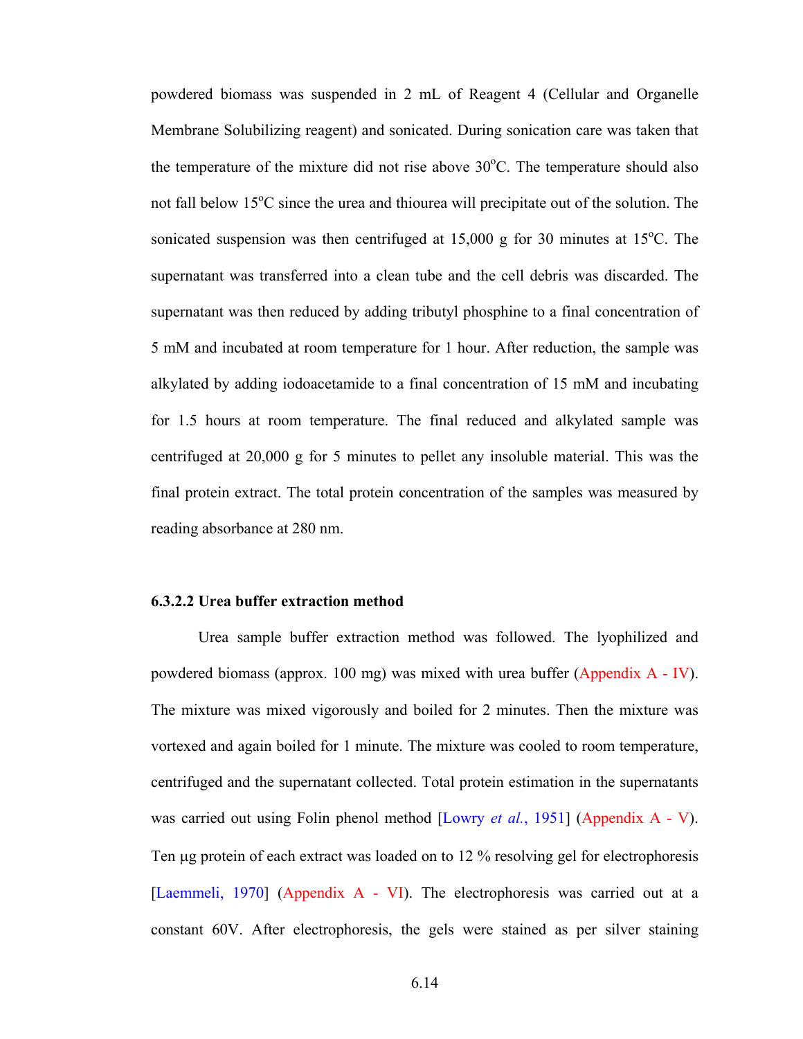powdered biomass was suspended in 2 mL of Reagent 4 (Cellular and Organelle Membrane Solubilizing reagent) and sonicated. During sonication care was taken that the temperature of the mixture did not rise above 30$^{o}$C. The temperature should also not fall below 15$^{o}$C since the urea and thiourea will precipitate out of the solution. The sonicated suspension was then centrifuged at 15,000 g for 30 minutes at 15$^{o}$C. The supernatant was transferred into a clean tube and the cell debris was discarded. The supernatant was then reduced by adding tributyl phosphine to a final concentration of 5 mM and incubated at room temperature for 1 hour. After reduction, the sample was alkylated by adding iodoacetamide to a final concentration of 15 mM and incubating for 1.5 hours at room temperature. The final reduced and alkylated sample was centrifuged at 20,000 g for 5 minutes to pellet any insoluble material. This was the final protein extract. The total protein concentration of the samples was measured by reading absorbance at 280 nm.

#### 6.3.2.2 Urea buffer extraction method

Urea sample buffer extraction method was followed. The lyophilized and powdered biomass (approx. 100 mg) was mixed with urea buffer (Appendix A - IV). The mixture was mixed vigorously and boiled for 2 minutes. Then the mixture was vortexed and again boiled for 1 minute. The mixture was cooled to room temperature, centrifuged and the supernatant collected. Total protein estimation in the supernatants was carried out using Folin phenol method [Lowry *et al.*, 1951] (Appendix A - V). Ten µg protein of each extract was loaded on to 12 % resolving gel for electrophoresis [Laemmeli, 1970] (Appendix A - VI). The electrophoresis was carried out at a constant 60V. After electrophoresis, the gels were stained as per silver staining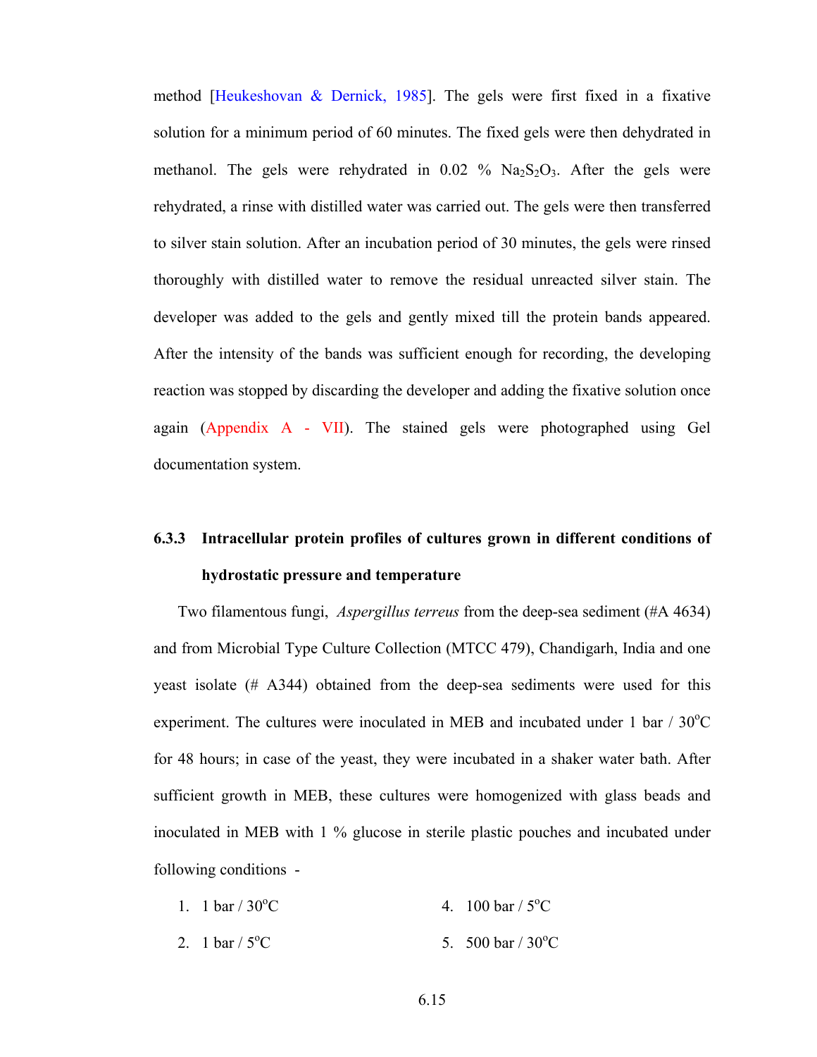method [Heukeshovan & Dernick, 1985]. The gels were first fixed in a fixative solution for a minimum period of 60 minutes. The fixed gels were then dehydrated in methanol. The gels were rehydrated in 0.02 % $Na_2S_2O_3$. After the gels were rehydrated, a rinse with distilled water was carried out. The gels were then transferred to silver stain solution. After an incubation period of 30 minutes, the gels were rinsed thoroughly with distilled water to remove the residual unreacted silver stain. The developer was added to the gels and gently mixed till the protein bands appeared. After the intensity of the bands was sufficient enough for recording, the developing reaction was stopped by discarding the developer and adding the fixative solution once again (Appendix A - VII). The stained gels were photographed using Gel documentation system.

### 6.3.3 Intracellular protein profiles of cultures grown in different conditions of hydrostatic pressure and temperature

Two filamentous fungi, *Aspergillus terreus* from the deep-sea sediment (#A 4634) and from Microbial Type Culture Collection (MTCC 479), Chandigarh, India and one yeast isolate (# A344) obtained from the deep-sea sediments were used for this experiment. The cultures were inoculated in MEB and incubated under 1 bar / 30$^{o}$C for 48 hours; in case of the yeast, they were incubated in a shaker water bath. After sufficient growth in MEB, these cultures were homogenized with glass beads and inoculated in MEB with 1 % glucose in sterile plastic pouches and incubated under following conditions -

1. 1 bar / 30$^{o}$C
2. 1 bar / 5$^{o}$C
4. 100 bar / 5$^{o}$C
5. 500 bar / 30$^{o}$C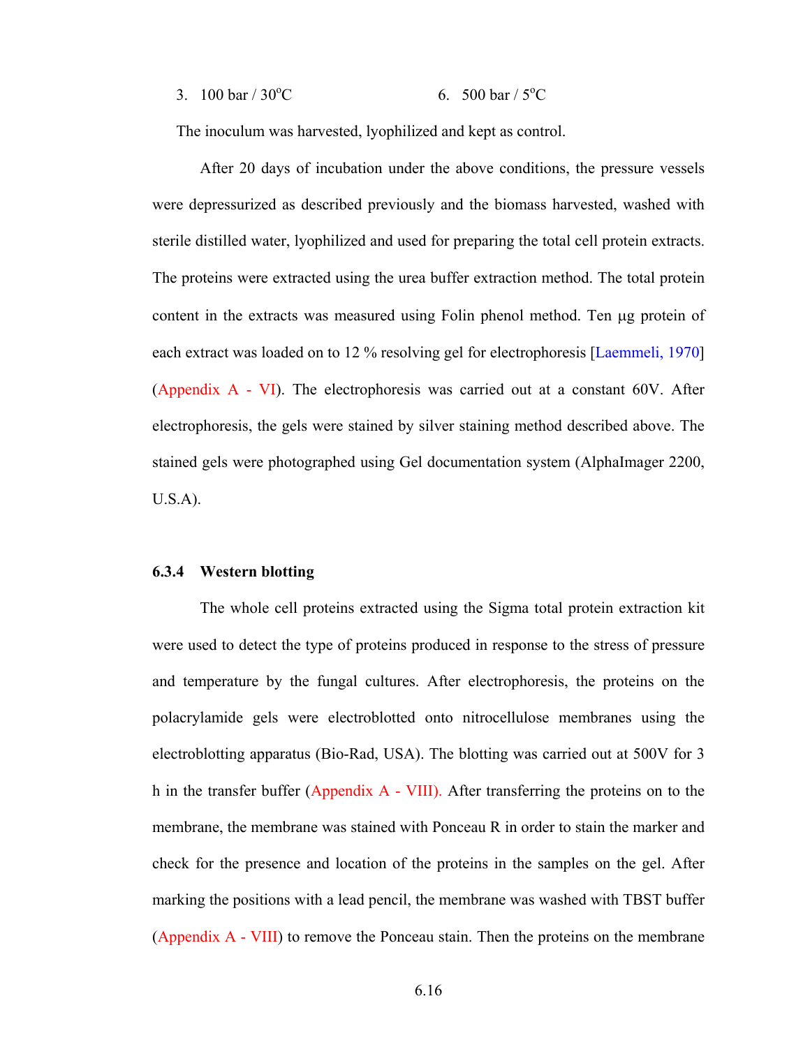3. 100 bar / 30$^o$C    6. 500 bar / 5$^o$C

The inoculum was harvested, lyophilized and kept as control.

After 20 days of incubation under the above conditions, the pressure vessels were depressurized as described previously and the biomass harvested, washed with sterile distilled water, lyophilized and used for preparing the total cell protein extracts. The proteins were extracted using the urea buffer extraction method. The total protein content in the extracts was measured using Folin phenol method. Ten µg protein of each extract was loaded on to 12 % resolving gel for electrophoresis [Laemmeli, 1970] (Appendix A - VI). The electrophoresis was carried out at a constant 60V. After electrophoresis, the gels were stained by silver staining method described above. The stained gels were photographed using Gel documentation system (AlphaImager 2200, U.S.A).

### 6.3.4 Western blotting

The whole cell proteins extracted using the Sigma total protein extraction kit were used to detect the type of proteins produced in response to the stress of pressure and temperature by the fungal cultures. After electrophoresis, the proteins on the polacrylamide gels were electroblotted onto nitrocellulose membranes using the electroblotting apparatus (Bio-Rad, USA). The blotting was carried out at 500V for 3 h in the transfer buffer (Appendix A - VIII). After transferring the proteins on to the membrane, the membrane was stained with Ponceau R in order to stain the marker and check for the presence and location of the proteins in the samples on the gel. After marking the positions with a lead pencil, the membrane was washed with TBST buffer (Appendix A - VIII) to remove the Ponceau stain. Then the proteins on the membrane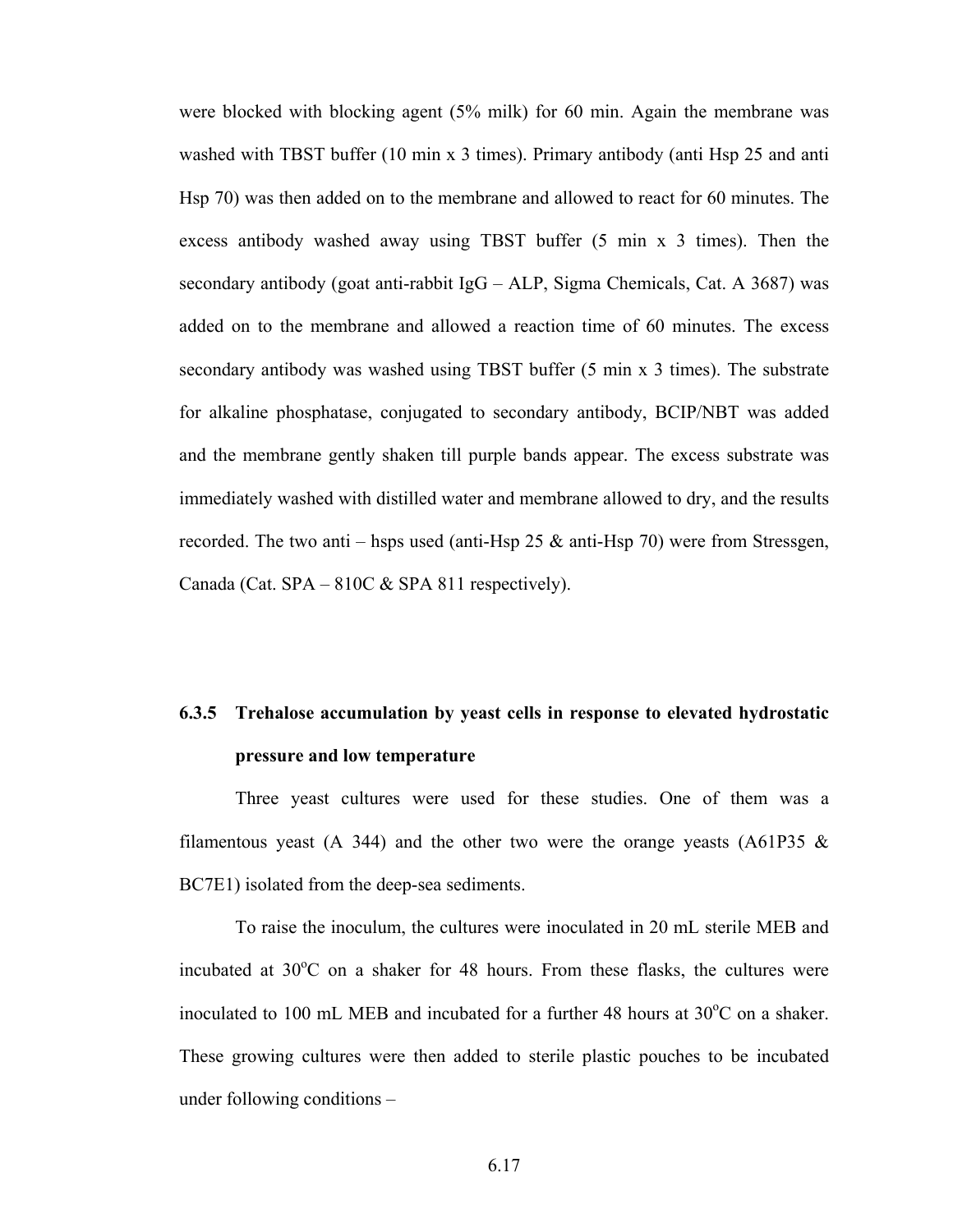were blocked with blocking agent (5% milk) for 60 min. Again the membrane was washed with TBST buffer (10 min x 3 times). Primary antibody (anti Hsp 25 and anti Hsp 70) was then added on to the membrane and allowed to react for 60 minutes. The excess antibody washed away using TBST buffer (5 min x 3 times). Then the secondary antibody (goat anti-rabbit IgG – ALP, Sigma Chemicals, Cat. A 3687) was added on to the membrane and allowed a reaction time of 60 minutes. The excess secondary antibody was washed using TBST buffer (5 min x 3 times). The substrate for alkaline phosphatase, conjugated to secondary antibody, BCIP/NBT was added and the membrane gently shaken till purple bands appear. The excess substrate was immediately washed with distilled water and membrane allowed to dry, and the results recorded. The two anti – hsps used (anti-Hsp 25 & anti-Hsp 70) were from Stressgen, Canada (Cat. SPA – 810C & SPA 811 respectively).

### 6.3.5 Trehalose accumulation by yeast cells in response to elevated hydrostatic pressure and low temperature

Three yeast cultures were used for these studies. One of them was a filamentous yeast (A 344) and the other two were the orange yeasts (A61P35 & BC7E1) isolated from the deep-sea sediments.

To raise the inoculum, the cultures were inoculated in 20 mL sterile MEB and incubated at 30$^{o}$C on a shaker for 48 hours. From these flasks, the cultures were inoculated to 100 mL MEB and incubated for a further 48 hours at 30$^{o}$C on a shaker. These growing cultures were then added to sterile plastic pouches to be incubated under following conditions –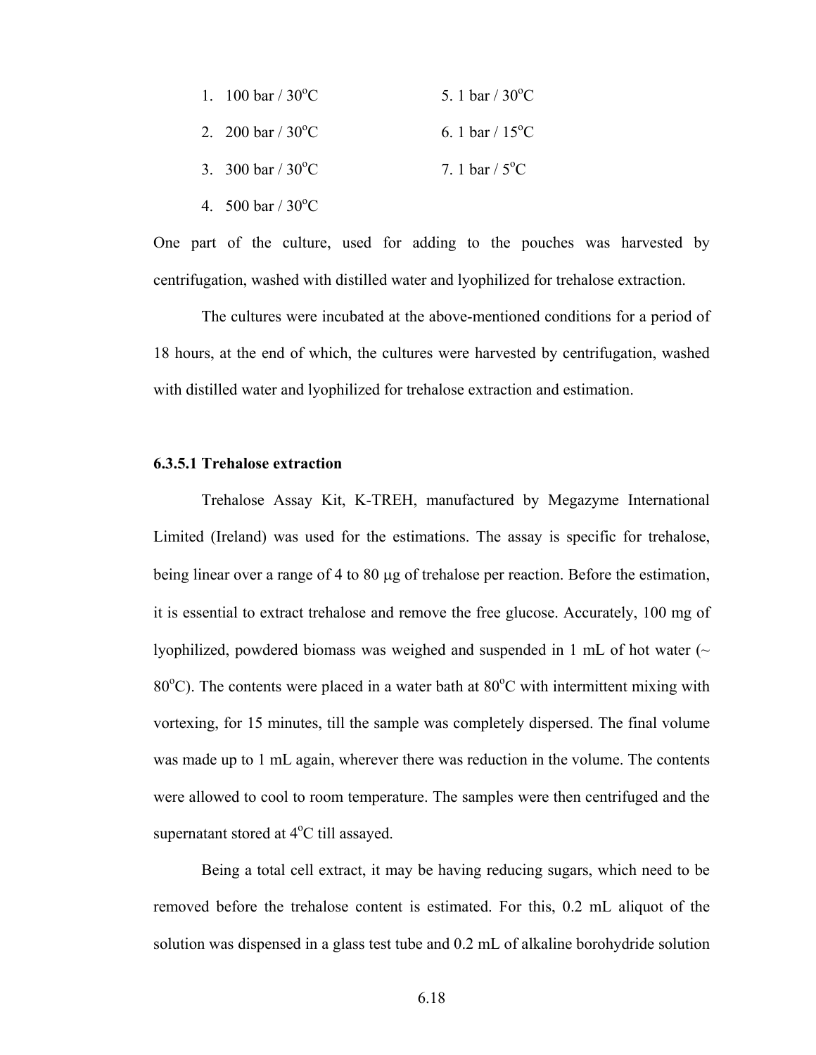1. 100 bar / 30°C
2. 200 bar / 30°C
3. 300 bar / 30°C
4. 500 bar / 30°C
5. 1 bar / 30°C
6. 1 bar / 15°C
7. 1 bar / 5°C

One part of the culture, used for adding to the pouches was harvested by centrifugation, washed with distilled water and lyophilized for trehalose extraction.

The cultures were incubated at the above-mentioned conditions for a period of 18 hours, at the end of which, the cultures were harvested by centrifugation, washed with distilled water and lyophilized for trehalose extraction and estimation.

### 6.3.5.1 Trehalose extraction

Trehalose Assay Kit, K-TREH, manufactured by Megazyme International Limited (Ireland) was used for the estimations. The assay is specific for trehalose, being linear over a range of 4 to 80 μg of trehalose per reaction. Before the estimation, it is essential to extract trehalose and remove the free glucose. Accurately, 100 mg of lyophilized, powdered biomass was weighed and suspended in 1 mL of hot water (~ 80°C). The contents were placed in a water bath at 80°C with intermittent mixing with vortexing, for 15 minutes, till the sample was completely dispersed. The final volume was made up to 1 mL again, wherever there was reduction in the volume. The contents were allowed to cool to room temperature. The samples were then centrifuged and the supernatant stored at 4°C till assayed.

Being a total cell extract, it may be having reducing sugars, which need to be removed before the trehalose content is estimated. For this, 0.2 mL aliquot of the solution was dispensed in a glass test tube and 0.2 mL of alkaline borohydride solution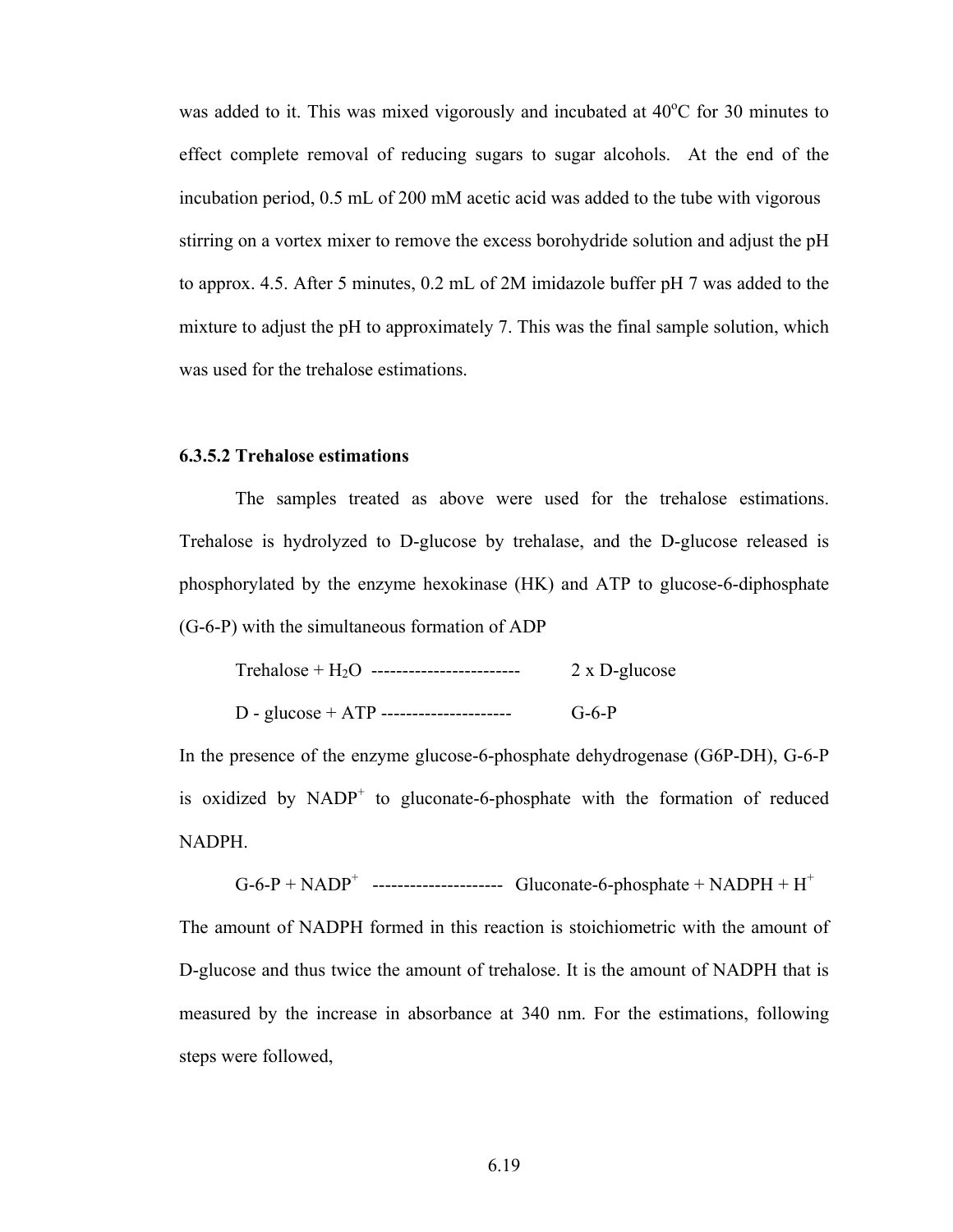was added to it. This was mixed vigorously and incubated at 40$^o$C for 30 minutes to effect complete removal of reducing sugars to sugar alcohols. At the end of the incubation period, 0.5 mL of 200 mM acetic acid was added to the tube with vigorous stirring on a vortex mixer to remove the excess borohydride solution and adjust the pH to approx. 4.5. After 5 minutes, 0.2 mL of 2M imidazole buffer pH 7 was added to the mixture to adjust the pH to approximately 7. This was the final sample solution, which was used for the trehalose estimations.

### 6.3.5.2 Trehalose estimations

The samples treated as above were used for the trehalose estimations. Trehalose is hydrolyzed to D-glucose by trehalase, and the D-glucose released is phosphorylated by the enzyme hexokinase (HK) and ATP to glucose-6-diphosphate (G-6-P) with the simultaneous formation of ADP

Trehalose + $H_2O$ ------------------------ 2 x D-glucose

D - glucose + ATP --------------------- G-6-P

In the presence of the enzyme glucose-6-phosphate dehydrogenase (G6P-DH), G-6-P is oxidized by $NADP^+$ to gluconate-6-phosphate with the formation of reduced NADPH.

G-6-P + $NADP^+$ --------------------- Gluconate-6-phosphate + NADPH + $H^+$

The amount of NADPH formed in this reaction is stoichiometric with the amount of D-glucose and thus twice the amount of trehalose. It is the amount of NADPH that is measured by the increase in absorbance at 340 nm. For the estimations, following steps were followed,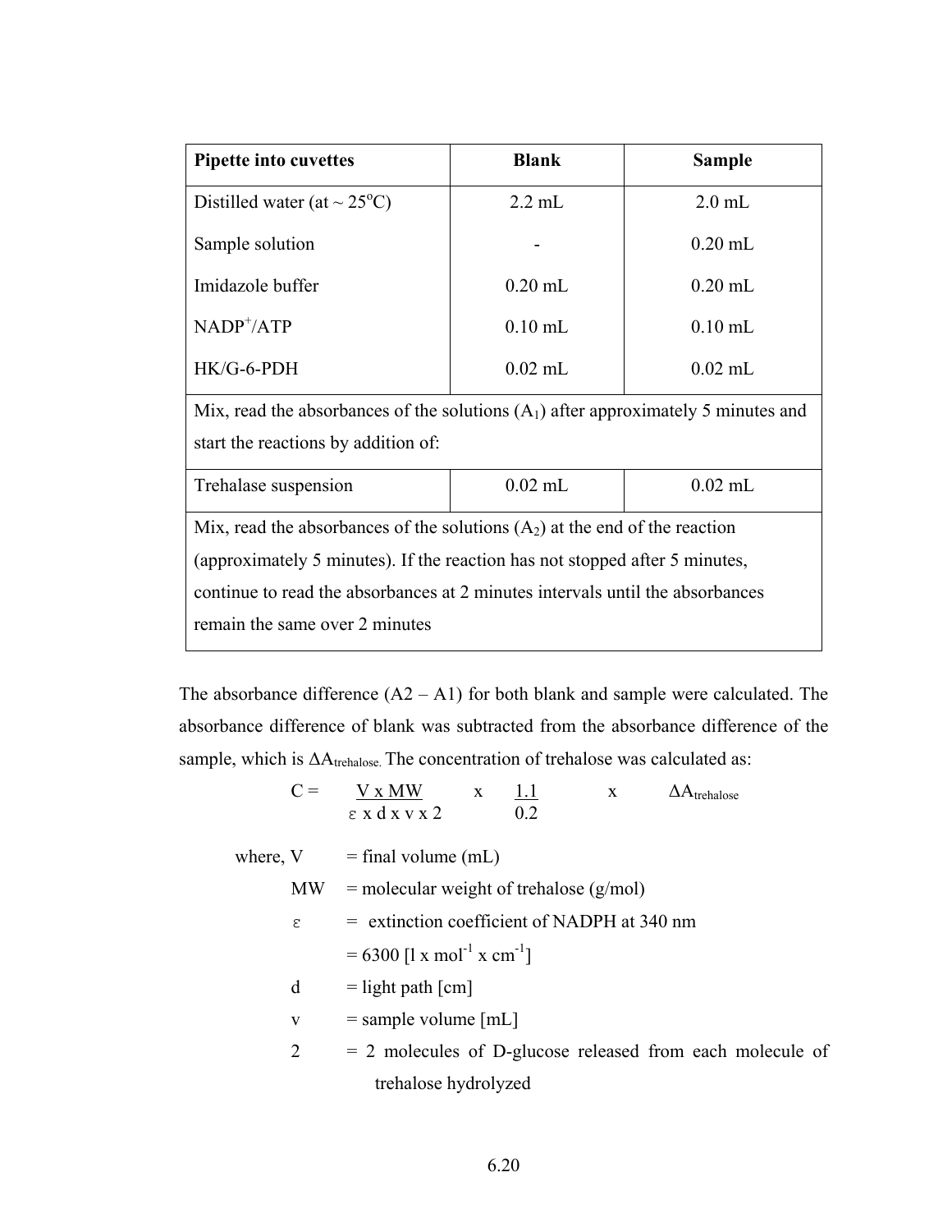| Pipette into cuvettes | Blank | Sample |
|---|---|---|
| Distilled water (at ~ 25°C) | 2.2 mL | 2.0 mL |
| Sample solution | - | 0.20 mL |
| Imidazole buffer | 0.20 mL | 0.20 mL |
| $NADP^+$/ATP | 0.10 mL | 0.10 mL |
| HK/G-6-PDH | 0.02 mL | 0.02 mL |
| Mix, read the absorbances of the solutions ($A_1$) after approximately 5 minutes and start the reactions by addition of: | | |
| Trehalase suspension | 0.02 mL | 0.02 mL |
| Mix, read the absorbances of the solutions ($A_2$) at the end of the reaction (approximately 5 minutes). If the reaction has not stopped after 5 minutes, continue to read the absorbances at 2 minutes intervals until the absorbances remain the same over 2 minutes | | |

The absorbance difference (A2 – A1) for both blank and sample were calculated. The absorbance difference of blank was subtracted from the absorbance difference of the sample, which is $\Delta A_{trehalose.}$ The concentration of trehalose was calculated as:

$$C = \frac{V \times MW}{\varepsilon \times d \times v \times 2} \times \frac{1.1}{0.2} \times \Delta A_{trehalose}$$

where, V = final volume (mL)

MW = molecular weight of trehalose (g/mol)

$\varepsilon$ = extinction coefficient of NADPH at 340 nm = 6300 [$l \times mol^{-1} \times cm^{-1}$]

d = light path [cm]

v = sample volume [mL]

2 = 2 molecules of D-glucose released from each molecule of trehalose hydrolyzed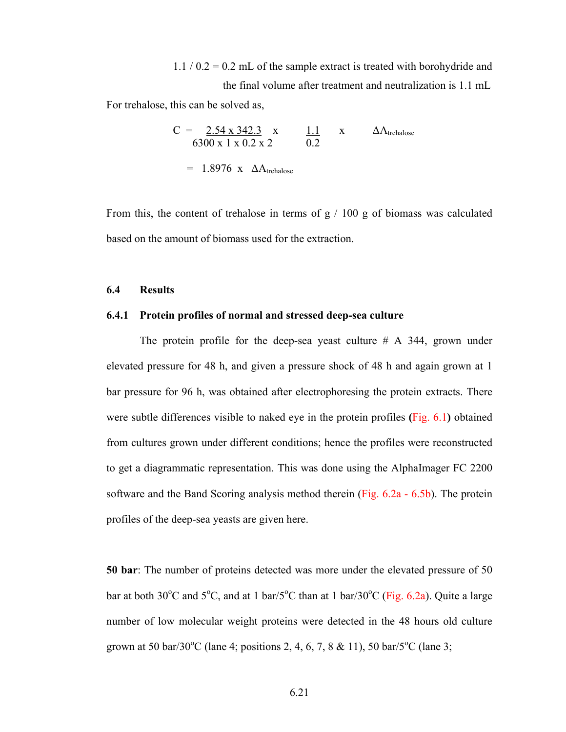1.1 / 0.2 = 0.2 mL of the sample extract is treated with borohydride and the final volume after treatment and neutralization is 1.1 mL

For trehalose, this can be solved as,

$$C = \frac{2.54 \times 342.3}{6300 \times 1 \times 0.2 \times 2} \times \frac{1.1}{0.2} \times \Delta A_{trehalose}$$

$$= 1.8976 \times \Delta A_{trehalose}$$

From this, the content of trehalose in terms of g / 100 g of biomass was calculated based on the amount of biomass used for the extraction.

## 6.4 Results

### 6.4.1 Protein profiles of normal and stressed deep-sea culture

The protein profile for the deep-sea yeast culture # A 344, grown under elevated pressure for 48 h, and given a pressure shock of 48 h and again grown at 1 bar pressure for 96 h, was obtained after electrophoresing the protein extracts. There were subtle differences visible to naked eye in the protein profiles (Fig. 6.1) obtained from cultures grown under different conditions; hence the profiles were reconstructed to get a diagrammatic representation. This was done using the AlphaImager FC 2200 software and the Band Scoring analysis method therein (Fig. 6.2a - 6.5b). The protein profiles of the deep-sea yeasts are given here.

**50 bar**: The number of proteins detected was more under the elevated pressure of 50 bar at both 30°C and 5°C, and at 1 bar/5°C than at 1 bar/30°C (Fig. 6.2a). Quite a large number of low molecular weight proteins were detected in the 48 hours old culture grown at 50 bar/30°C (lane 4; positions 2, 4, 6, 7, 8 & 11), 50 bar/5°C (lane 3;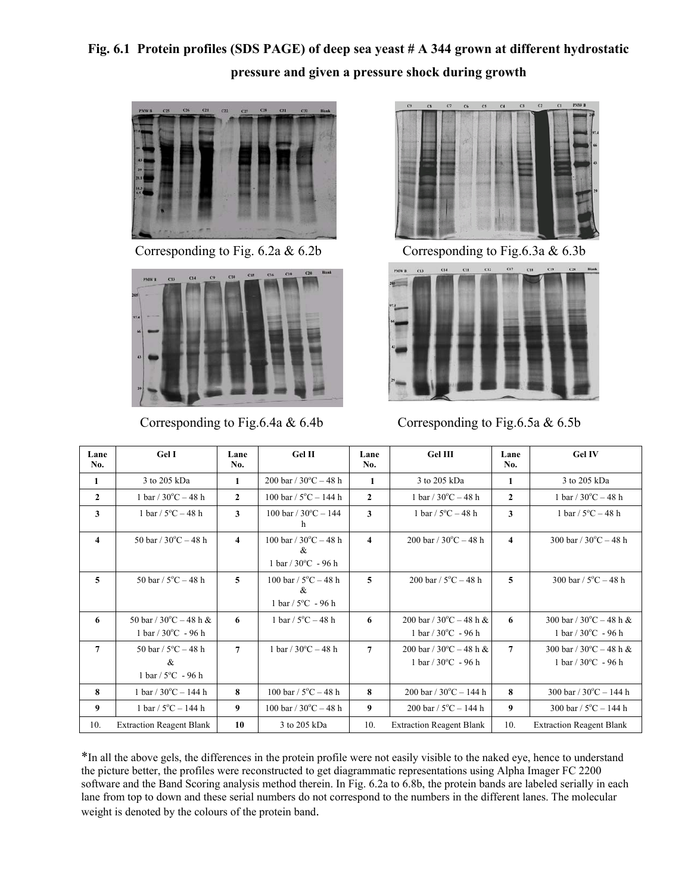# Fig. 6.1 Protein profiles (SDS PAGE) of deep sea yeast # A 344 grown at different hydrostatic pressure and given a pressure shock during growth

Corresponding to Fig. 6.2a & 6.2b

Corresponding to Fig.6.3a & 6.3b

Corresponding to Fig.6.4a & 6.4b

Corresponding to Fig.6.5a & 6.5b

| Lane No. | Gel I | Lane No. | Gel II | Lane No. | Gel III | Lane No. | Gel IV |
|---|---|---|---|---|---|---|---|
| 1 | 3 to 205 kDa | 1 | 200 bar / 30°C – 48 h | 1 | 3 to 205 kDa | 1 | 3 to 205 kDa |
| 2 | 1 bar / 30°C – 48 h | 2 | 100 bar / 5°C – 144 h | 2 | 1 bar / 30°C – 48 h | 2 | 1 bar / 30°C – 48 h |
| 3 | 1 bar / 5°C – 48 h | 3 | 100 bar / 30°C – 144 h | 3 | 1 bar / 5°C – 48 h | 3 | 1 bar / 5°C – 48 h |
| 4 | 50 bar / 30°C – 48 h | 4 | 100 bar / 30°C – 48 h & 1 bar / 30°C - 96 h | 4 | 200 bar / 30°C – 48 h | 4 | 300 bar / 30°C – 48 h |
| 5 | 50 bar / 5°C – 48 h | 5 | 100 bar / 5°C – 48 h & 1 bar / 5°C - 96 h | 5 | 200 bar / 5°C – 48 h | 5 | 300 bar / 5°C – 48 h |
| 6 | 50 bar / 30°C – 48 h & 1 bar / 30°C - 96 h | 6 | 1 bar / 5°C – 48 h | 6 | 200 bar / 30°C – 48 h & 1 bar / 30°C - 96 h | 6 | 300 bar / 30°C – 48 h & 1 bar / 30°C - 96 h |
| 7 | 50 bar / 5°C – 48 h & 1 bar / 5°C - 96 h | 7 | 1 bar / 30°C – 48 h | 7 | 200 bar / 30°C – 48 h & 1 bar / 30°C - 96 h | 7 | 300 bar / 30°C – 48 h & 1 bar / 30°C - 96 h |
| 8 | 1 bar / 30°C – 144 h | 8 | 100 bar / 5°C – 48 h | 8 | 200 bar / 30°C – 144 h | 8 | 300 bar / 30°C – 144 h |
| 9 | 1 bar / 5°C – 144 h | 9 | 100 bar / 30°C – 48 h | 9 | 200 bar / 5°C – 144 h | 9 | 300 bar / 5°C – 144 h |
| 10. | Extraction Reagent Blank | 10 | 3 to 205 kDa | 10. | Extraction Reagent Blank | 10. | Extraction Reagent Blank |

*In all the above gels, the differences in the protein profile were not easily visible to the naked eye, hence to understand the picture better, the profiles were reconstructed to get diagrammatic representations using Alpha Imager FC 2200 software and the Band Scoring analysis method therein. In Fig. 6.2a to 6.8b, the protein bands are labeled serially in each lane from top to down and these serial numbers do not correspond to the numbers in the different lanes. The molecular weight is denoted by the colours of the protein band.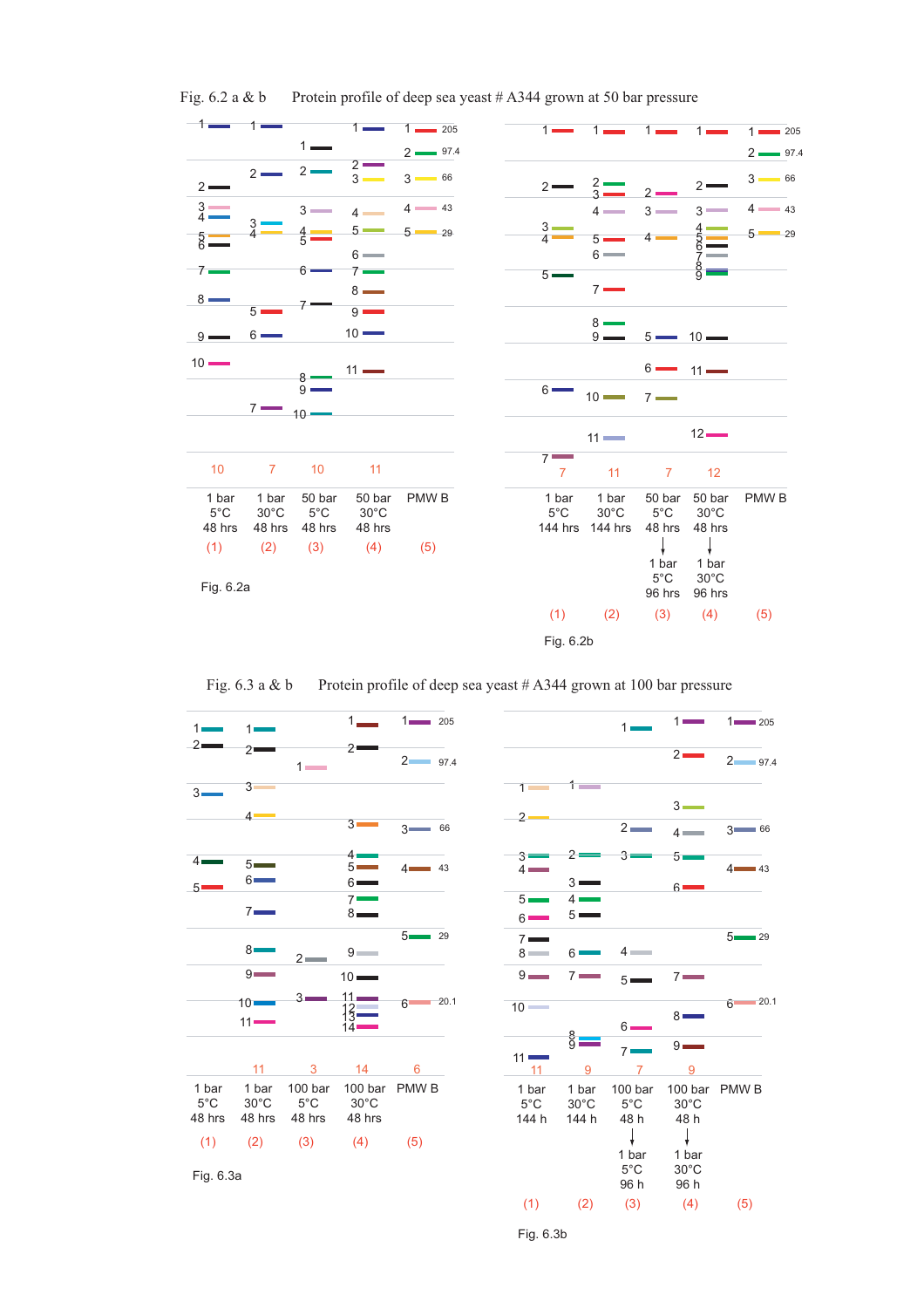Fig. 6.2 a & b Protein profile of deep sea yeast # A344 grown at 50 bar pressure

| | 1 bar 5°C 48 hrs | 1 bar 30°C 48 hrs | 50 bar 5°C 48 hrs | 50 bar 30°C 48 hrs | PMW B |
|---|---|---|---|---|---|
| Number of bands | 10 | 7 | 10 | 11 | |
| Lane | (1) | (2) | (3) | (4) | (5) |

PMW B: 205, 97.4, 66, 43, 29

Fig. 6.2a

| | 1 bar 5°C 144 hrs | 1 bar 30°C 144 hrs | 50 bar 5°C 48 hrs → 1 bar 5°C 96 hrs | 50 bar 30°C 48 hrs → 1 bar 30°C 96 hrs | PMW B |
|---|---|---|---|---|---|
| Number of bands | 7 | 11 | 7 | 12 | |
| Lane | (1) | (2) | (3) | (4) | (5) |

PMW B: 205, 97.4, 66, 43, 29

Fig. 6.2b

Fig. 6.3 a & b Protein profile of deep sea yeast # A344 grown at 100 bar pressure

| | 1 bar 5°C 48 hrs | 1 bar 30°C 48 hrs | 100 bar 5°C 48 hrs | 100 bar 30°C 48 hrs | PMW B |
|---|---|---|---|---|---|
| Number of bands | | 11 | 3 | 14 | 6 |
| Lane | (1) | (2) | (3) | (4) | (5) |

PMW B: 205, 97.4, 66, 43, 29, 20.1

Fig. 6.3a

| | 1 bar 5°C 144 h | 1 bar 30°C 144 h | 100 bar 5°C 48 h → 1 bar 5°C 96 h | 100 bar 30°C 48 h → 1 bar 30°C 96 h | PMW B |
|---|---|---|---|---|---|
| Number of bands | 11 | 9 | 7 | 9 | |
| Lane | (1) | (2) | (3) | (4) | (5) |

PMW B: 205, 97.4, 66, 43, 29, 20.1

Fig. 6.3b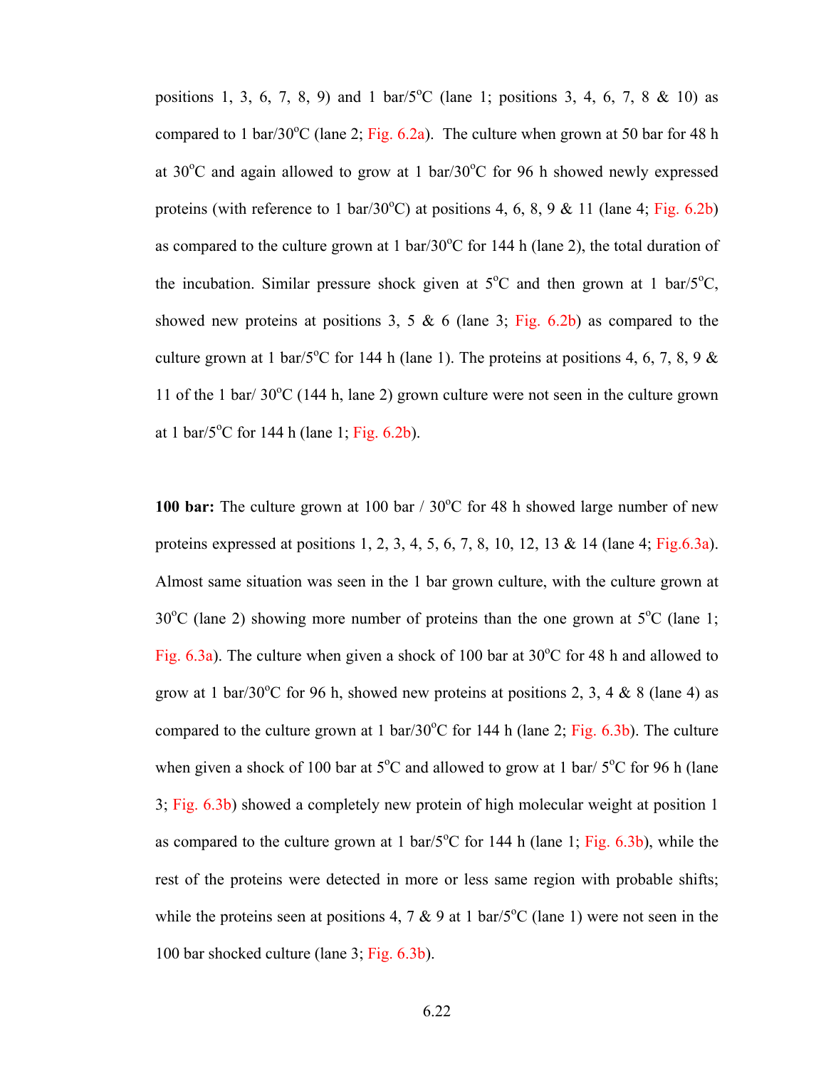positions 1, 3, 6, 7, 8, 9) and 1 bar/5$^o$C (lane 1; positions 3, 4, 6, 7, 8 & 10) as compared to 1 bar/30$^o$C (lane 2; Fig. 6.2a). The culture when grown at 50 bar for 48 h at 30$^o$C and again allowed to grow at 1 bar/30$^o$C for 96 h showed newly expressed proteins (with reference to 1 bar/30$^o$C) at positions 4, 6, 8, 9 & 11 (lane 4; Fig. 6.2b) as compared to the culture grown at 1 bar/30$^o$C for 144 h (lane 2), the total duration of the incubation. Similar pressure shock given at 5$^o$C and then grown at 1 bar/5$^o$C, showed new proteins at positions 3, 5 & 6 (lane 3; Fig. 6.2b) as compared to the culture grown at 1 bar/5$^o$C for 144 h (lane 1). The proteins at positions 4, 6, 7, 8, 9 & 11 of the 1 bar/ 30$^o$C (144 h, lane 2) grown culture were not seen in the culture grown at 1 bar/5$^o$C for 144 h (lane 1; Fig. 6.2b).

**100 bar:** The culture grown at 100 bar / 30$^o$C for 48 h showed large number of new proteins expressed at positions 1, 2, 3, 4, 5, 6, 7, 8, 10, 12, 13 & 14 (lane 4; Fig.6.3a). Almost same situation was seen in the 1 bar grown culture, with the culture grown at 30$^o$C (lane 2) showing more number of proteins than the one grown at 5$^o$C (lane 1; Fig. 6.3a). The culture when given a shock of 100 bar at 30$^o$C for 48 h and allowed to grow at 1 bar/30$^o$C for 96 h, showed new proteins at positions 2, 3, 4 & 8 (lane 4) as compared to the culture grown at 1 bar/30$^o$C for 144 h (lane 2; Fig. 6.3b). The culture when given a shock of 100 bar at 5$^o$C and allowed to grow at 1 bar/ 5$^o$C for 96 h (lane 3; Fig. 6.3b) showed a completely new protein of high molecular weight at position 1 as compared to the culture grown at 1 bar/5$^o$C for 144 h (lane 1; Fig. 6.3b), while the rest of the proteins were detected in more or less same region with probable shifts; while the proteins seen at positions 4, 7 & 9 at 1 bar/5$^o$C (lane 1) were not seen in the 100 bar shocked culture (lane 3; Fig. 6.3b).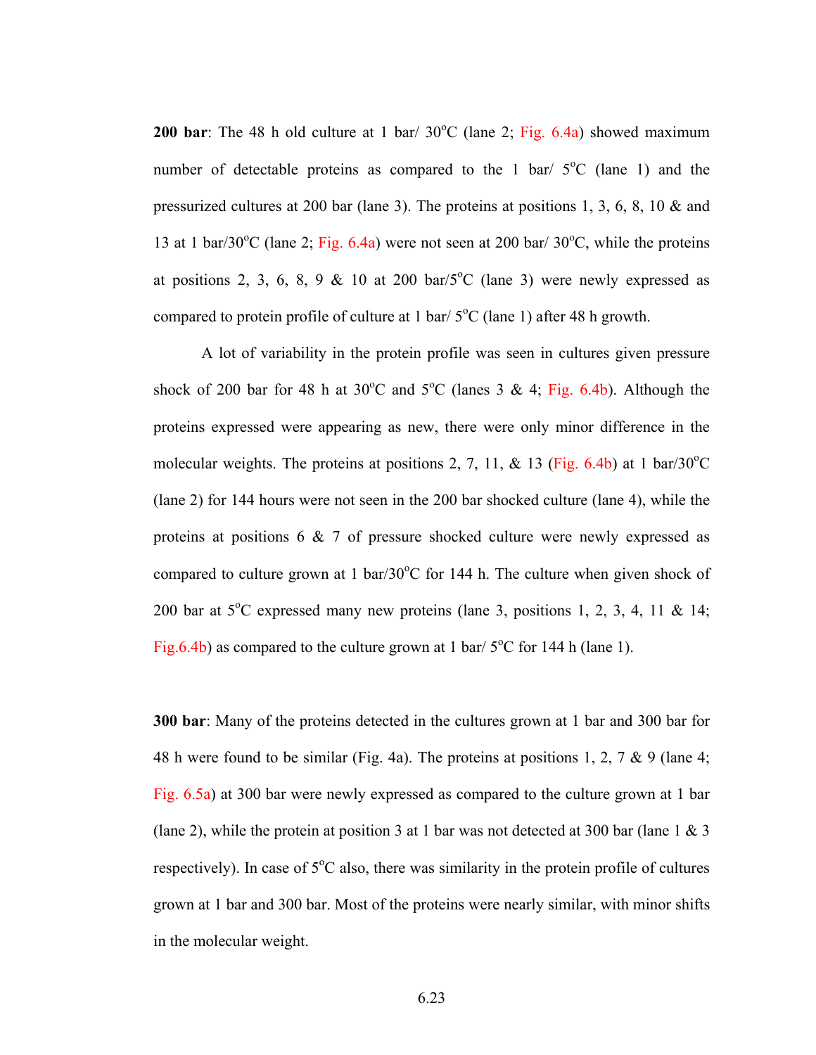**200 bar**: The 48 h old culture at 1 bar/ 30$^{o}$C (lane 2; Fig. 6.4a) showed maximum number of detectable proteins as compared to the 1 bar/ 5$^{o}$C (lane 1) and the pressurized cultures at 200 bar (lane 3). The proteins at positions 1, 3, 6, 8, 10 & and 13 at 1 bar/30$^{o}$C (lane 2; Fig. 6.4a) were not seen at 200 bar/ 30$^{o}$C, while the proteins at positions 2, 3, 6, 8, 9 & 10 at 200 bar/5$^{o}$C (lane 3) were newly expressed as compared to protein profile of culture at 1 bar/ 5$^{o}$C (lane 1) after 48 h growth.

A lot of variability in the protein profile was seen in cultures given pressure shock of 200 bar for 48 h at 30$^{o}$C and 5$^{o}$C (lanes 3 & 4; Fig. 6.4b). Although the proteins expressed were appearing as new, there were only minor difference in the molecular weights. The proteins at positions 2, 7, 11, & 13 (Fig. 6.4b) at 1 bar/30$^{o}$C (lane 2) for 144 hours were not seen in the 200 bar shocked culture (lane 4), while the proteins at positions 6 & 7 of pressure shocked culture were newly expressed as compared to culture grown at 1 bar/30$^{o}$C for 144 h. The culture when given shock of 200 bar at 5$^{o}$C expressed many new proteins (lane 3, positions 1, 2, 3, 4, 11 & 14; Fig.6.4b) as compared to the culture grown at 1 bar/ 5$^{o}$C for 144 h (lane 1).

**300 bar**: Many of the proteins detected in the cultures grown at 1 bar and 300 bar for 48 h were found to be similar (Fig. 4a). The proteins at positions 1, 2, 7 & 9 (lane 4; Fig. 6.5a) at 300 bar were newly expressed as compared to the culture grown at 1 bar (lane 2), while the protein at position 3 at 1 bar was not detected at 300 bar (lane 1 & 3 respectively). In case of 5$^{o}$C also, there was similarity in the protein profile of cultures grown at 1 bar and 300 bar. Most of the proteins were nearly similar, with minor shifts in the molecular weight.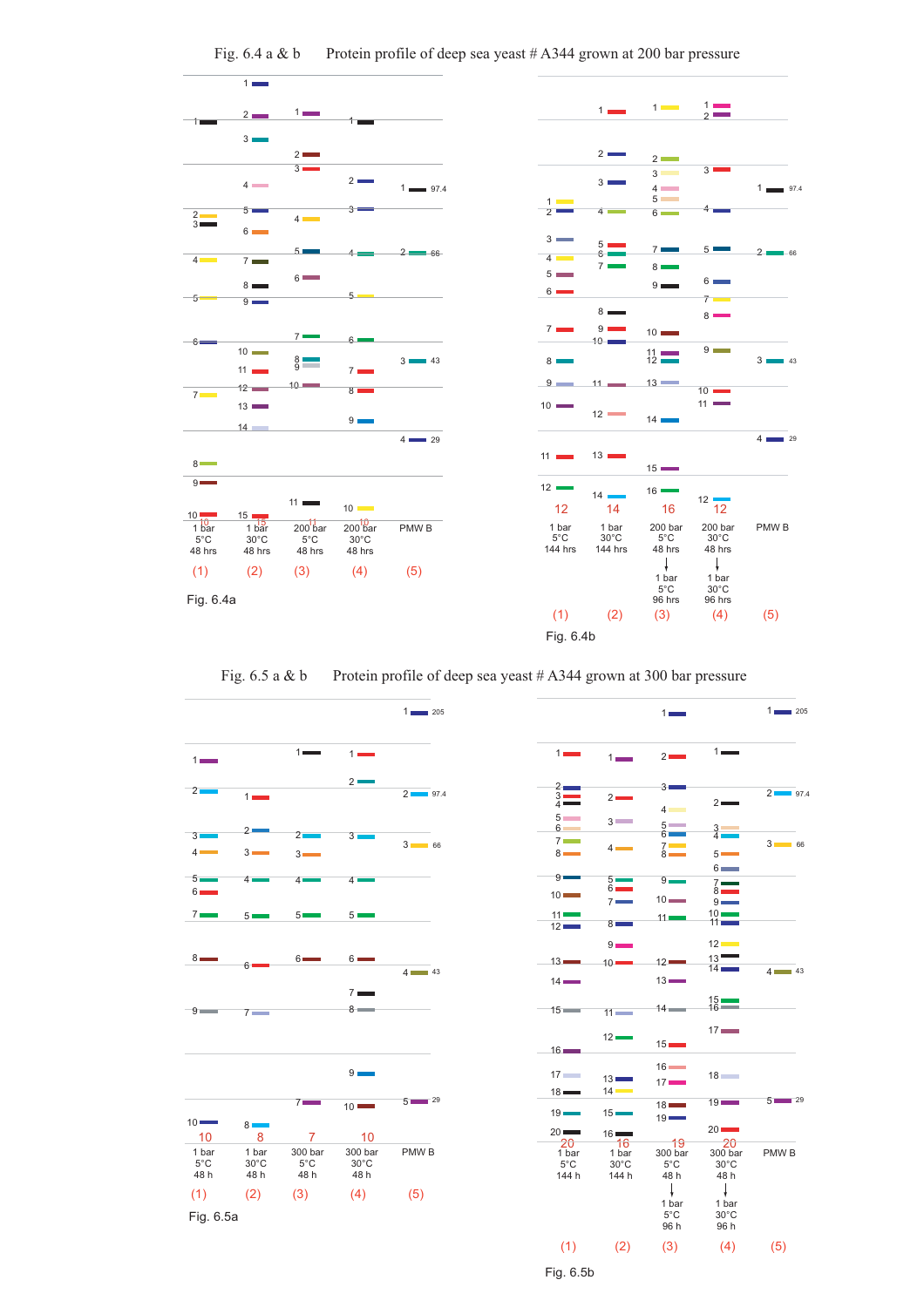Fig. 6.4 a & b    Protein profile of deep sea yeast # A344 grown at 200 bar pressure

| | (1) | (2) | (3) | (4) | (5) |
|---|---|---|---|---|---|
| Total bands | 10 | 15 | 11 | 10 | |
| Conditions | 1 bar 5°C 48 hrs | 1 bar 30°C 48 hrs | 200 bar 5°C 48 hrs | 200 bar 30°C 48 hrs | PMW B |

PMW B markers: 97.4, 66, 43, 29

Fig. 6.4a

| | (1) | (2) | (3) | (4) | (5) |
|---|---|---|---|---|---|
| Total bands | 12 | 14 | 16 | 12 | |
| Conditions | 1 bar 5°C 144 hrs | 1 bar 30°C 144 hrs | 200 bar 5°C 48 hrs → 1 bar 5°C 96 hrs | 200 bar 30°C 48 hrs → 1 bar 30°C 96 hrs | PMW B |

PMW B markers: 97.4, 66, 43, 29

Fig. 6.4b

Fig. 6.5 a & b    Protein profile of deep sea yeast # A344 grown at 300 bar pressure

| | (1) | (2) | (3) | (4) | (5) |
|---|---|---|---|---|---|
| Total bands | 10 | 8 | 7 | 10 | |
| Conditions | 1 bar 5°C 48 h | 1 bar 30°C 48 h | 300 bar 5°C 48 h | 300 bar 30°C 48 h | PMW B |

PMW B markers: 205, 97.4, 66, 43, 29

Fig. 6.5a

| | (1) | (2) | (3) | (4) | (5) |
|---|---|---|---|---|---|
| Total bands | 20 | 16 | 19 | 20 | |
| Conditions | 1 bar 5°C 144 h | 1 bar 30°C 144 h | 300 bar 5°C 48 h → 1 bar 5°C 96 h | 300 bar 30°C 48 h → 1 bar 30°C 96 h | PMW B |

PMW B markers: 205, 97.4, 66, 43, 29

Fig. 6.5b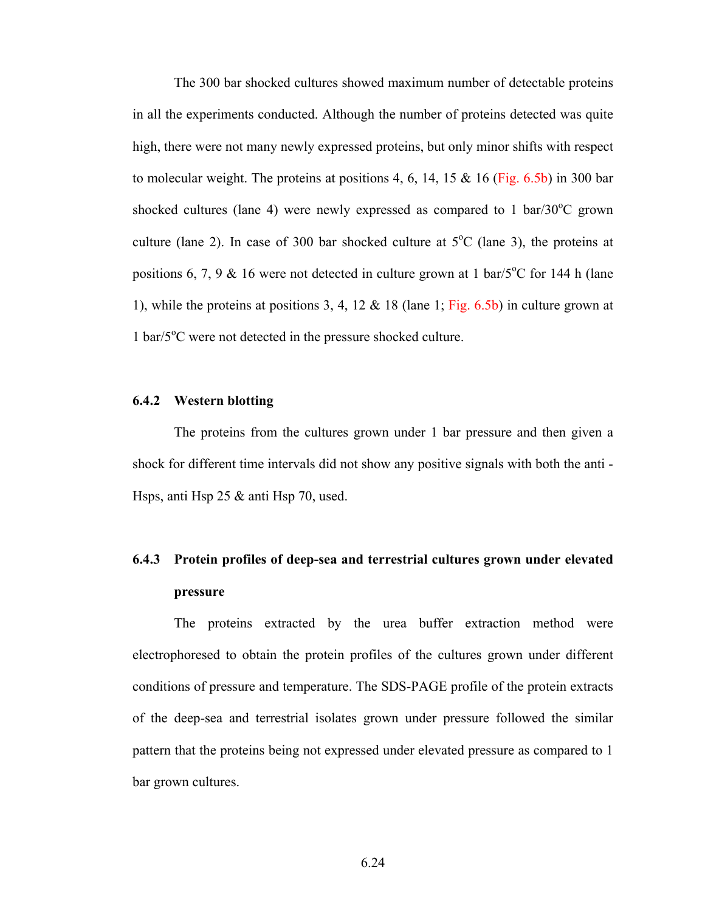The 300 bar shocked cultures showed maximum number of detectable proteins in all the experiments conducted. Although the number of proteins detected was quite high, there were not many newly expressed proteins, but only minor shifts with respect to molecular weight. The proteins at positions 4, 6, 14, 15 & 16 (Fig. 6.5b) in 300 bar shocked cultures (lane 4) were newly expressed as compared to 1 bar/30$^{o}$C grown culture (lane 2). In case of 300 bar shocked culture at 5$^{o}$C (lane 3), the proteins at positions 6, 7, 9 & 16 were not detected in culture grown at 1 bar/5$^{o}$C for 144 h (lane 1), while the proteins at positions 3, 4, 12 & 18 (lane 1; Fig. 6.5b) in culture grown at 1 bar/5$^{o}$C were not detected in the pressure shocked culture.

### 6.4.2 Western blotting

The proteins from the cultures grown under 1 bar pressure and then given a shock for different time intervals did not show any positive signals with both the anti - Hsps, anti Hsp 25 & anti Hsp 70, used.

### 6.4.3 Protein profiles of deep-sea and terrestrial cultures grown under elevated pressure

The proteins extracted by the urea buffer extraction method were electrophoresed to obtain the protein profiles of the cultures grown under different conditions of pressure and temperature. The SDS-PAGE profile of the protein extracts of the deep-sea and terrestrial isolates grown under pressure followed the similar pattern that the proteins being not expressed under elevated pressure as compared to 1 bar grown cultures.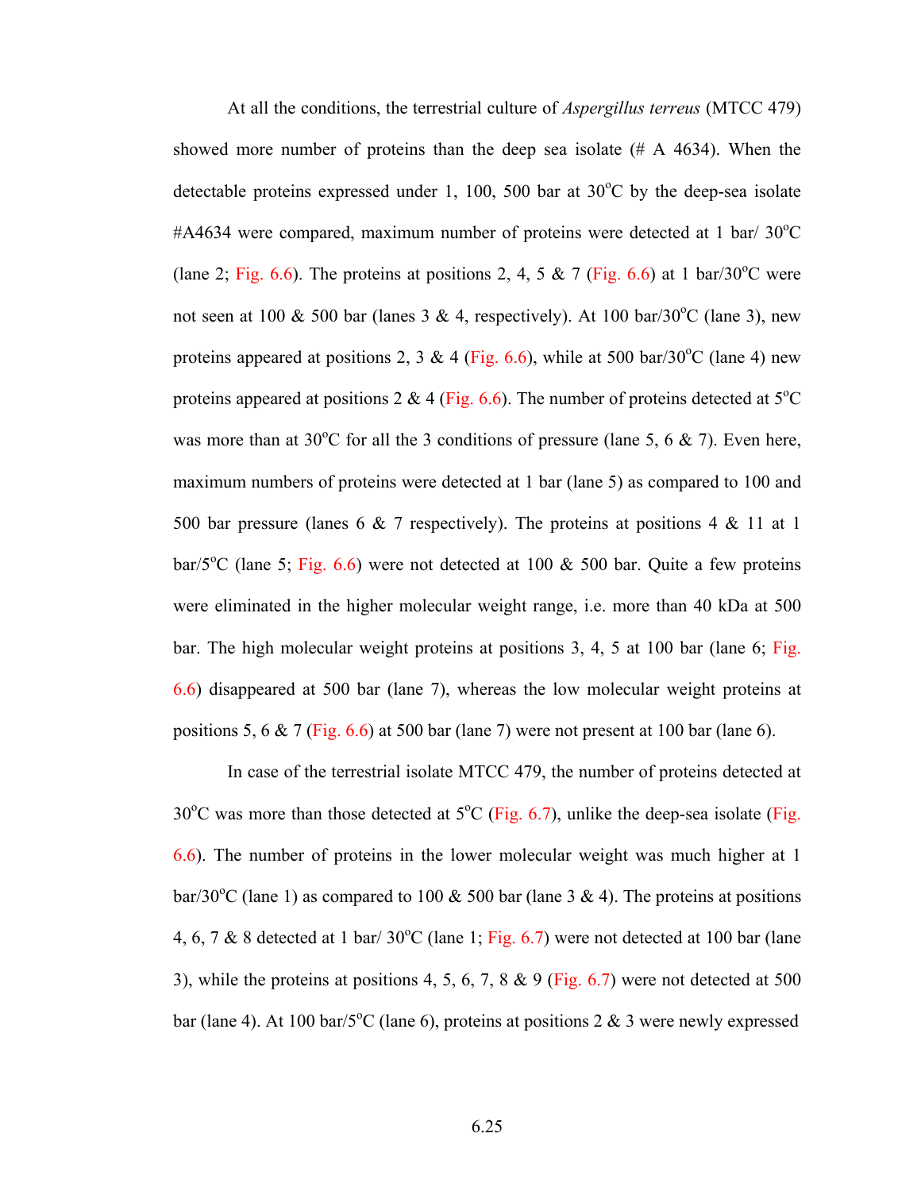At all the conditions, the terrestrial culture of *Aspergillus terreus* (MTCC 479) showed more number of proteins than the deep sea isolate (# A 4634). When the detectable proteins expressed under 1, 100, 500 bar at 30$^o$C by the deep-sea isolate #A4634 were compared, maximum number of proteins were detected at 1 bar/ 30$^o$C (lane 2; Fig. 6.6). The proteins at positions 2, 4, 5 & 7 (Fig. 6.6) at 1 bar/30$^o$C were not seen at 100 & 500 bar (lanes 3 & 4, respectively). At 100 bar/30$^o$C (lane 3), new proteins appeared at positions 2, 3 & 4 (Fig. 6.6), while at 500 bar/30$^o$C (lane 4) new proteins appeared at positions 2 & 4 (Fig. 6.6). The number of proteins detected at 5$^o$C was more than at 30$^o$C for all the 3 conditions of pressure (lane 5, 6 & 7). Even here, maximum numbers of proteins were detected at 1 bar (lane 5) as compared to 100 and 500 bar pressure (lanes 6 & 7 respectively). The proteins at positions 4 & 11 at 1 bar/5$^o$C (lane 5; Fig. 6.6) were not detected at 100 & 500 bar. Quite a few proteins were eliminated in the higher molecular weight range, i.e. more than 40 kDa at 500 bar. The high molecular weight proteins at positions 3, 4, 5 at 100 bar (lane 6; Fig. 6.6) disappeared at 500 bar (lane 7), whereas the low molecular weight proteins at positions 5, 6 & 7 (Fig. 6.6) at 500 bar (lane 7) were not present at 100 bar (lane 6).

In case of the terrestrial isolate MTCC 479, the number of proteins detected at 30$^o$C was more than those detected at 5$^o$C (Fig. 6.7), unlike the deep-sea isolate (Fig. 6.6). The number of proteins in the lower molecular weight was much higher at 1 bar/30$^o$C (lane 1) as compared to 100 & 500 bar (lane 3 & 4). The proteins at positions 4, 6, 7 & 8 detected at 1 bar/ 30$^o$C (lane 1; Fig. 6.7) were not detected at 100 bar (lane 3), while the proteins at positions 4, 5, 6, 7, 8 & 9 (Fig. 6.7) were not detected at 500 bar (lane 4). At 100 bar/5$^o$C (lane 6), proteins at positions 2 & 3 were newly expressed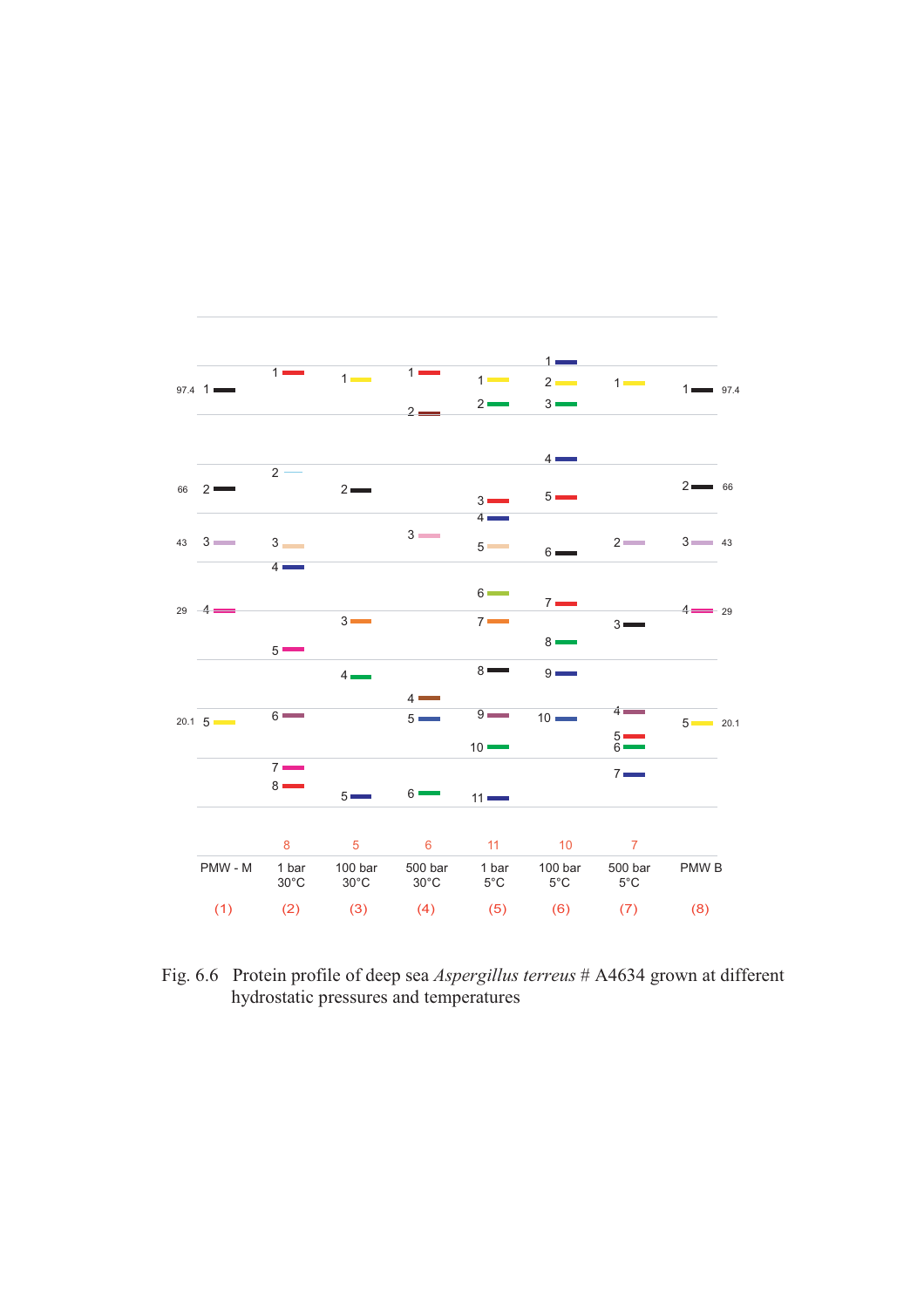Fig. 6.6 Protein profile of deep sea *Aspergillus terreus* # A4634 grown at different hydrostatic pressures and temperatures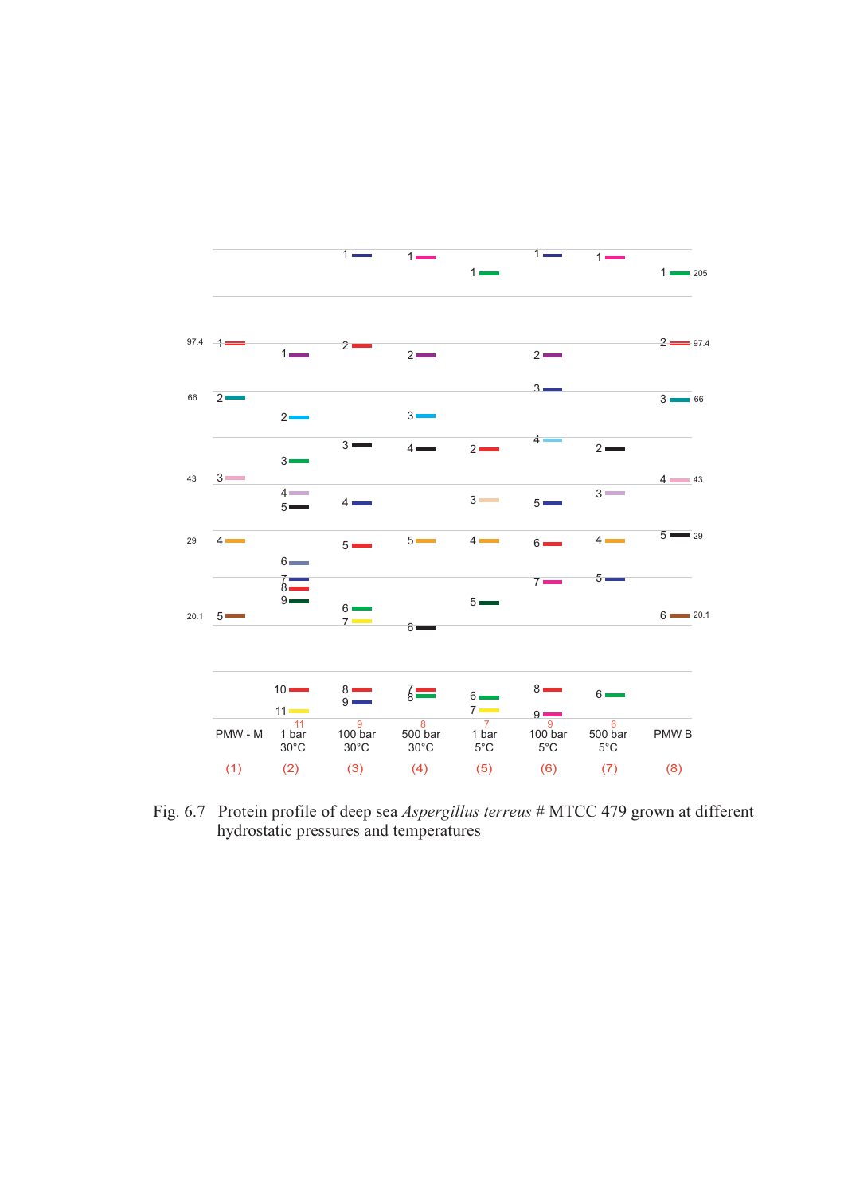Fig. 6.7 Protein profile of deep sea *Aspergillus terreus* # MTCC 479 grown at different hydrostatic pressures and temperatures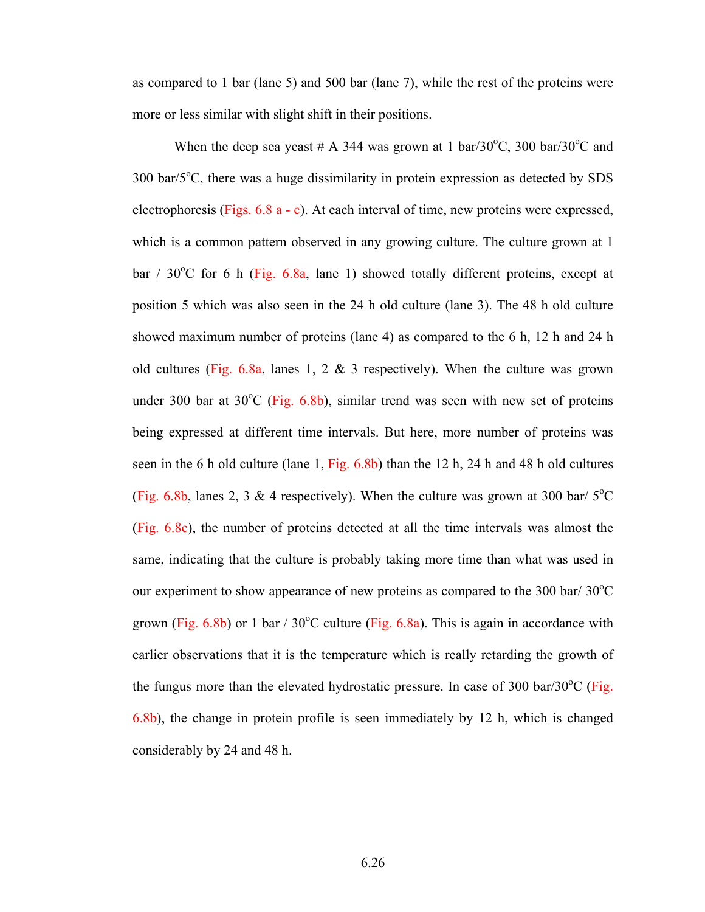as compared to 1 bar (lane 5) and 500 bar (lane 7), while the rest of the proteins were more or less similar with slight shift in their positions.

When the deep sea yeast # A 344 was grown at 1 bar/30$^{o}$C, 300 bar/30$^{o}$C and 300 bar/5$^{o}$C, there was a huge dissimilarity in protein expression as detected by SDS electrophoresis (Figs. 6.8 a - c). At each interval of time, new proteins were expressed, which is a common pattern observed in any growing culture. The culture grown at 1 bar / 30$^{o}$C for 6 h (Fig. 6.8a, lane 1) showed totally different proteins, except at position 5 which was also seen in the 24 h old culture (lane 3). The 48 h old culture showed maximum number of proteins (lane 4) as compared to the 6 h, 12 h and 24 h old cultures (Fig. 6.8a, lanes 1, 2 & 3 respectively). When the culture was grown under 300 bar at 30$^{o}$C (Fig. 6.8b), similar trend was seen with new set of proteins being expressed at different time intervals. But here, more number of proteins was seen in the 6 h old culture (lane 1, Fig. 6.8b) than the 12 h, 24 h and 48 h old cultures (Fig. 6.8b, lanes 2, 3 & 4 respectively). When the culture was grown at 300 bar/ 5$^{o}$C (Fig. 6.8c), the number of proteins detected at all the time intervals was almost the same, indicating that the culture is probably taking more time than what was used in our experiment to show appearance of new proteins as compared to the 300 bar/ 30$^{o}$C grown (Fig. 6.8b) or 1 bar / 30$^{o}$C culture (Fig. 6.8a). This is again in accordance with earlier observations that it is the temperature which is really retarding the growth of the fungus more than the elevated hydrostatic pressure. In case of 300 bar/30$^{o}$C (Fig. 6.8b), the change in protein profile is seen immediately by 12 h, which is changed considerably by 24 and 48 h.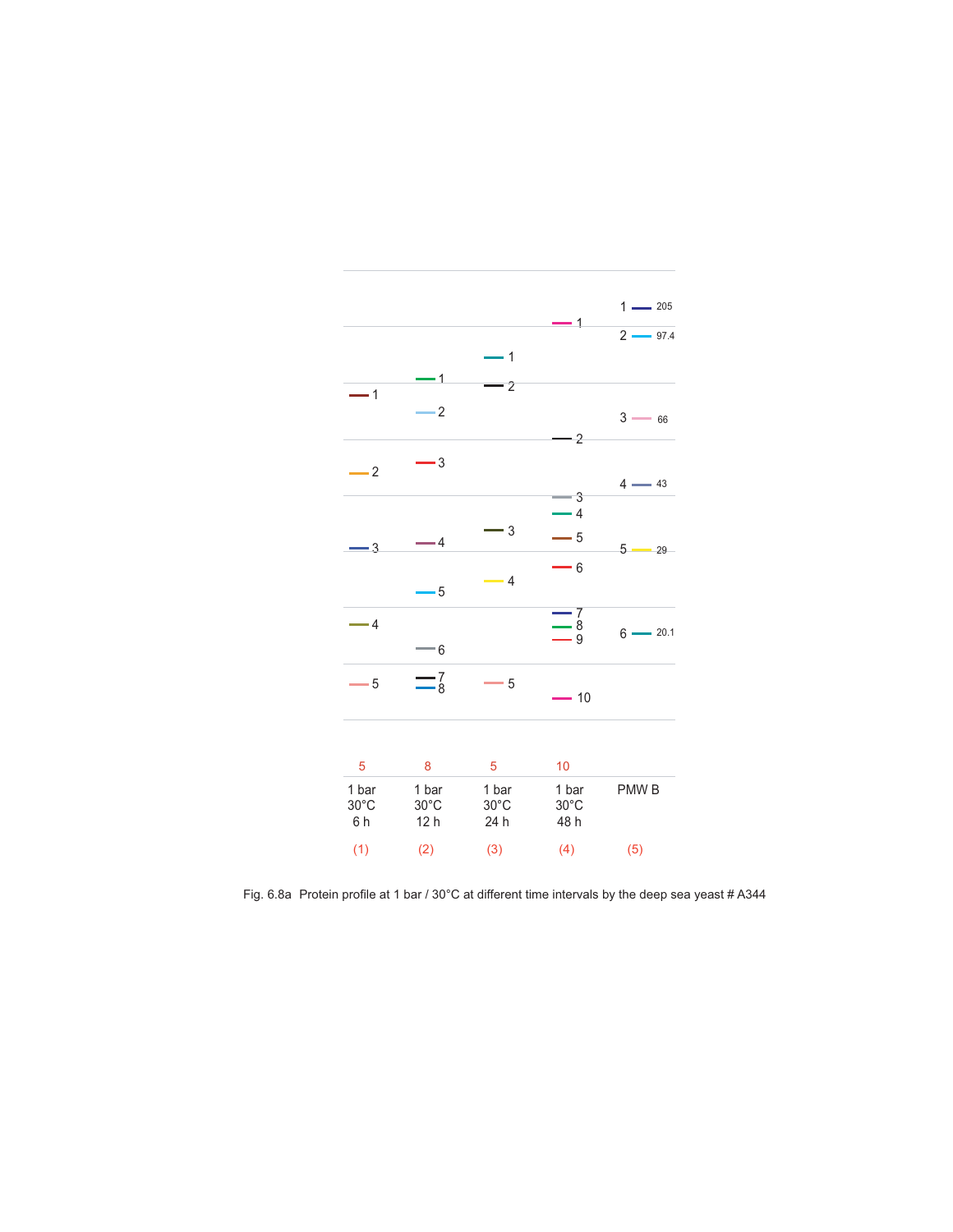| 5 | 8 | 5 | 10 | |
|---|---|---|---|---|
| 1 bar 30°C 6 h | 1 bar 30°C 12 h | 1 bar 30°C 24 h | 1 bar 30°C 48 h | PMW B |
| (1) | (2) | (3) | (4) | (5) |

PMW B markers: 1 — 205; 2 — 97.4; 3 — 66; 4 — 43; 5 — 29; 6 — 20.1

Fig. 6.8a Protein profile at 1 bar / 30°C at different time intervals by the deep sea yeast # A344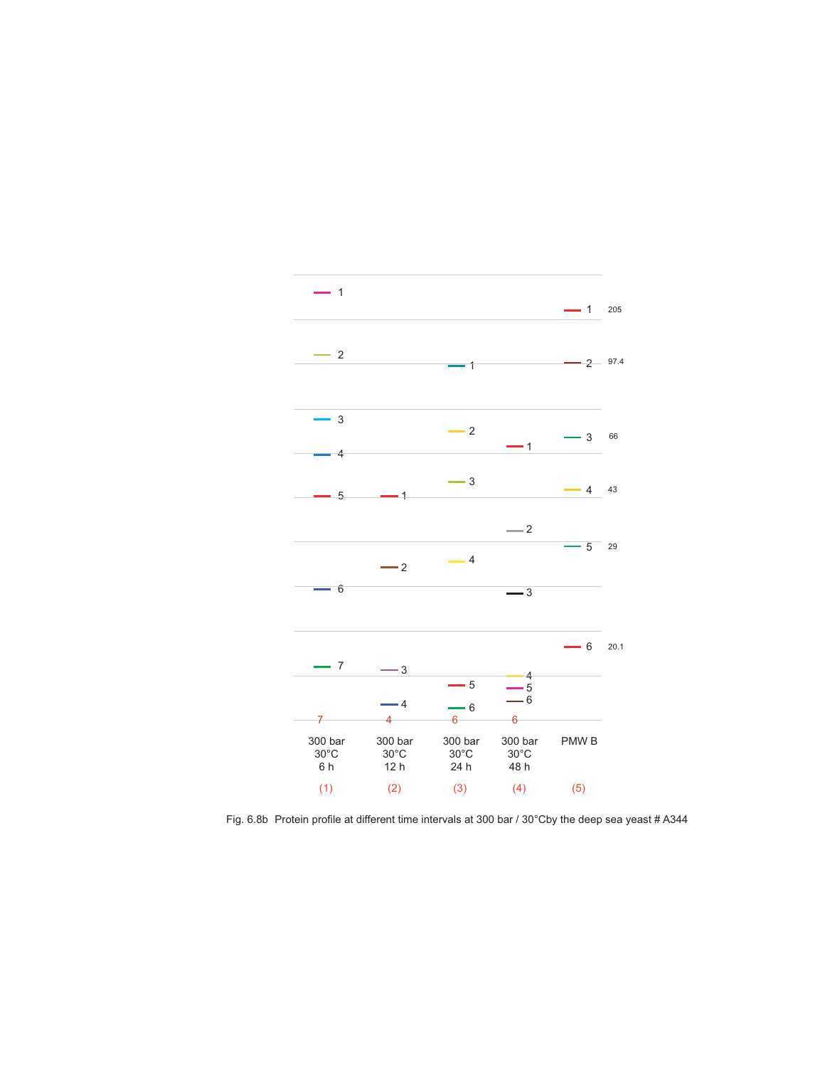| | (1) | (2) | (3) | (4) | (5) | |
|---|---|---|---|---|---|---|
| | 300 bar 30°C 6 h | 300 bar 30°C 12 h | 300 bar 30°C 24 h | 300 bar 30°C 48 h | PMW B | |
| Band | 1 | | | | 1 | 205 |
| Band | 2 | | 1 | | 2 | 97.4 |
| Band | 3 | | 2 | | 3 | 66 |
| Band | 4 | | | 1 | | |
| Band | 5 | 1 | 3 | | 4 | 43 |
| Band | | | | 2 | 5 | 29 |
| Band | | 2 | 4 | | | |
| Band | 6 | | | 3 | | |
| Band | | | | | 6 | 20.1 |
| Band | 7 | 3 | | 4 | | |
| Band | | | 5 | 5 | | |
| Band | | 4 | 6 | 6 | | |
| Total bands | 7 | 4 | 6 | 6 | | |

Fig. 6.8b Protein profile at different time intervals at 300 bar / 30°Cby the deep sea yeast # A344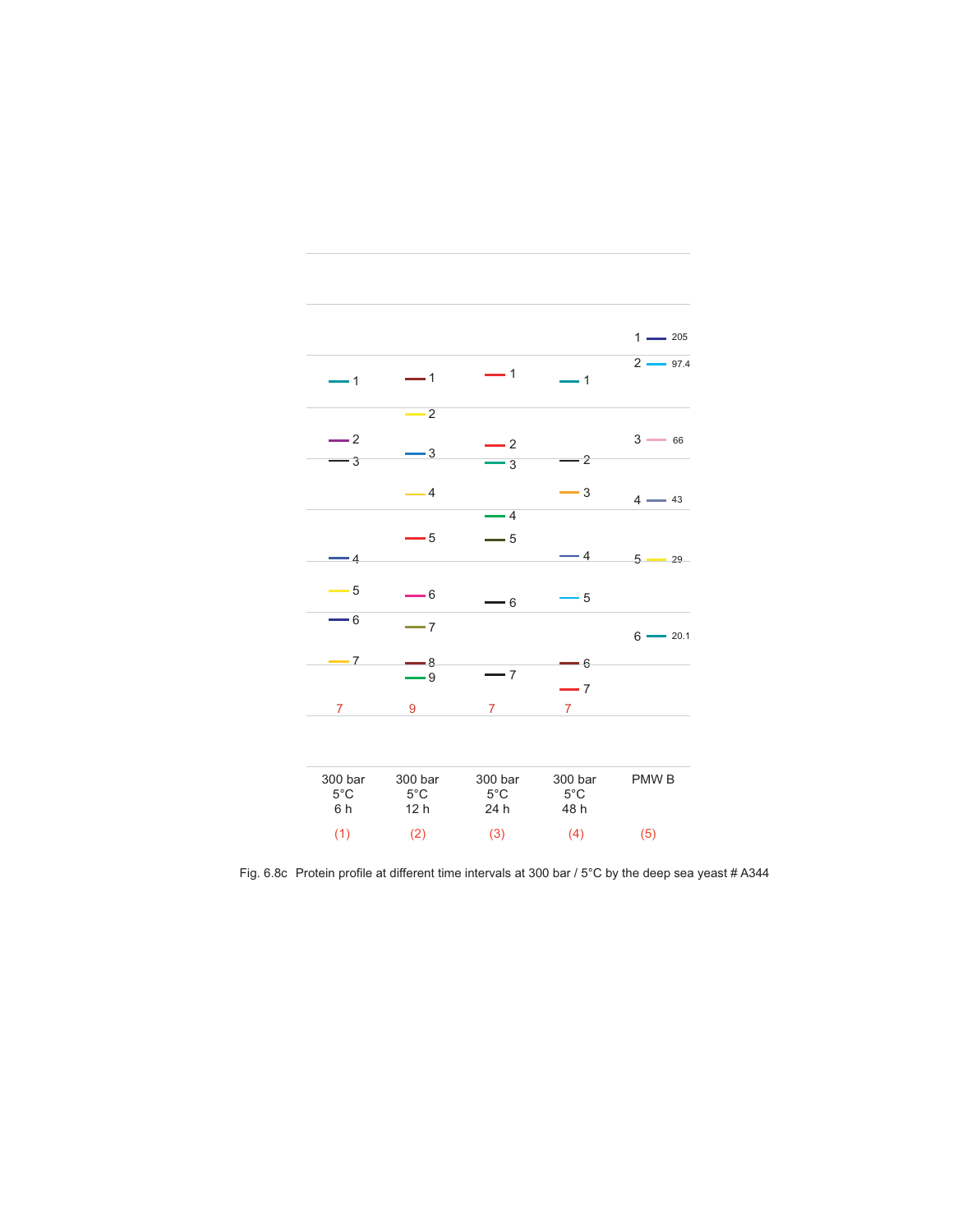| 300 bar 5°C 6 h | 300 bar 5°C 12 h | 300 bar 5°C 24 h | 300 bar 5°C 48 h | PMW B |
|---|---|---|---|---|
| 1 | 1 | 1 | 1 | 1 — 205 |
| 2 | 2 | 2 | 2 | 2 — 97.4 |
| 3 | 3 | 3 | 3 | 3 — 66 |
| 4 | 4 | 4 | 4 | 4 — 43 |
| 5 | 5 | 5 | 5 | 5 — 29 |
| 6 | 6 | 6 | 6 | 6 — 20.1 |
| 7 | 7 | 7 | 7 | |
| | 8 | | | |
| | 9 | | | |
| 7 | 9 | 7 | 7 | |
| (1) | (2) | (3) | (4) | (5) |

Fig. 6.8c Protein profile at different time intervals at 300 bar / 5°C by the deep sea yeast # A344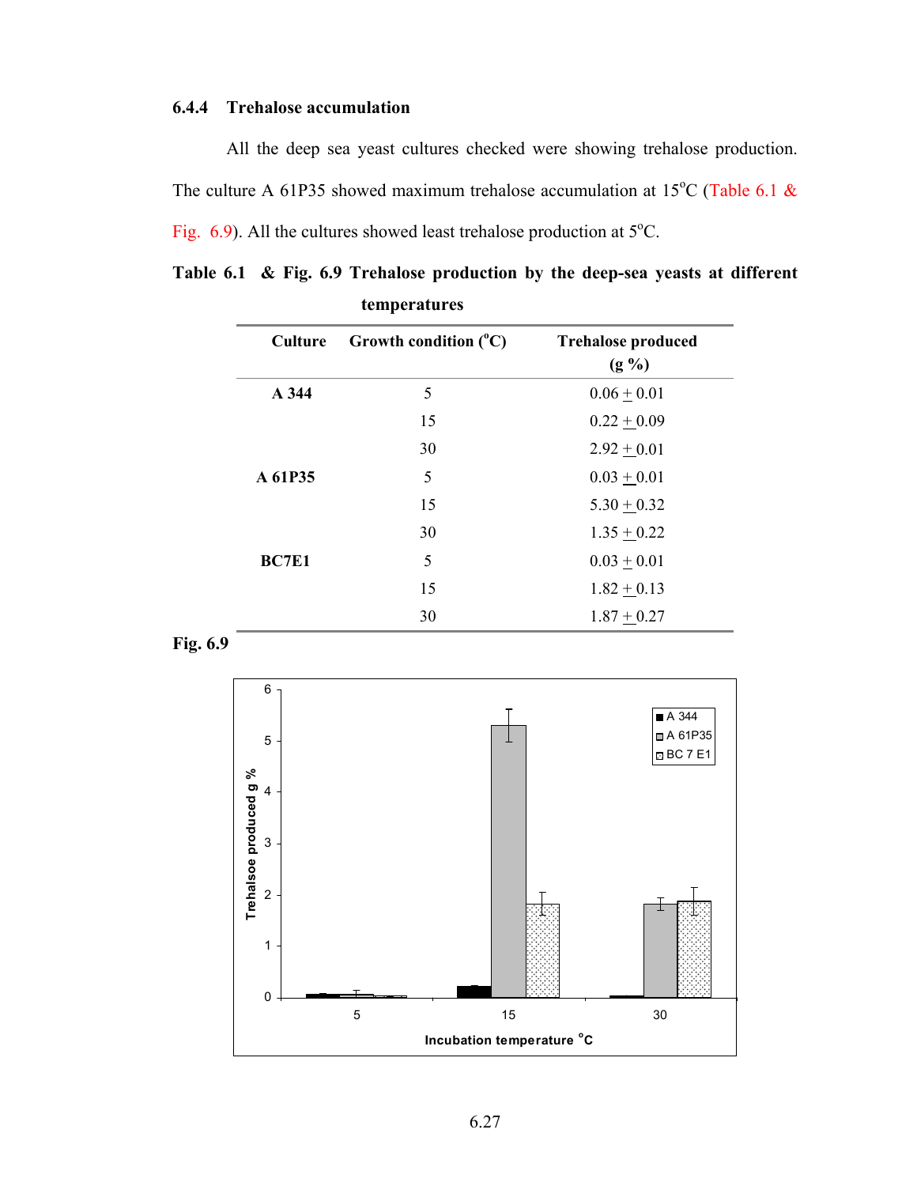### 6.4.4 Trehalose accumulation

All the deep sea yeast cultures checked were showing trehalose production. The culture A 61P35 showed maximum trehalose accumulation at 15°C (Table 6.1 & Fig. 6.9). All the cultures showed least trehalose production at 5°C.

**Table 6.1 & Fig. 6.9 Trehalose production by the deep-sea yeasts at different temperatures**

| Culture | Growth condition (°C) | Trehalose produced (g %) |
|---|---|---|
| **A 344** | 5 | 0.06 ± 0.01 |
| | 15 | 0.22 ± 0.09 |
| | 30 | 2.92 ± 0.01 |
| **A 61P35** | 5 | 0.03 ± 0.01 |
| | 15 | 5.30 ± 0.32 |
| | 30 | 1.35 ± 0.22 |
| **BC7E1** | 5 | 0.03 ± 0.01 |
| | 15 | 1.82 ± 0.13 |
| | 30 | 1.87 ± 0.27 |

**Fig. 6.9**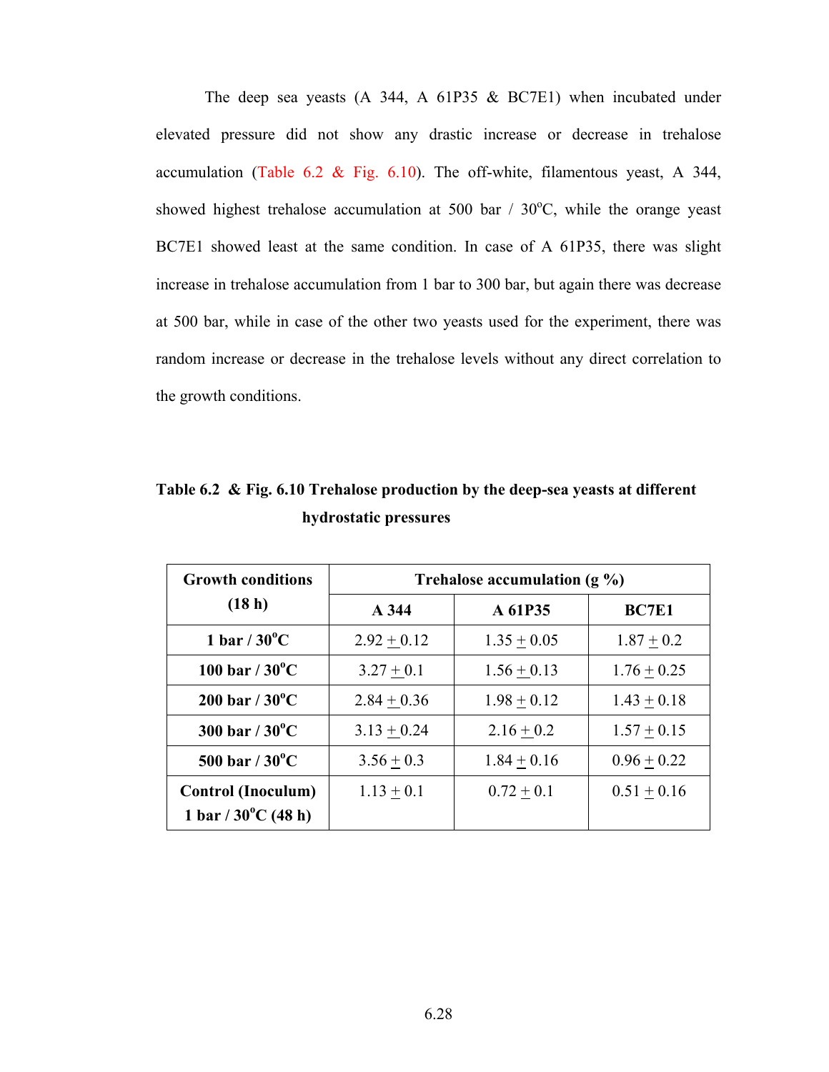The deep sea yeasts (A 344, A 61P35 & BC7E1) when incubated under elevated pressure did not show any drastic increase or decrease in trehalose accumulation (Table 6.2 & Fig. 6.10). The off-white, filamentous yeast, A 344, showed highest trehalose accumulation at 500 bar / 30$^{o}$C, while the orange yeast BC7E1 showed least at the same condition. In case of A 61P35, there was slight increase in trehalose accumulation from 1 bar to 300 bar, but again there was decrease at 500 bar, while in case of the other two yeasts used for the experiment, there was random increase or decrease in the trehalose levels without any direct correlation to the growth conditions.

**Table 6.2 & Fig. 6.10 Trehalose production by the deep-sea yeasts at different hydrostatic pressures**

| Growth conditions (18 h) | Trehalose accumulation (g %) | | |
|---|---|---|---|
| | **A 344** | **A 61P35** | **BC7E1** |
| **1 bar / 30$^{o}$C** | 2.92 $\pm$ 0.12 | 1.35 $\pm$ 0.05 | 1.87 $\pm$ 0.2 |
| **100 bar / 30$^{o}$C** | 3.27 $\pm$ 0.1 | 1.56 $\pm$ 0.13 | 1.76 $\pm$ 0.25 |
| **200 bar / 30$^{o}$C** | 2.84 $\pm$ 0.36 | 1.98 $\pm$ 0.12 | 1.43 $\pm$ 0.18 |
| **300 bar / 30$^{o}$C** | 3.13 $\pm$ 0.24 | 2.16 $\pm$ 0.2 | 1.57 $\pm$ 0.15 |
| **500 bar / 30$^{o}$C** | 3.56 $\pm$ 0.3 | 1.84 $\pm$ 0.16 | 0.96 $\pm$ 0.22 |
| **Control (Inoculum) 1 bar / 30$^{o}$C (48 h)** | 1.13 $\pm$ 0.1 | 0.72 $\pm$ 0.1 | 0.51 $\pm$ 0.16 |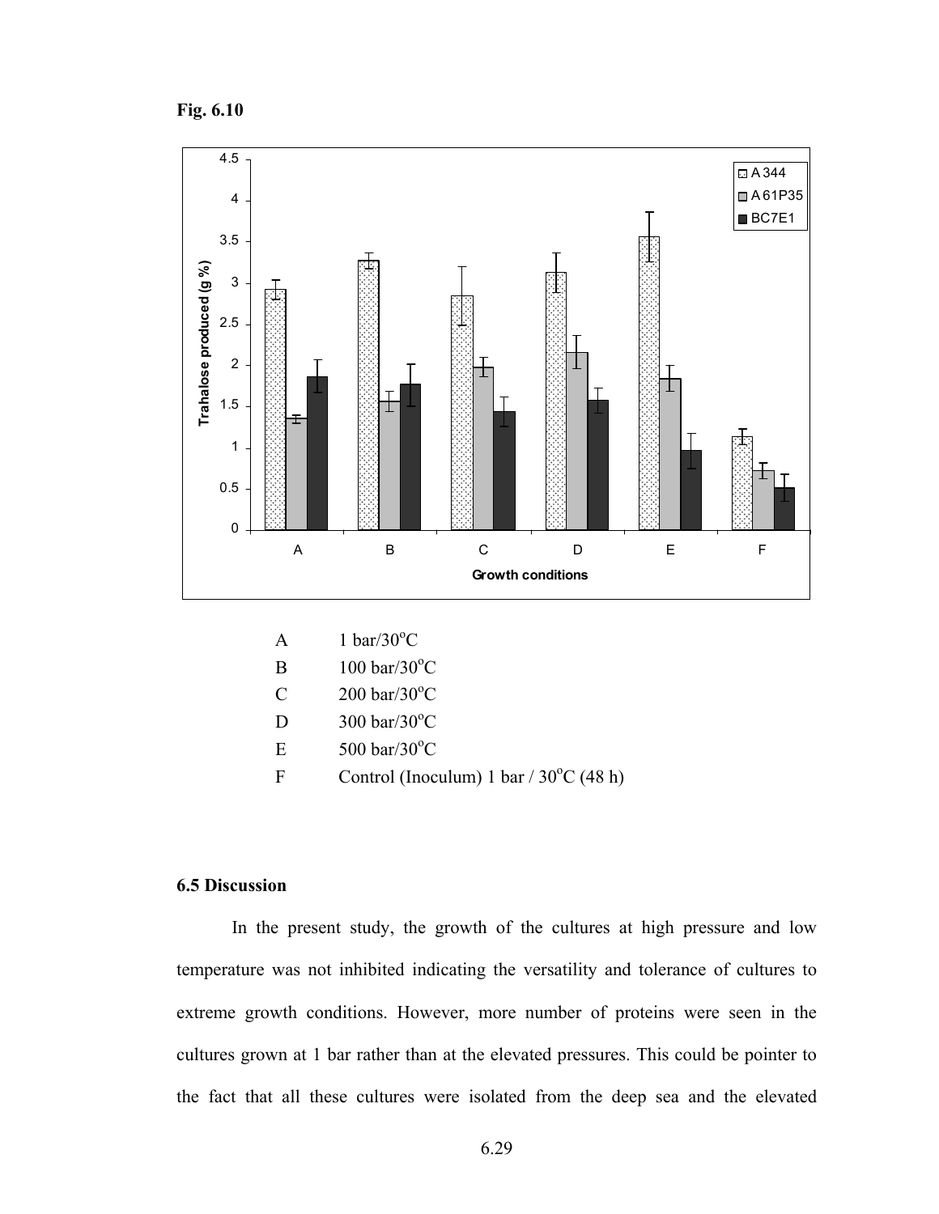**Fig. 6.10**

A 1 bar/30$^{o}$C

B 100 bar/30$^{o}$C

C 200 bar/30$^{o}$C

D 300 bar/30$^{o}$C

E 500 bar/30$^{o}$C

F Control (Inoculum) 1 bar / 30$^{o}$C (48 h)

## 6.5 Discussion

In the present study, the growth of the cultures at high pressure and low temperature was not inhibited indicating the versatility and tolerance of cultures to extreme growth conditions. However, more number of proteins were seen in the cultures grown at 1 bar rather than at the elevated pressures. This could be pointer to the fact that all these cultures were isolated from the deep sea and the elevated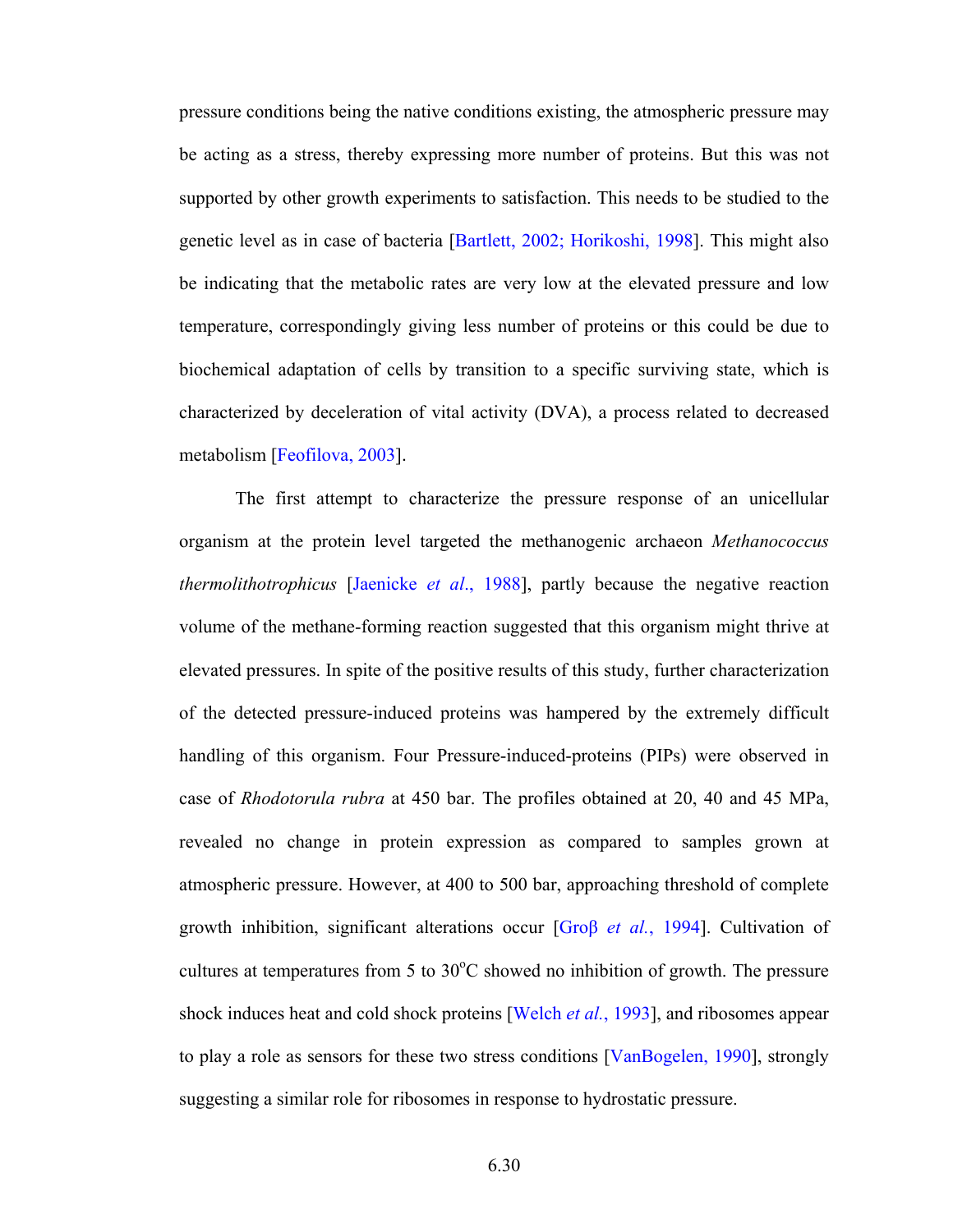pressure conditions being the native conditions existing, the atmospheric pressure may be acting as a stress, thereby expressing more number of proteins. But this was not supported by other growth experiments to satisfaction. This needs to be studied to the genetic level as in case of bacteria [Bartlett, 2002; Horikoshi, 1998]. This might also be indicating that the metabolic rates are very low at the elevated pressure and low temperature, correspondingly giving less number of proteins or this could be due to biochemical adaptation of cells by transition to a specific surviving state, which is characterized by deceleration of vital activity (DVA), a process related to decreased metabolism [Feofilova, 2003].

The first attempt to characterize the pressure response of an unicellular organism at the protein level targeted the methanogenic archaeon *Methanococcus thermolithotrophicus* [Jaenicke *et al*., 1988], partly because the negative reaction volume of the methane-forming reaction suggested that this organism might thrive at elevated pressures. In spite of the positive results of this study, further characterization of the detected pressure-induced proteins was hampered by the extremely difficult handling of this organism. Four Pressure-induced-proteins (PIPs) were observed in case of *Rhodotorula rubra* at 450 bar. The profiles obtained at 20, 40 and 45 MPa, revealed no change in protein expression as compared to samples grown at atmospheric pressure. However, at 400 to 500 bar, approaching threshold of complete growth inhibition, significant alterations occur [Groβ *et al.*, 1994]. Cultivation of cultures at temperatures from 5 to 30$^{o}$C showed no inhibition of growth. The pressure shock induces heat and cold shock proteins [Welch *et al.*, 1993], and ribosomes appear to play a role as sensors for these two stress conditions [VanBogelen, 1990], strongly suggesting a similar role for ribosomes in response to hydrostatic pressure.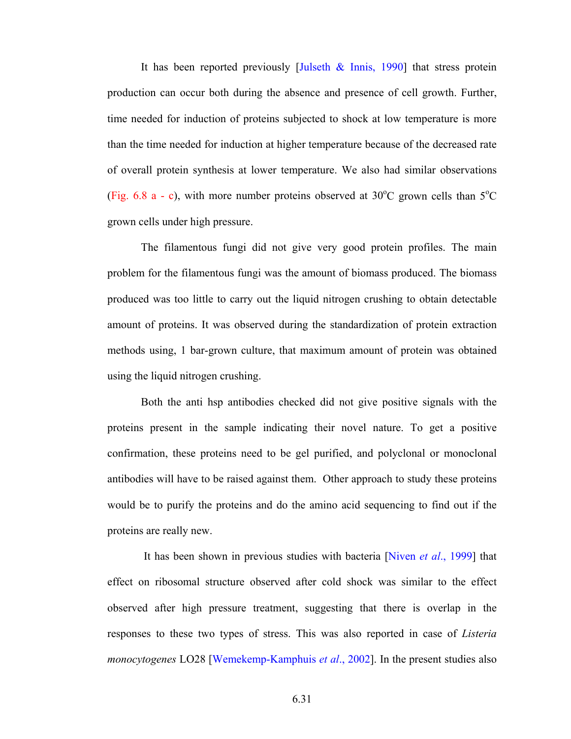It has been reported previously [Julseth & Innis, 1990] that stress protein production can occur both during the absence and presence of cell growth. Further, time needed for induction of proteins subjected to shock at low temperature is more than the time needed for induction at higher temperature because of the decreased rate of overall protein synthesis at lower temperature. We also had similar observations (Fig. 6.8 a - c), with more number proteins observed at 30$^o$C grown cells than 5$^o$C grown cells under high pressure.

The filamentous fungi did not give very good protein profiles. The main problem for the filamentous fungi was the amount of biomass produced. The biomass produced was too little to carry out the liquid nitrogen crushing to obtain detectable amount of proteins. It was observed during the standardization of protein extraction methods using, 1 bar-grown culture, that maximum amount of protein was obtained using the liquid nitrogen crushing.

Both the anti hsp antibodies checked did not give positive signals with the proteins present in the sample indicating their novel nature. To get a positive confirmation, these proteins need to be gel purified, and polyclonal or monoclonal antibodies will have to be raised against them. Other approach to study these proteins would be to purify the proteins and do the amino acid sequencing to find out if the proteins are really new.

It has been shown in previous studies with bacteria [Niven *et al*., 1999] that effect on ribosomal structure observed after cold shock was similar to the effect observed after high pressure treatment, suggesting that there is overlap in the responses to these two types of stress. This was also reported in case of *Listeria monocytogenes* LO28 [Wemekemp-Kamphuis *et al*., 2002]. In the present studies also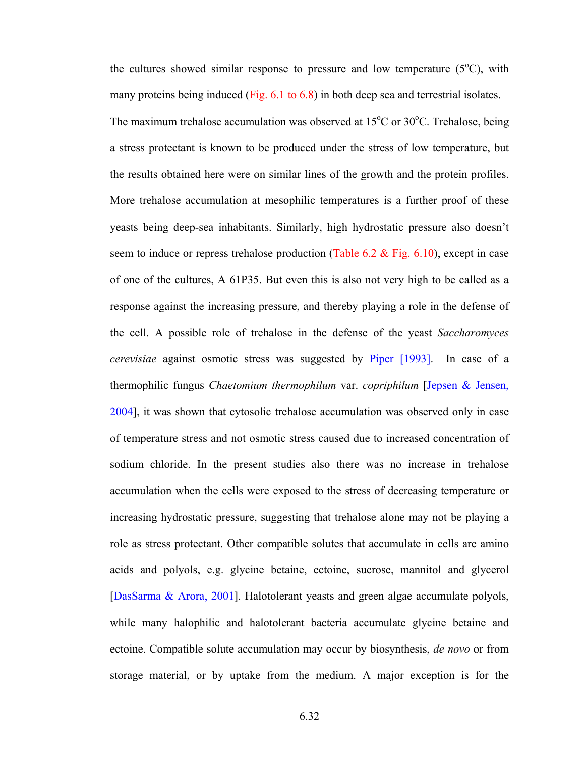the cultures showed similar response to pressure and low temperature (5$^o$C), with many proteins being induced (Fig. 6.1 to 6.8) in both deep sea and terrestrial isolates. The maximum trehalose accumulation was observed at 15$^o$C or 30$^o$C. Trehalose, being a stress protectant is known to be produced under the stress of low temperature, but the results obtained here were on similar lines of the growth and the protein profiles. More trehalose accumulation at mesophilic temperatures is a further proof of these yeasts being deep-sea inhabitants. Similarly, high hydrostatic pressure also doesn't seem to induce or repress trehalose production (Table 6.2 & Fig. 6.10), except in case of one of the cultures, A 61P35. But even this is also not very high to be called as a response against the increasing pressure, and thereby playing a role in the defense of the cell. A possible role of trehalose in the defense of the yeast *Saccharomyces cerevisiae* against osmotic stress was suggested by Piper [1993]. In case of a thermophilic fungus *Chaetomium thermophilum* var. *copriphilum* [Jepsen & Jensen, 2004], it was shown that cytosolic trehalose accumulation was observed only in case of temperature stress and not osmotic stress caused due to increased concentration of sodium chloride. In the present studies also there was no increase in trehalose accumulation when the cells were exposed to the stress of decreasing temperature or increasing hydrostatic pressure, suggesting that trehalose alone may not be playing a role as stress protectant. Other compatible solutes that accumulate in cells are amino acids and polyols, e.g. glycine betaine, ectoine, sucrose, mannitol and glycerol [DasSarma & Arora, 2001]. Halotolerant yeasts and green algae accumulate polyols, while many halophilic and halotolerant bacteria accumulate glycine betaine and ectoine. Compatible solute accumulation may occur by biosynthesis, *de novo* or from storage material, or by uptake from the medium. A major exception is for the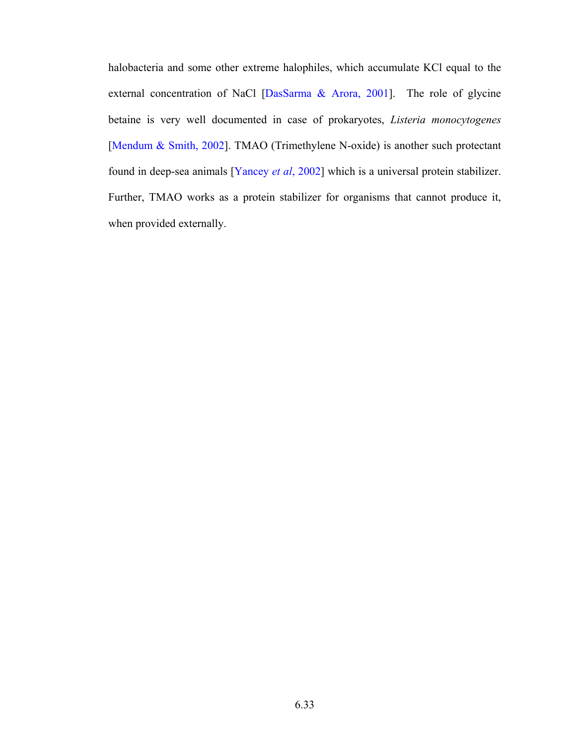halobacteria and some other extreme halophiles, which accumulate KCl equal to the external concentration of NaCl [DasSarma & Arora, 2001]. The role of glycine betaine is very well documented in case of prokaryotes, *Listeria monocytogenes* [Mendum & Smith, 2002]. TMAO (Trimethylene N-oxide) is another such protectant found in deep-sea animals [Yancey *et al*, 2002] which is a universal protein stabilizer. Further, TMAO works as a protein stabilizer for organisms that cannot produce it, when provided externally.